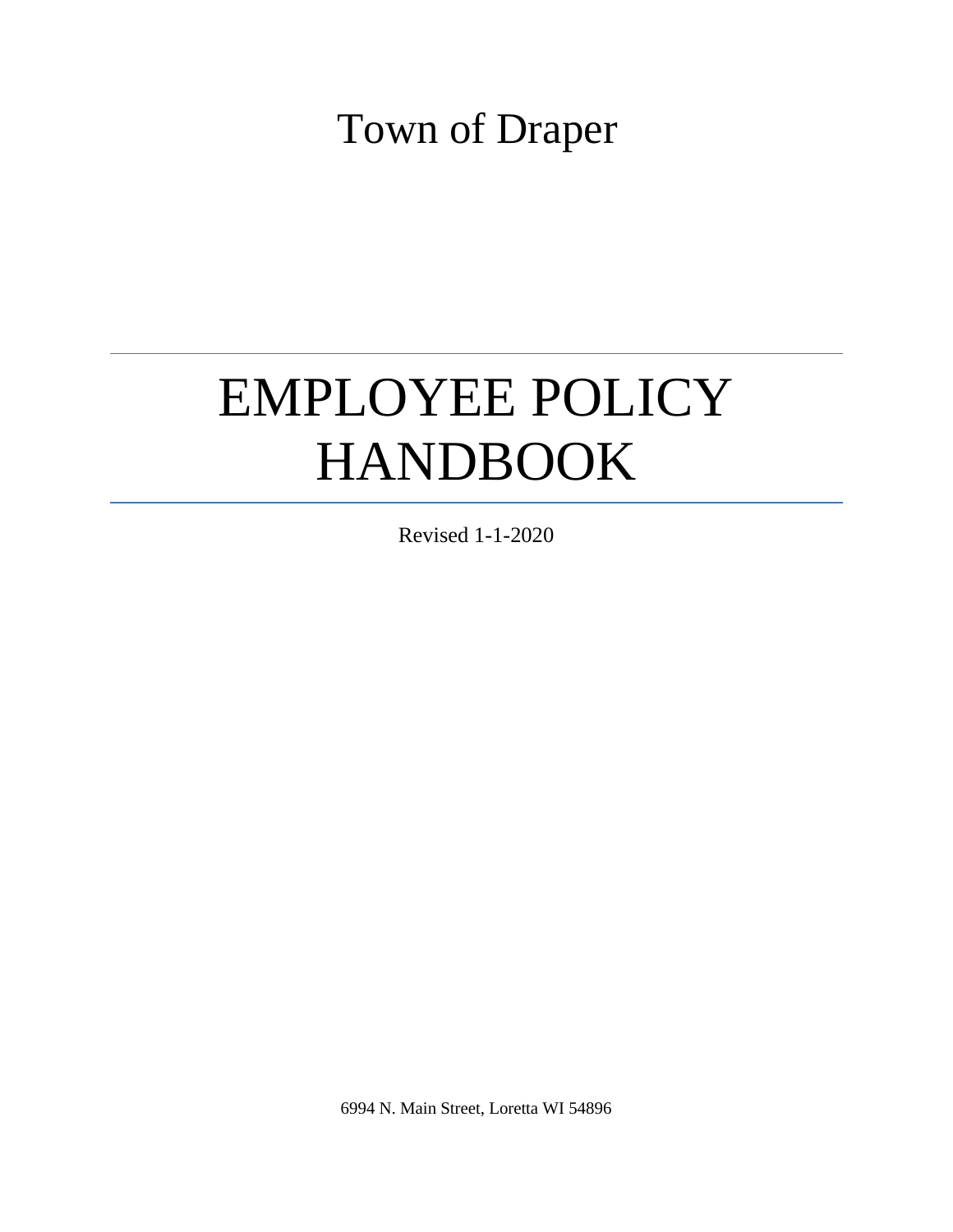Town of Draper

# EMPLOYEE POLICY HANDBOOK

Revised 1-1-2020

6994 N. Main Street, Loretta WI 54896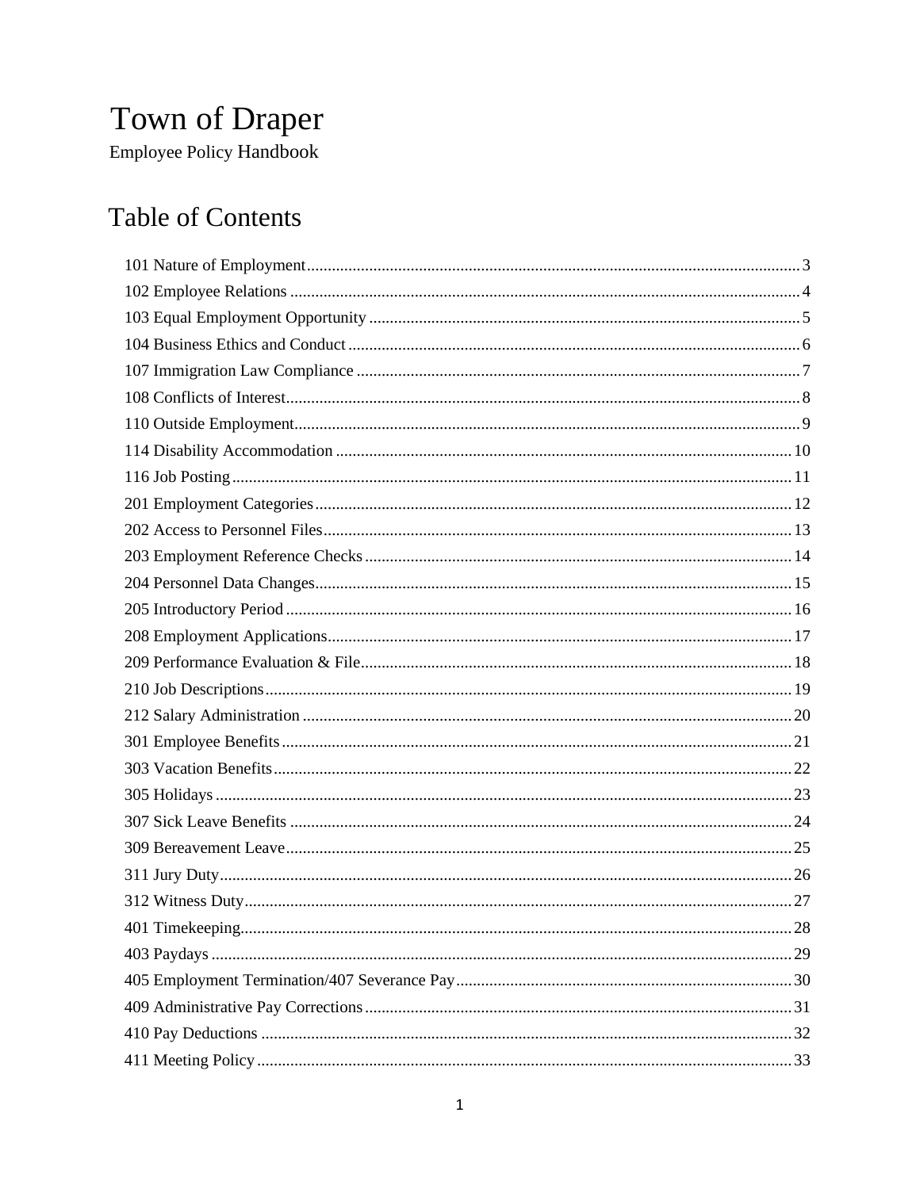# Town of Draper

Employee Policy Handbook

## Table of Contents

101 Nature of Employment 3
102 Employee Relations 4
103 Equal Employment Opportunity 5
104 Business Ethics and Conduct 6
107 Immigration Law Compliance 7
108 Conflicts of Interest 8
110 Outside Employment 9
114 Disability Accommodation 10
116 Job Posting 11
201 Employment Categories 12
202 Access to Personnel Files 13
203 Employment Reference Checks 14
204 Personnel Data Changes 15
205 Introductory Period 16
208 Employment Applications 17
209 Performance Evaluation & File 18
210 Job Descriptions 19
212 Salary Administration 20
301 Employee Benefits 21
303 Vacation Benefits 22
305 Holidays 23
307 Sick Leave Benefits 24
309 Bereavement Leave 25
311 Jury Duty 26
312 Witness Duty 27
401 Timekeeping 28
403 Paydays 29
405 Employment Termination/407 Severance Pay 30
409 Administrative Pay Corrections 31
410 Pay Deductions 32
411 Meeting Policy 33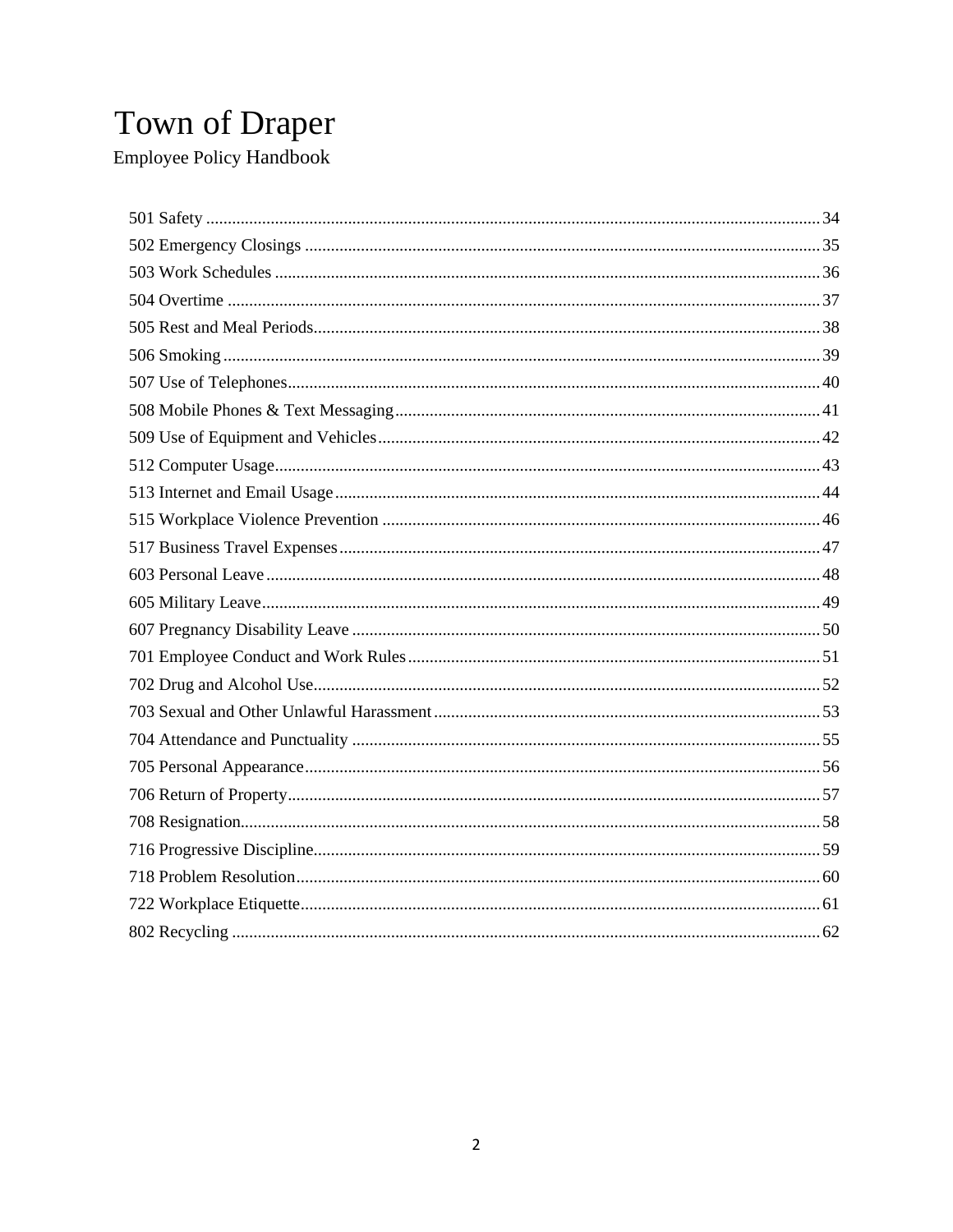# Town of Draper

Employee Policy Handbook

501 Safety ... 34
502 Emergency Closings ... 35
503 Work Schedules ... 36
504 Overtime ... 37
505 Rest and Meal Periods ... 38
506 Smoking ... 39
507 Use of Telephones ... 40
508 Mobile Phones & Text Messaging ... 41
509 Use of Equipment and Vehicles ... 42
512 Computer Usage ... 43
513 Internet and Email Usage ... 44
515 Workplace Violence Prevention ... 46
517 Business Travel Expenses ... 47
603 Personal Leave ... 48
605 Military Leave ... 49
607 Pregnancy Disability Leave ... 50
701 Employee Conduct and Work Rules ... 51
702 Drug and Alcohol Use ... 52
703 Sexual and Other Unlawful Harassment ... 53
704 Attendance and Punctuality ... 55
705 Personal Appearance ... 56
706 Return of Property ... 57
708 Resignation ... 58
716 Progressive Discipline ... 59
718 Problem Resolution ... 60
722 Workplace Etiquette ... 61
802 Recycling ... 62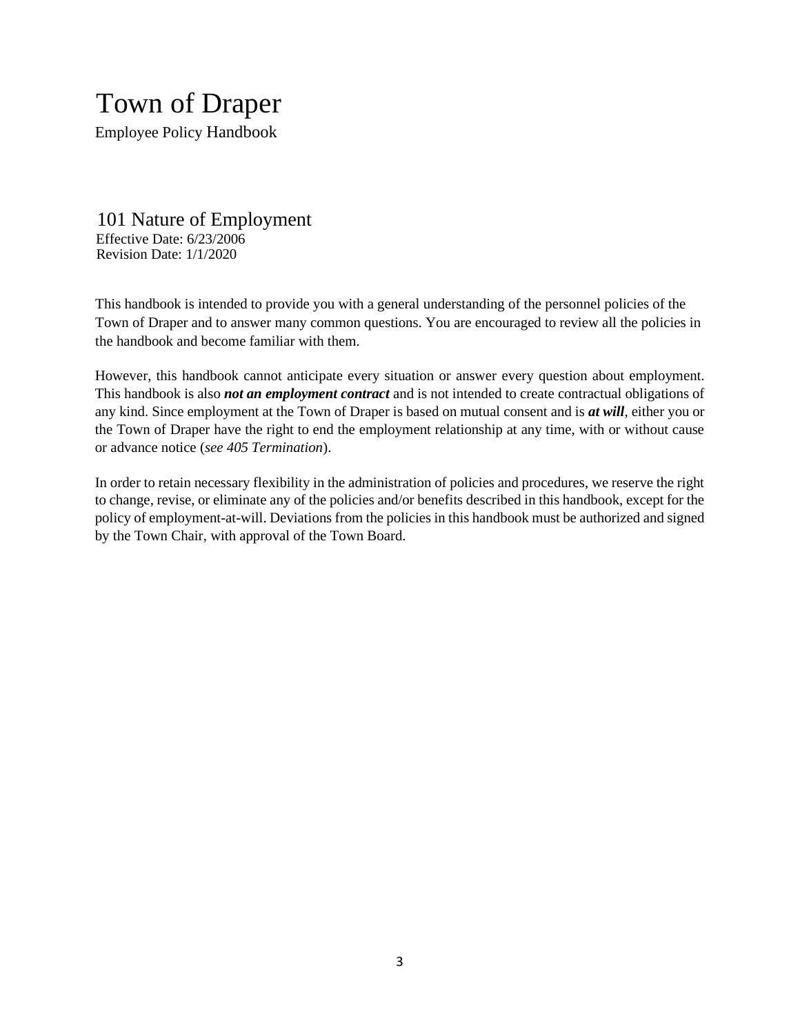# Town of Draper

Employee Policy Handbook

## 101 Nature of Employment

Effective Date: 6/23/2006
Revision Date: 1/1/2020

This handbook is intended to provide you with a general understanding of the personnel policies of the Town of Draper and to answer many common questions. You are encouraged to review all the policies in the handbook and become familiar with them.

However, this handbook cannot anticipate every situation or answer every question about employment. This handbook is also ***not an employment contract*** and is not intended to create contractual obligations of any kind. Since employment at the Town of Draper is based on mutual consent and is ***at will***, either you or the Town of Draper have the right to end the employment relationship at any time, with or without cause or advance notice (*see 405 Termination*).

In order to retain necessary flexibility in the administration of policies and procedures, we reserve the right to change, revise, or eliminate any of the policies and/or benefits described in this handbook, except for the policy of employment-at-will. Deviations from the policies in this handbook must be authorized and signed by the Town Chair, with approval of the Town Board.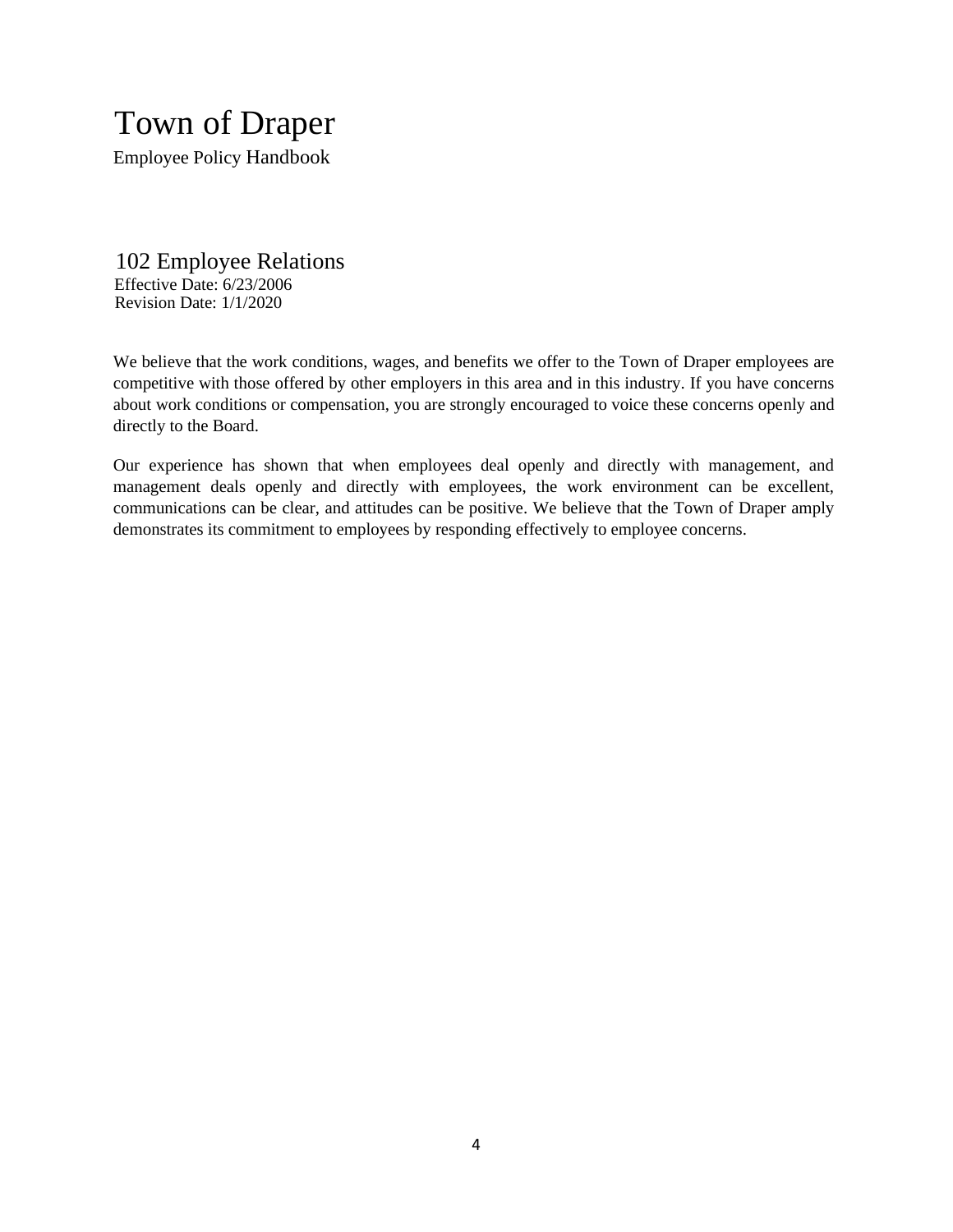# Town of Draper

Employee Policy Handbook

## 102 Employee Relations

Effective Date: 6/23/2006
Revision Date: 1/1/2020

We believe that the work conditions, wages, and benefits we offer to the Town of Draper employees are competitive with those offered by other employers in this area and in this industry. If you have concerns about work conditions or compensation, you are strongly encouraged to voice these concerns openly and directly to the Board.

Our experience has shown that when employees deal openly and directly with management, and management deals openly and directly with employees, the work environment can be excellent, communications can be clear, and attitudes can be positive. We believe that the Town of Draper amply demonstrates its commitment to employees by responding effectively to employee concerns.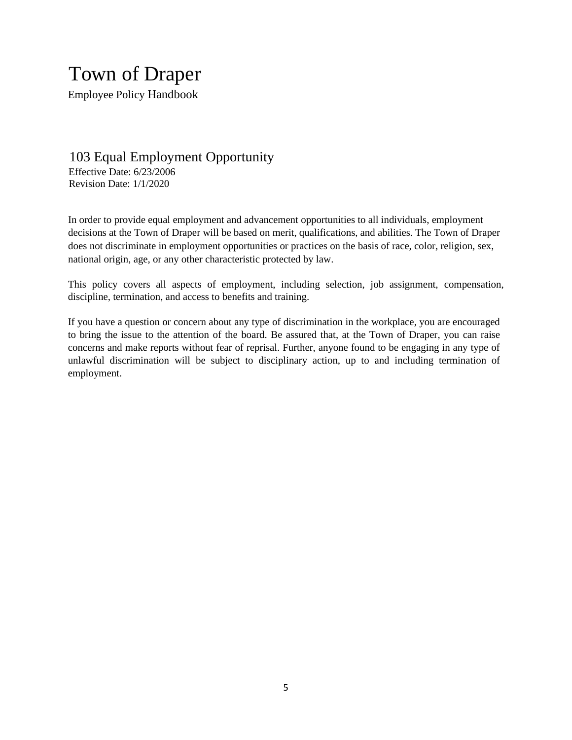# Town of Draper

Employee Policy Handbook

## 103 Equal Employment Opportunity

Effective Date: 6/23/2006
Revision Date: 1/1/2020

In order to provide equal employment and advancement opportunities to all individuals, employment decisions at the Town of Draper will be based on merit, qualifications, and abilities. The Town of Draper does not discriminate in employment opportunities or practices on the basis of race, color, religion, sex, national origin, age, or any other characteristic protected by law.

This policy covers all aspects of employment, including selection, job assignment, compensation, discipline, termination, and access to benefits and training.

If you have a question or concern about any type of discrimination in the workplace, you are encouraged to bring the issue to the attention of the board. Be assured that, at the Town of Draper, you can raise concerns and make reports without fear of reprisal. Further, anyone found to be engaging in any type of unlawful discrimination will be subject to disciplinary action, up to and including termination of employment.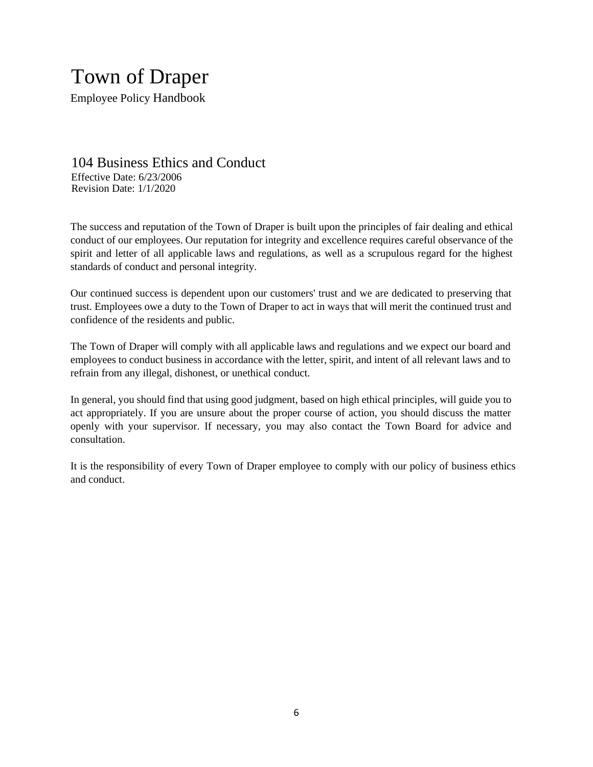# Town of Draper

Employee Policy Handbook

## 104 Business Ethics and Conduct

Effective Date: 6/23/2006
Revision Date: 1/1/2020

The success and reputation of the Town of Draper is built upon the principles of fair dealing and ethical conduct of our employees. Our reputation for integrity and excellence requires careful observance of the spirit and letter of all applicable laws and regulations, as well as a scrupulous regard for the highest standards of conduct and personal integrity.

Our continued success is dependent upon our customers' trust and we are dedicated to preserving that trust. Employees owe a duty to the Town of Draper to act in ways that will merit the continued trust and confidence of the residents and public.

The Town of Draper will comply with all applicable laws and regulations and we expect our board and employees to conduct business in accordance with the letter, spirit, and intent of all relevant laws and to refrain from any illegal, dishonest, or unethical conduct.

In general, you should find that using good judgment, based on high ethical principles, will guide you to act appropriately. If you are unsure about the proper course of action, you should discuss the matter openly with your supervisor. If necessary, you may also contact the Town Board for advice and consultation.

It is the responsibility of every Town of Draper employee to comply with our policy of business ethics and conduct.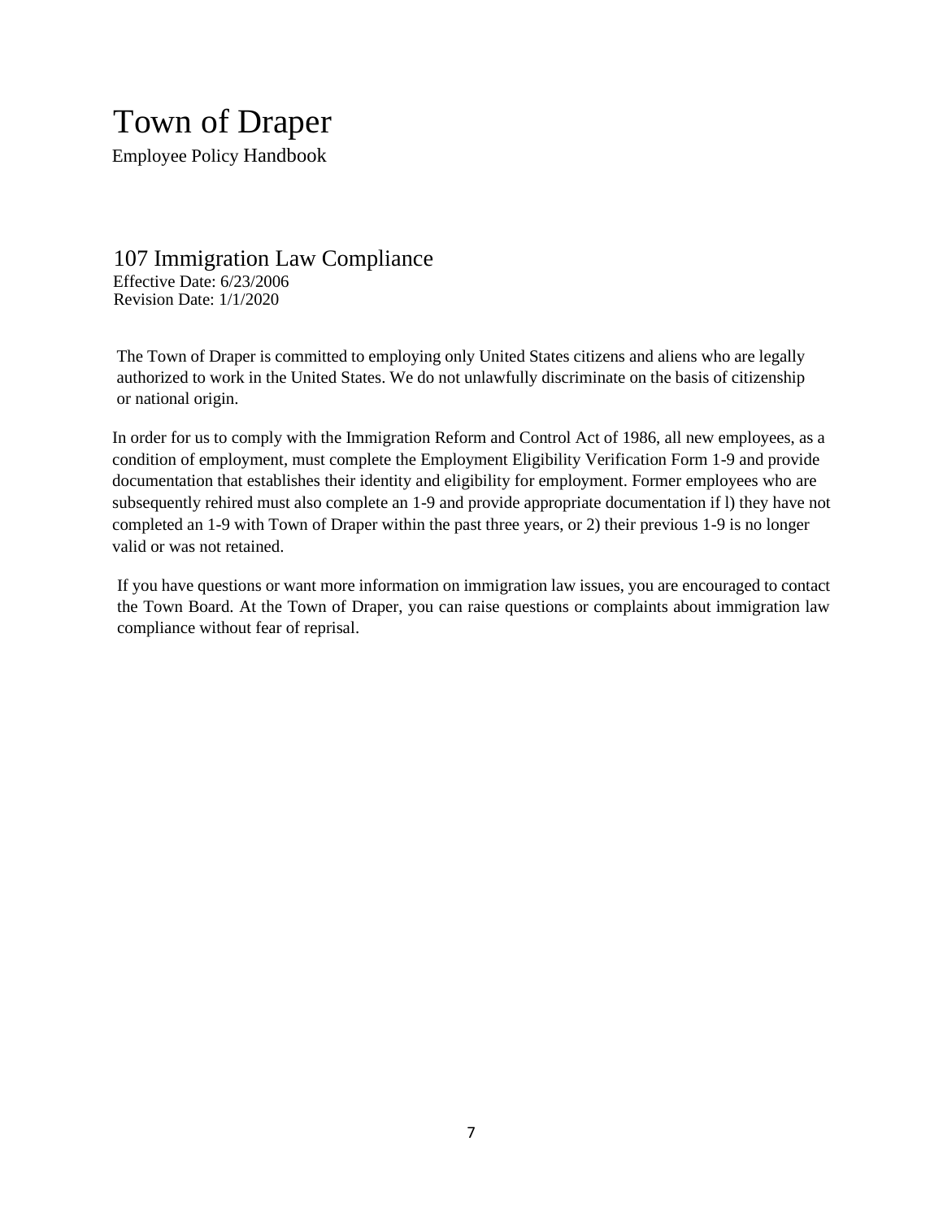# Town of Draper

Employee Policy Handbook

## 107 Immigration Law Compliance

Effective Date: 6/23/2006
Revision Date: 1/1/2020

The Town of Draper is committed to employing only United States citizens and aliens who are legally authorized to work in the United States. We do not unlawfully discriminate on the basis of citizenship or national origin.

In order for us to comply with the Immigration Reform and Control Act of 1986, all new employees, as a condition of employment, must complete the Employment Eligibility Verification Form 1-9 and provide documentation that establishes their identity and eligibility for employment. Former employees who are subsequently rehired must also complete an 1-9 and provide appropriate documentation if l) they have not completed an 1-9 with Town of Draper within the past three years, or 2) their previous 1-9 is no longer valid or was not retained.

If you have questions or want more information on immigration law issues, you are encouraged to contact the Town Board. At the Town of Draper, you can raise questions or complaints about immigration law compliance without fear of reprisal.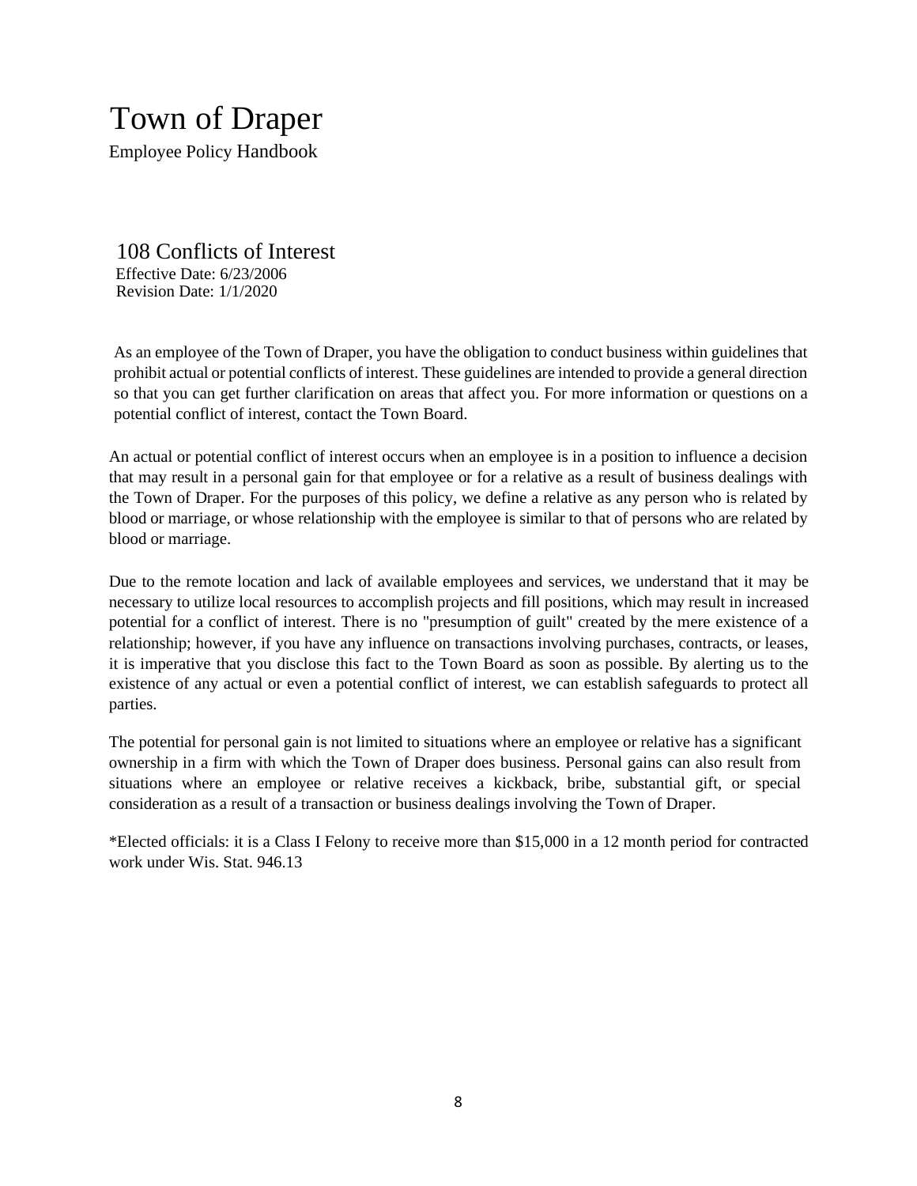# Town of Draper

Employee Policy Handbook

## 108 Conflicts of Interest

Effective Date: 6/23/2006
Revision Date: 1/1/2020

As an employee of the Town of Draper, you have the obligation to conduct business within guidelines that prohibit actual or potential conflicts of interest. These guidelines are intended to provide a general direction so that you can get further clarification on areas that affect you. For more information or questions on a potential conflict of interest, contact the Town Board.

An actual or potential conflict of interest occurs when an employee is in a position to influence a decision that may result in a personal gain for that employee or for a relative as a result of business dealings with the Town of Draper. For the purposes of this policy, we define a relative as any person who is related by blood or marriage, or whose relationship with the employee is similar to that of persons who are related by blood or marriage.

Due to the remote location and lack of available employees and services, we understand that it may be necessary to utilize local resources to accomplish projects and fill positions, which may result in increased potential for a conflict of interest. There is no "presumption of guilt" created by the mere existence of a relationship; however, if you have any influence on transactions involving purchases, contracts, or leases, it is imperative that you disclose this fact to the Town Board as soon as possible. By alerting us to the existence of any actual or even a potential conflict of interest, we can establish safeguards to protect all parties.

The potential for personal gain is not limited to situations where an employee or relative has a significant ownership in a firm with which the Town of Draper does business. Personal gains can also result from situations where an employee or relative receives a kickback, bribe, substantial gift, or special consideration as a result of a transaction or business dealings involving the Town of Draper.

*Elected officials: it is a Class I Felony to receive more than $15,000 in a 12 month period for contracted work under Wis. Stat. 946.13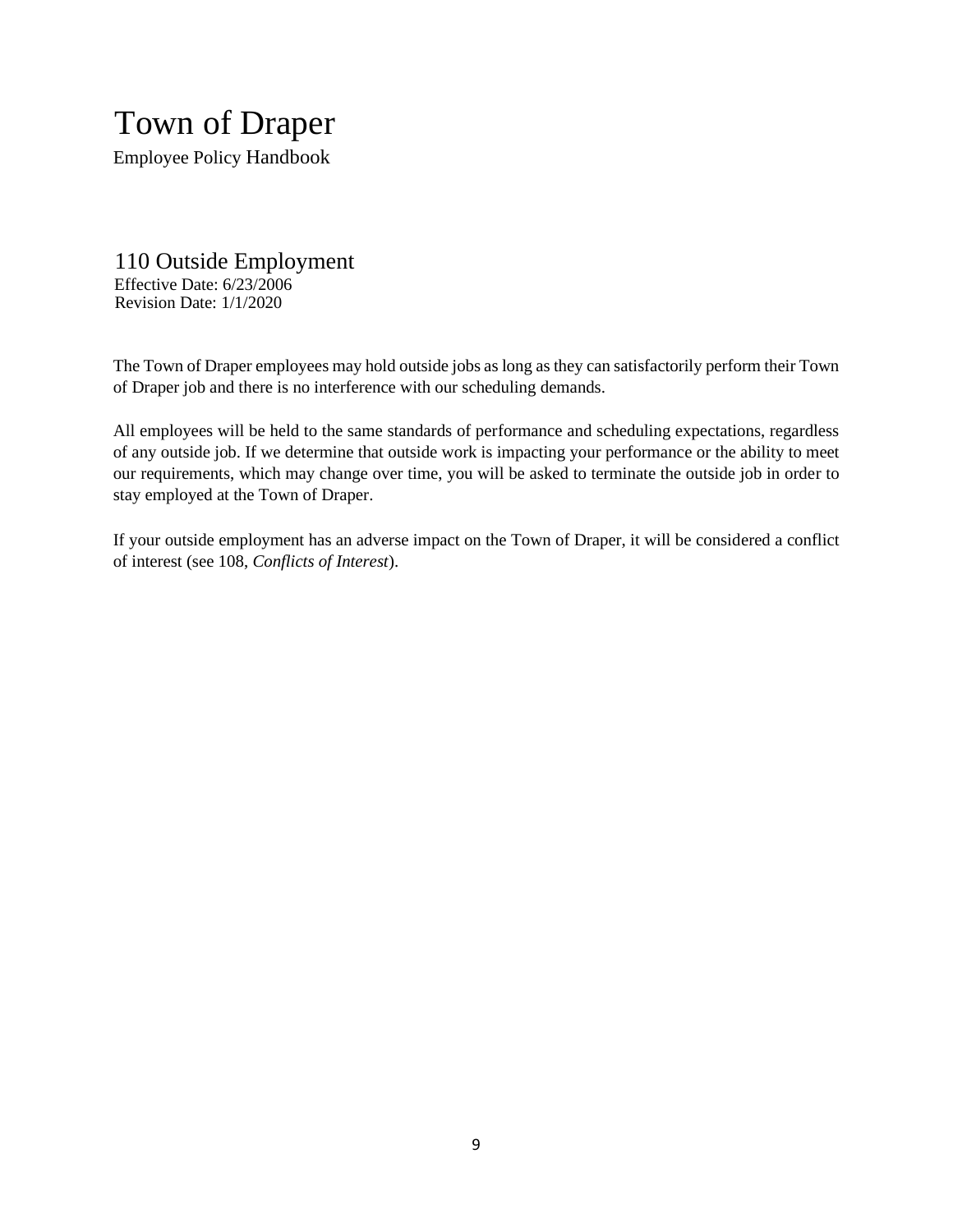# Town of Draper

Employee Policy Handbook

## 110 Outside Employment

Effective Date: 6/23/2006
Revision Date: 1/1/2020

The Town of Draper employees may hold outside jobs as long as they can satisfactorily perform their Town of Draper job and there is no interference with our scheduling demands.

All employees will be held to the same standards of performance and scheduling expectations, regardless of any outside job. If we determine that outside work is impacting your performance or the ability to meet our requirements, which may change over time, you will be asked to terminate the outside job in order to stay employed at the Town of Draper.

If your outside employment has an adverse impact on the Town of Draper, it will be considered a conflict of interest (see 108, *Conflicts of Interest*).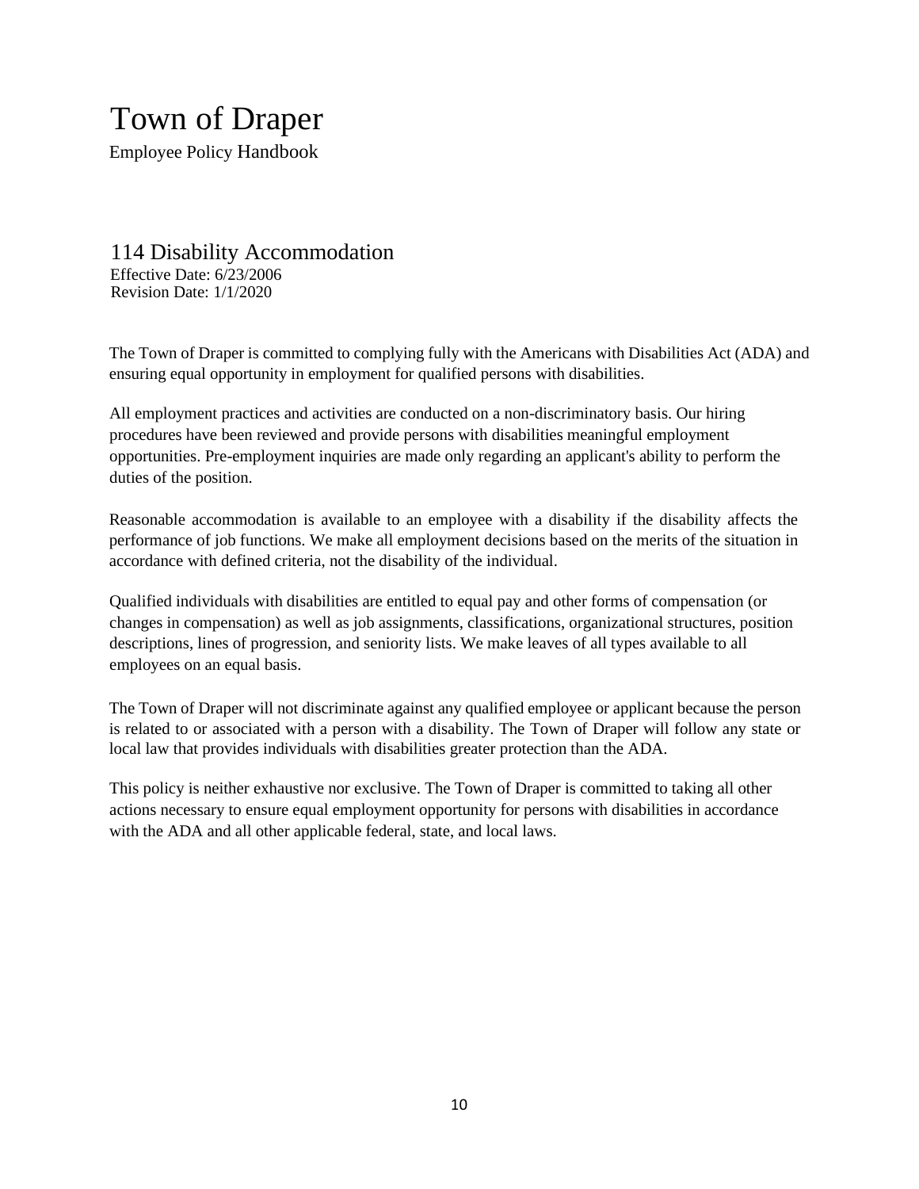# Town of Draper

Employee Policy Handbook

## 114 Disability Accommodation

Effective Date: 6/23/2006
Revision Date: 1/1/2020

The Town of Draper is committed to complying fully with the Americans with Disabilities Act (ADA) and ensuring equal opportunity in employment for qualified persons with disabilities.

All employment practices and activities are conducted on a non-discriminatory basis. Our hiring procedures have been reviewed and provide persons with disabilities meaningful employment opportunities. Pre-employment inquiries are made only regarding an applicant's ability to perform the duties of the position.

Reasonable accommodation is available to an employee with a disability if the disability affects the performance of job functions. We make all employment decisions based on the merits of the situation in accordance with defined criteria, not the disability of the individual.

Qualified individuals with disabilities are entitled to equal pay and other forms of compensation (or changes in compensation) as well as job assignments, classifications, organizational structures, position descriptions, lines of progression, and seniority lists. We make leaves of all types available to all employees on an equal basis.

The Town of Draper will not discriminate against any qualified employee or applicant because the person is related to or associated with a person with a disability. The Town of Draper will follow any state or local law that provides individuals with disabilities greater protection than the ADA.

This policy is neither exhaustive nor exclusive. The Town of Draper is committed to taking all other actions necessary to ensure equal employment opportunity for persons with disabilities in accordance with the ADA and all other applicable federal, state, and local laws.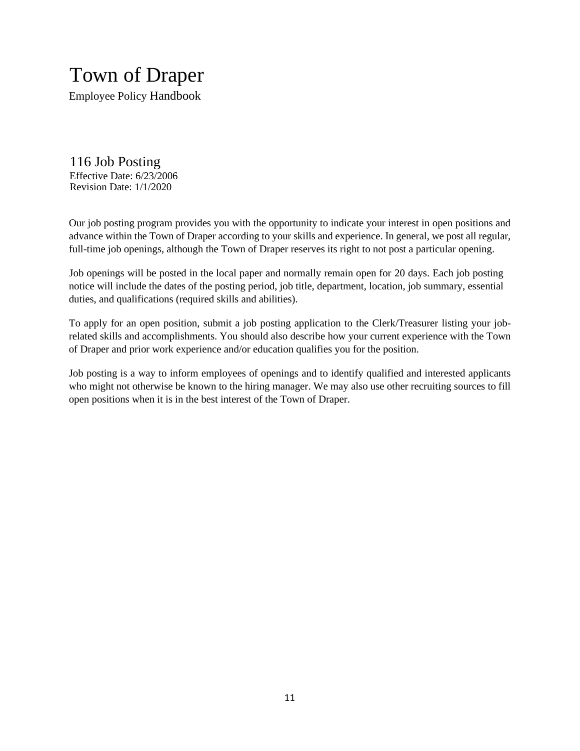# Town of Draper

Employee Policy Handbook

## 116 Job Posting

Effective Date: 6/23/2006
Revision Date: 1/1/2020

Our job posting program provides you with the opportunity to indicate your interest in open positions and advance within the Town of Draper according to your skills and experience. In general, we post all regular, full-time job openings, although the Town of Draper reserves its right to not post a particular opening.

Job openings will be posted in the local paper and normally remain open for 20 days. Each job posting notice will include the dates of the posting period, job title, department, location, job summary, essential duties, and qualifications (required skills and abilities).

To apply for an open position, submit a job posting application to the Clerk/Treasurer listing your job-related skills and accomplishments. You should also describe how your current experience with the Town of Draper and prior work experience and/or education qualifies you for the position.

Job posting is a way to inform employees of openings and to identify qualified and interested applicants who might not otherwise be known to the hiring manager. We may also use other recruiting sources to fill open positions when it is in the best interest of the Town of Draper.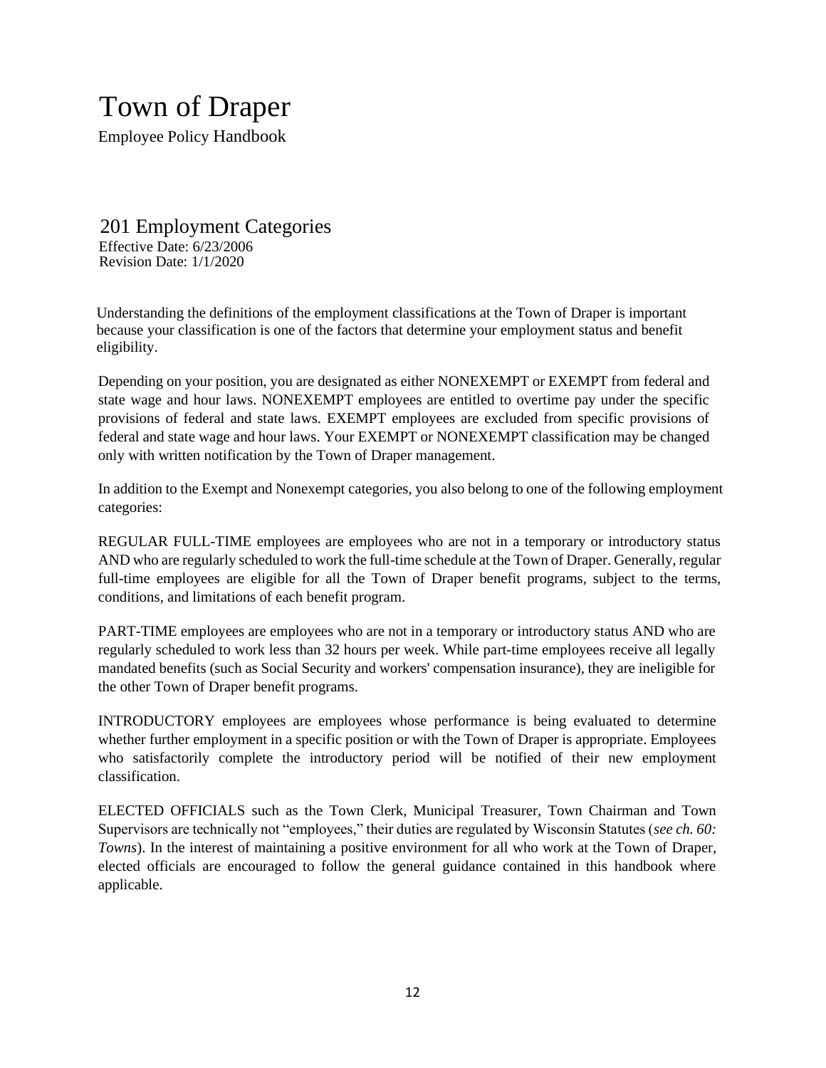# Town of Draper

Employee Policy Handbook

## 201 Employment Categories

Effective Date: 6/23/2006
Revision Date: 1/1/2020

Understanding the definitions of the employment classifications at the Town of Draper is important because your classification is one of the factors that determine your employment status and benefit eligibility.

Depending on your position, you are designated as either NONEXEMPT or EXEMPT from federal and state wage and hour laws. NONEXEMPT employees are entitled to overtime pay under the specific provisions of federal and state laws. EXEMPT employees are excluded from specific provisions of federal and state wage and hour laws. Your EXEMPT or NONEXEMPT classification may be changed only with written notification by the Town of Draper management.

In addition to the Exempt and Nonexempt categories, you also belong to one of the following employment categories:

REGULAR FULL-TIME employees are employees who are not in a temporary or introductory status AND who are regularly scheduled to work the full-time schedule at the Town of Draper. Generally, regular full-time employees are eligible for all the Town of Draper benefit programs, subject to the terms, conditions, and limitations of each benefit program.

PART-TIME employees are employees who are not in a temporary or introductory status AND who are regularly scheduled to work less than 32 hours per week. While part-time employees receive all legally mandated benefits (such as Social Security and workers' compensation insurance), they are ineligible for the other Town of Draper benefit programs.

INTRODUCTORY employees are employees whose performance is being evaluated to determine whether further employment in a specific position or with the Town of Draper is appropriate. Employees who satisfactorily complete the introductory period will be notified of their new employment classification.

ELECTED OFFICIALS such as the Town Clerk, Municipal Treasurer, Town Chairman and Town Supervisors are technically not "employees," their duties are regulated by Wisconsin Statutes (*see ch. 60: Towns*). In the interest of maintaining a positive environment for all who work at the Town of Draper, elected officials are encouraged to follow the general guidance contained in this handbook where applicable.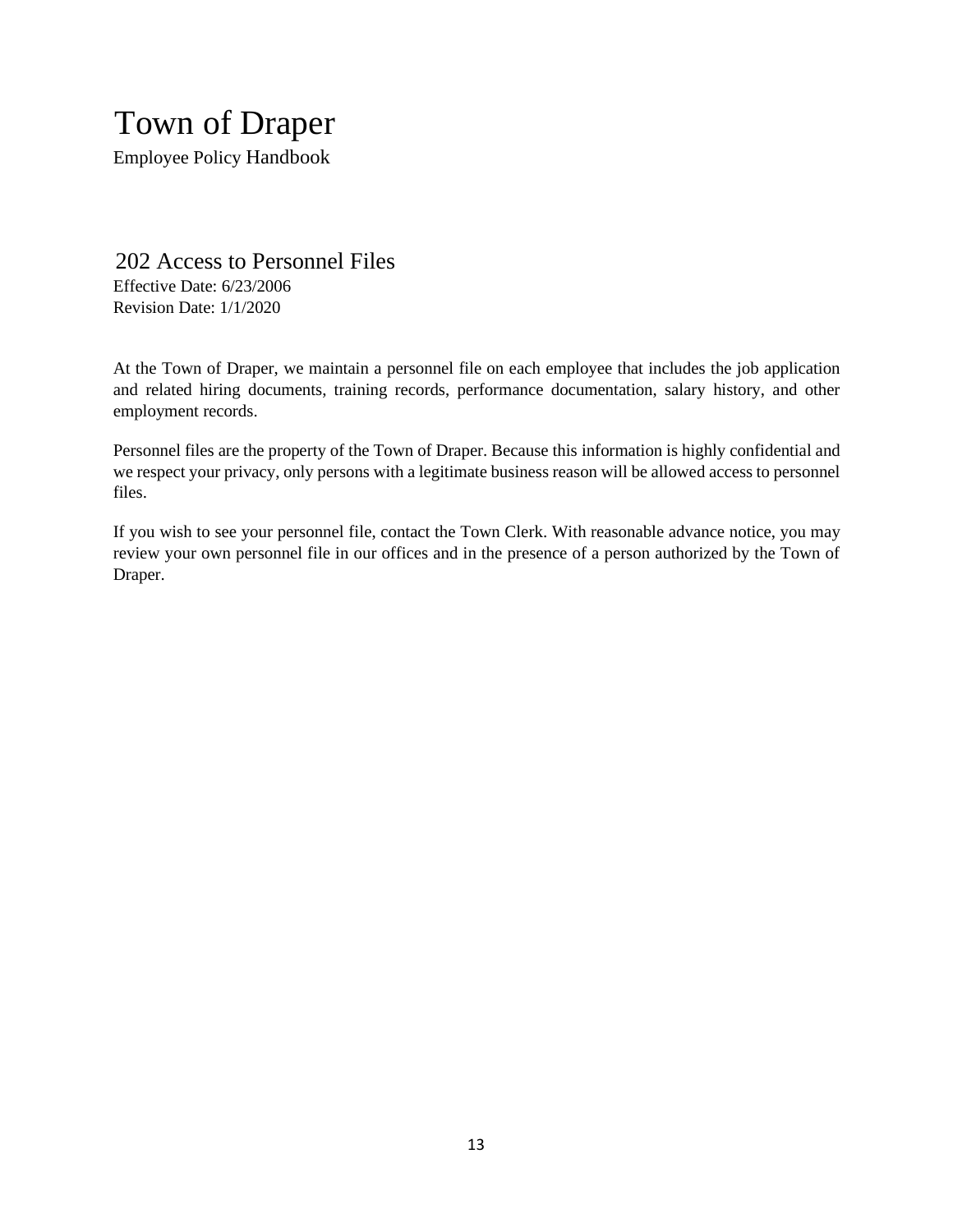## 202 Access to Personnel Files

Effective Date: 6/23/2006
Revision Date: 1/1/2020

At the Town of Draper, we maintain a personnel file on each employee that includes the job application and related hiring documents, training records, performance documentation, salary history, and other employment records.

Personnel files are the property of the Town of Draper. Because this information is highly confidential and we respect your privacy, only persons with a legitimate business reason will be allowed access to personnel files.

If you wish to see your personnel file, contact the Town Clerk. With reasonable advance notice, you may review your own personnel file in our offices and in the presence of a person authorized by the Town of Draper.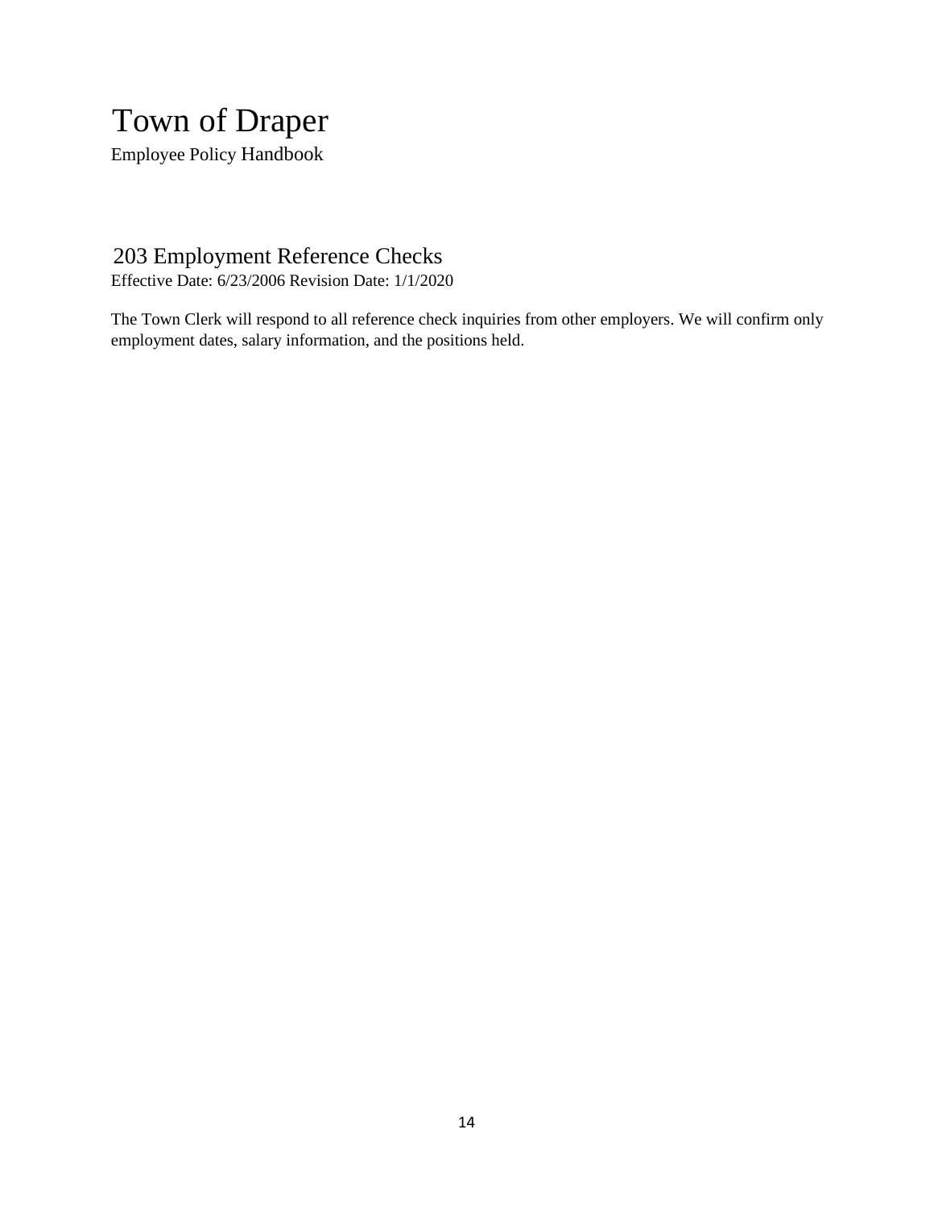## 203 Employment Reference Checks

Effective Date: 6/23/2006 Revision Date: 1/1/2020

The Town Clerk will respond to all reference check inquiries from other employers. We will confirm only employment dates, salary information, and the positions held.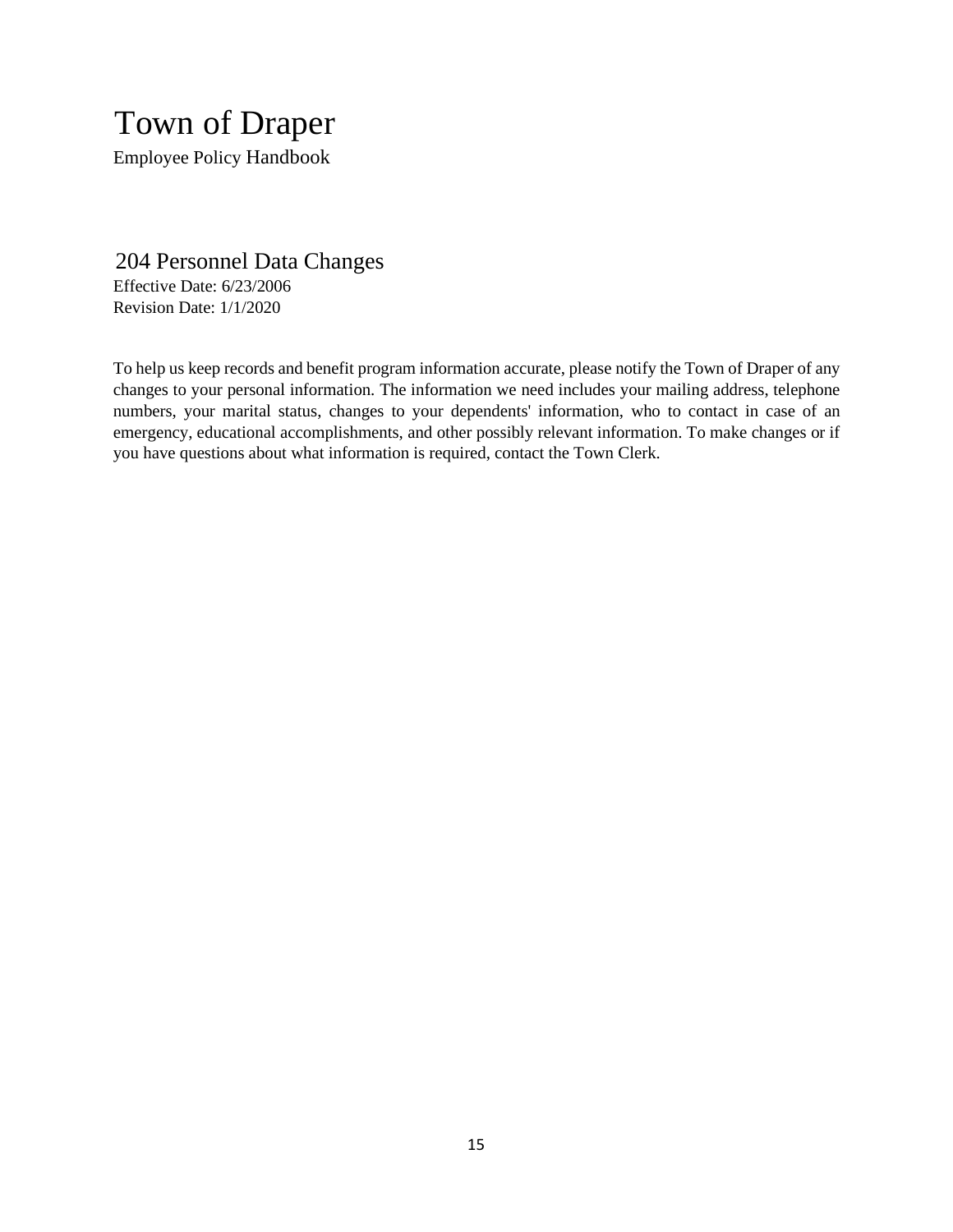# Town of Draper

Employee Policy Handbook

## 204 Personnel Data Changes

Effective Date: 6/23/2006
Revision Date: 1/1/2020

To help us keep records and benefit program information accurate, please notify the Town of Draper of any changes to your personal information. The information we need includes your mailing address, telephone numbers, your marital status, changes to your dependents' information, who to contact in case of an emergency, educational accomplishments, and other possibly relevant information. To make changes or if you have questions about what information is required, contact the Town Clerk.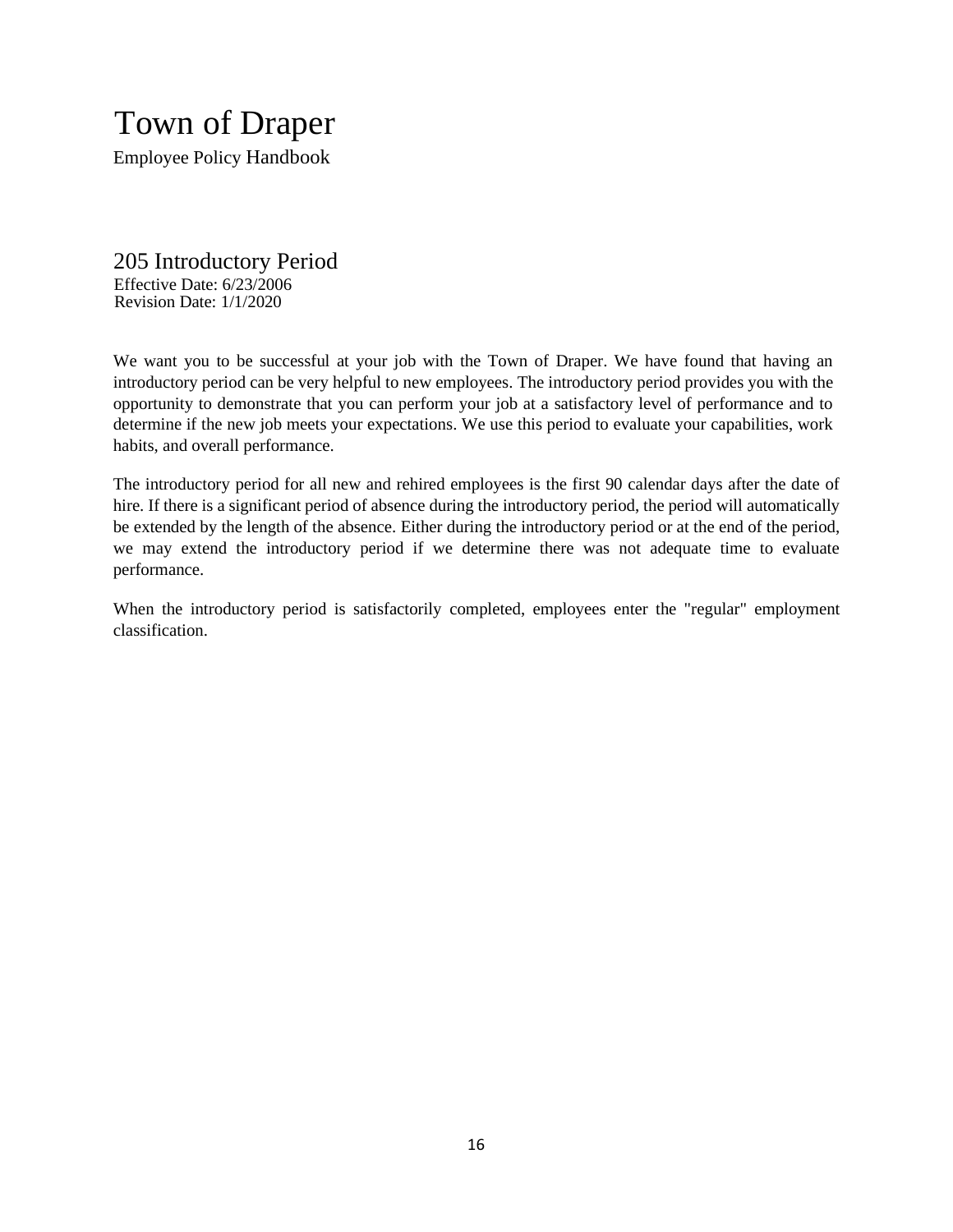# Town of Draper

Employee Policy Handbook

## 205 Introductory Period

Effective Date: 6/23/2006
Revision Date: 1/1/2020

We want you to be successful at your job with the Town of Draper. We have found that having an introductory period can be very helpful to new employees. The introductory period provides you with the opportunity to demonstrate that you can perform your job at a satisfactory level of performance and to determine if the new job meets your expectations. We use this period to evaluate your capabilities, work habits, and overall performance.

The introductory period for all new and rehired employees is the first 90 calendar days after the date of hire. If there is a significant period of absence during the introductory period, the period will automatically be extended by the length of the absence. Either during the introductory period or at the end of the period, we may extend the introductory period if we determine there was not adequate time to evaluate performance.

When the introductory period is satisfactorily completed, employees enter the "regular" employment classification.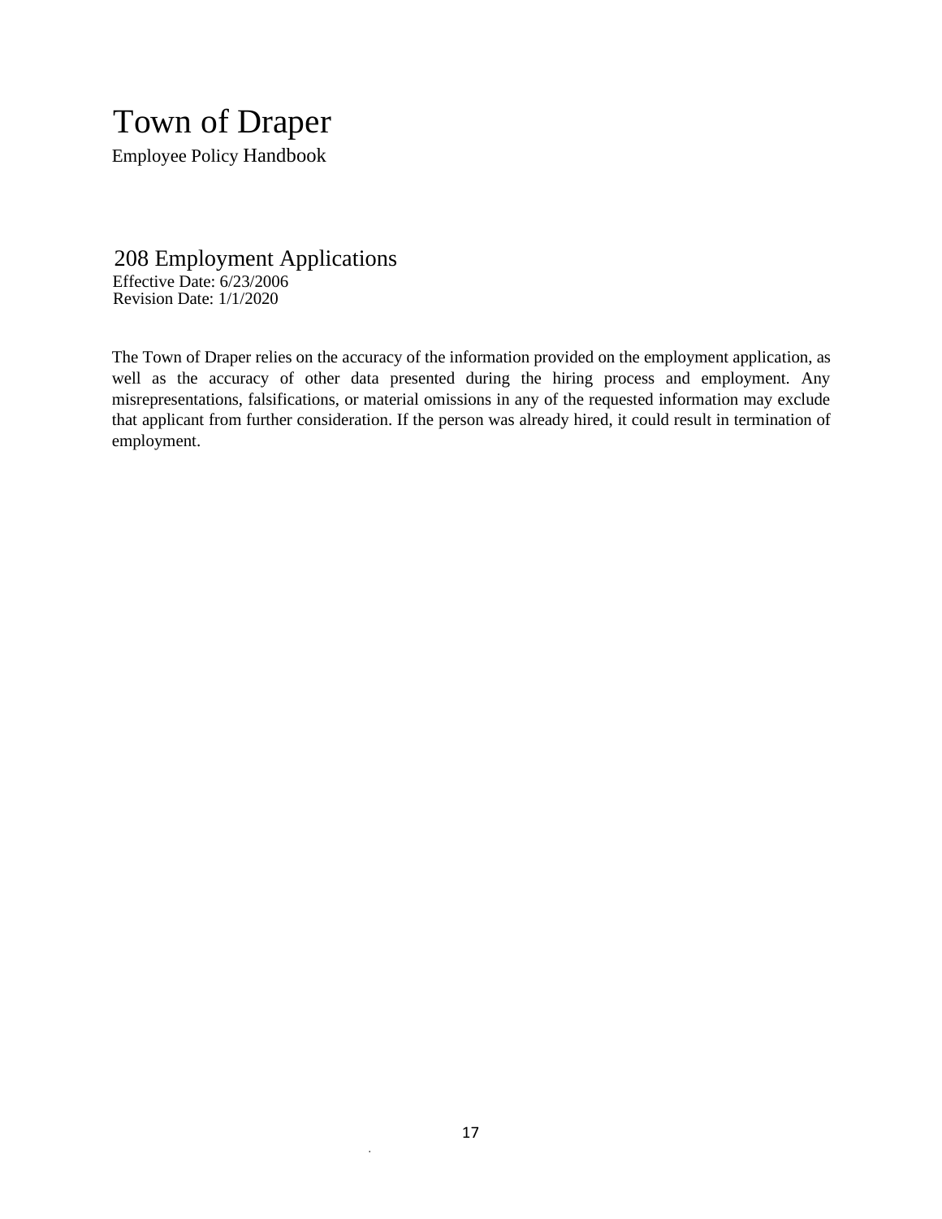# Town of Draper

Employee Policy Handbook

## 208 Employment Applications

Effective Date: 6/23/2006
Revision Date: 1/1/2020

The Town of Draper relies on the accuracy of the information provided on the employment application, as well as the accuracy of other data presented during the hiring process and employment. Any misrepresentations, falsifications, or material omissions in any of the requested information may exclude that applicant from further consideration. If the person was already hired, it could result in termination of employment.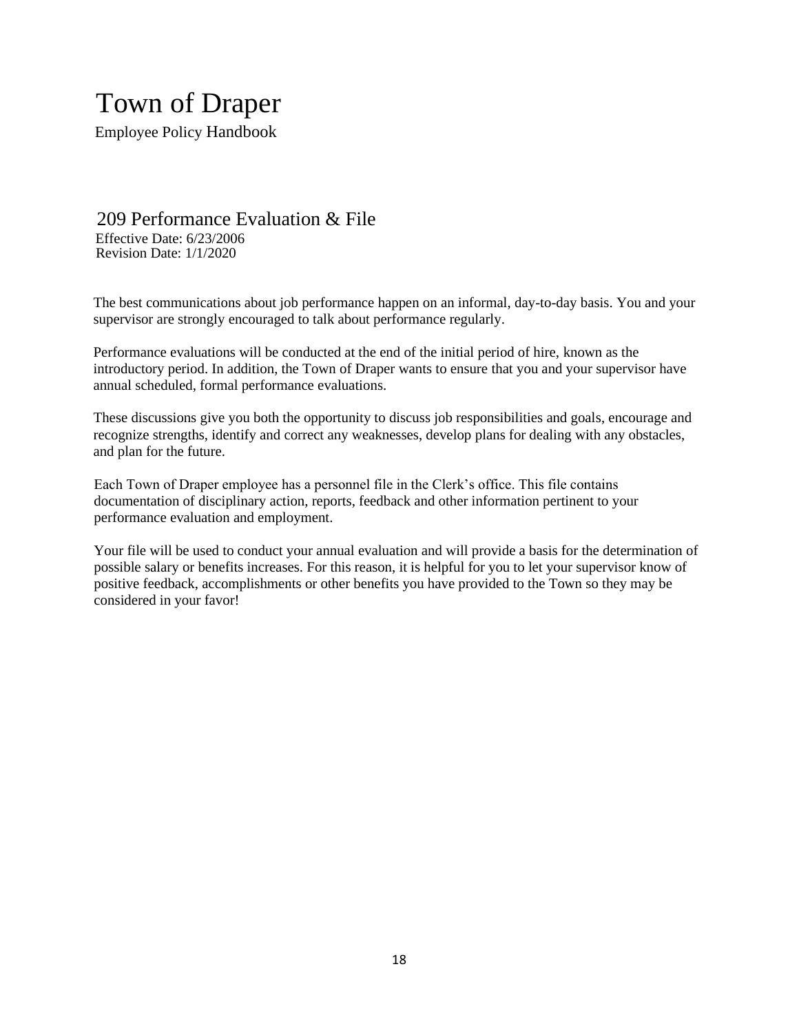# Town of Draper

Employee Policy Handbook

## 209 Performance Evaluation & File

Effective Date: 6/23/2006
Revision Date: 1/1/2020

The best communications about job performance happen on an informal, day-to-day basis. You and your supervisor are strongly encouraged to talk about performance regularly.

Performance evaluations will be conducted at the end of the initial period of hire, known as the introductory period. In addition, the Town of Draper wants to ensure that you and your supervisor have annual scheduled, formal performance evaluations.

These discussions give you both the opportunity to discuss job responsibilities and goals, encourage and recognize strengths, identify and correct any weaknesses, develop plans for dealing with any obstacles, and plan for the future.

Each Town of Draper employee has a personnel file in the Clerk's office. This file contains documentation of disciplinary action, reports, feedback and other information pertinent to your performance evaluation and employment.

Your file will be used to conduct your annual evaluation and will provide a basis for the determination of possible salary or benefits increases. For this reason, it is helpful for you to let your supervisor know of positive feedback, accomplishments or other benefits you have provided to the Town so they may be considered in your favor!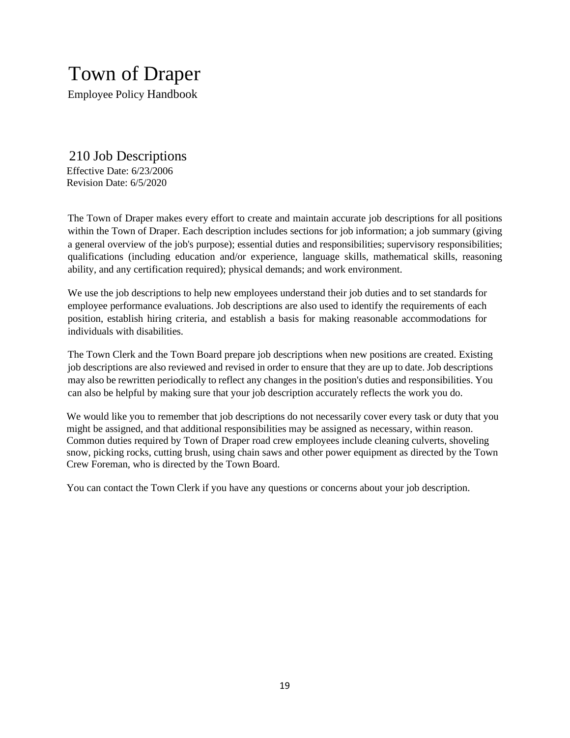# Town of Draper

Employee Policy Handbook

## 210 Job Descriptions

Effective Date: 6/23/2006
Revision Date: 6/5/2020

The Town of Draper makes every effort to create and maintain accurate job descriptions for all positions within the Town of Draper. Each description includes sections for job information; a job summary (giving a general overview of the job's purpose); essential duties and responsibilities; supervisory responsibilities; qualifications (including education and/or experience, language skills, mathematical skills, reasoning ability, and any certification required); physical demands; and work environment.

We use the job descriptions to help new employees understand their job duties and to set standards for employee performance evaluations. Job descriptions are also used to identify the requirements of each position, establish hiring criteria, and establish a basis for making reasonable accommodations for individuals with disabilities.

The Town Clerk and the Town Board prepare job descriptions when new positions are created. Existing job descriptions are also reviewed and revised in order to ensure that they are up to date. Job descriptions may also be rewritten periodically to reflect any changes in the position's duties and responsibilities. You can also be helpful by making sure that your job description accurately reflects the work you do.

We would like you to remember that job descriptions do not necessarily cover every task or duty that you might be assigned, and that additional responsibilities may be assigned as necessary, within reason. Common duties required by Town of Draper road crew employees include cleaning culverts, shoveling snow, picking rocks, cutting brush, using chain saws and other power equipment as directed by the Town Crew Foreman, who is directed by the Town Board.

You can contact the Town Clerk if you have any questions or concerns about your job description.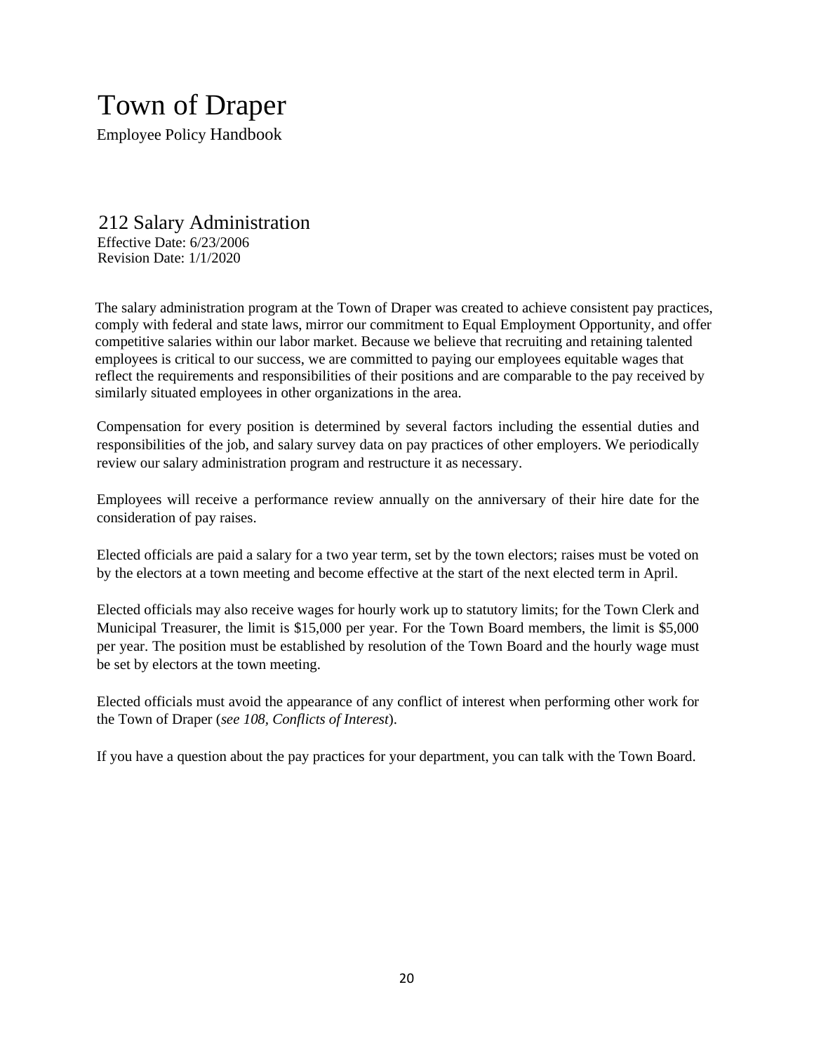# Town of Draper

Employee Policy Handbook

## 212 Salary Administration

Effective Date: 6/23/2006
Revision Date: 1/1/2020

The salary administration program at the Town of Draper was created to achieve consistent pay practices, comply with federal and state laws, mirror our commitment to Equal Employment Opportunity, and offer competitive salaries within our labor market. Because we believe that recruiting and retaining talented employees is critical to our success, we are committed to paying our employees equitable wages that reflect the requirements and responsibilities of their positions and are comparable to the pay received by similarly situated employees in other organizations in the area.

Compensation for every position is determined by several factors including the essential duties and responsibilities of the job, and salary survey data on pay practices of other employers. We periodically review our salary administration program and restructure it as necessary.

Employees will receive a performance review annually on the anniversary of their hire date for the consideration of pay raises.

Elected officials are paid a salary for a two year term, set by the town electors; raises must be voted on by the electors at a town meeting and become effective at the start of the next elected term in April.

Elected officials may also receive wages for hourly work up to statutory limits; for the Town Clerk and Municipal Treasurer, the limit is $15,000 per year. For the Town Board members, the limit is $5,000 per year. The position must be established by resolution of the Town Board and the hourly wage must be set by electors at the town meeting.

Elected officials must avoid the appearance of any conflict of interest when performing other work for the Town of Draper (*see 108, Conflicts of Interest*).

If you have a question about the pay practices for your department, you can talk with the Town Board.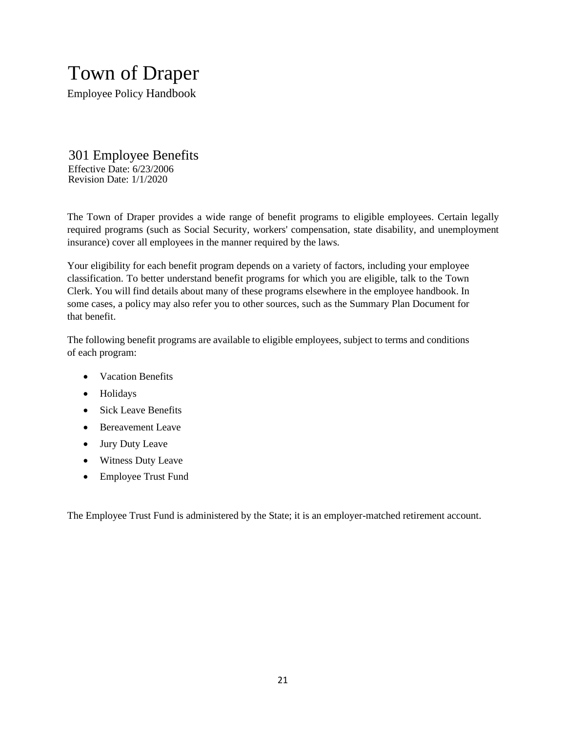# Town of Draper

Employee Policy Handbook

## 301 Employee Benefits

Effective Date: 6/23/2006
Revision Date: 1/1/2020

The Town of Draper provides a wide range of benefit programs to eligible employees. Certain legally required programs (such as Social Security, workers' compensation, state disability, and unemployment insurance) cover all employees in the manner required by the laws.

Your eligibility for each benefit program depends on a variety of factors, including your employee classification. To better understand benefit programs for which you are eligible, talk to the Town Clerk. You will find details about many of these programs elsewhere in the employee handbook. In some cases, a policy may also refer you to other sources, such as the Summary Plan Document for that benefit.

The following benefit programs are available to eligible employees, subject to terms and conditions of each program:

- Vacation Benefits
- Holidays
- Sick Leave Benefits
- Bereavement Leave
- Jury Duty Leave
- Witness Duty Leave
- Employee Trust Fund

The Employee Trust Fund is administered by the State; it is an employer-matched retirement account.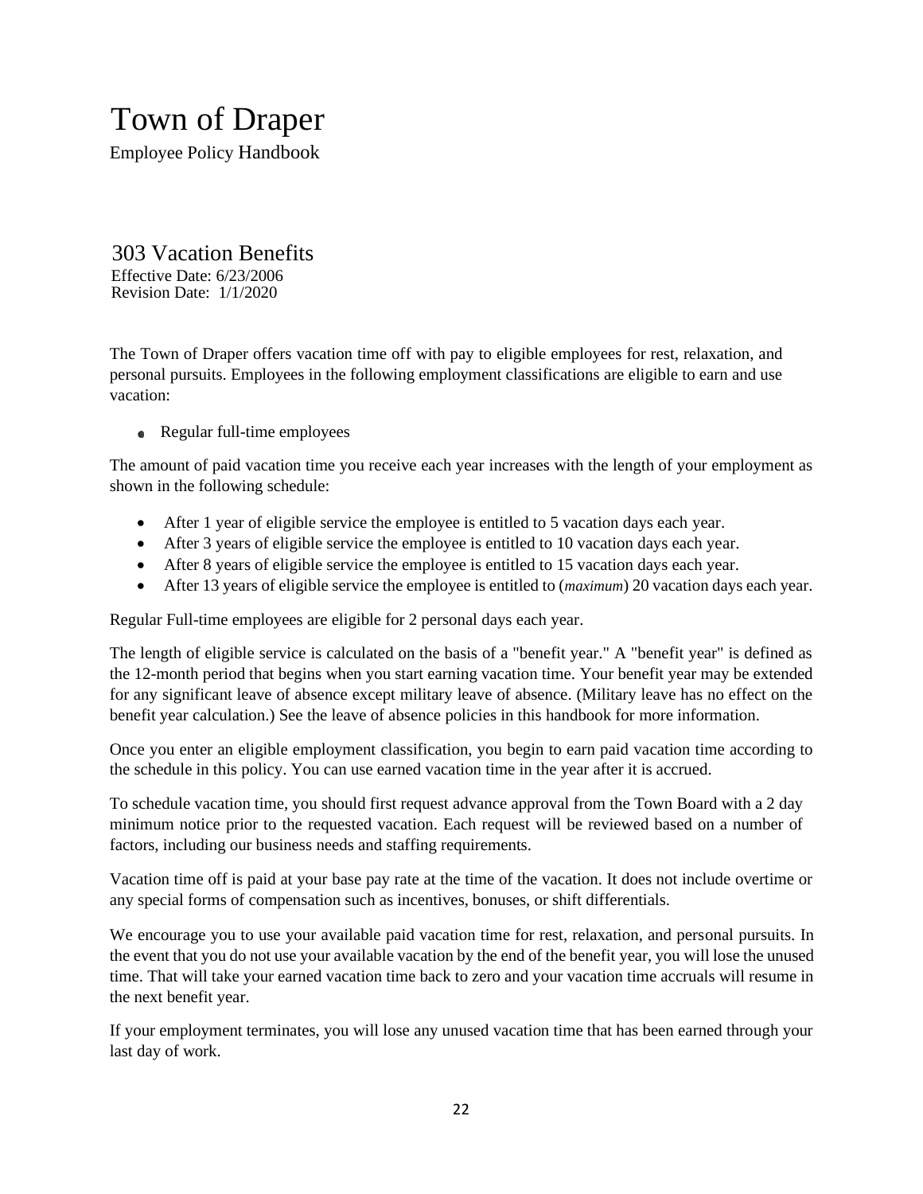# Town of Draper

Employee Policy Handbook

## 303 Vacation Benefits

Effective Date: 6/23/2006
Revision Date: 1/1/2020

The Town of Draper offers vacation time off with pay to eligible employees for rest, relaxation, and personal pursuits. Employees in the following employment classifications are eligible to earn and use vacation:

- Regular full-time employees

The amount of paid vacation time you receive each year increases with the length of your employment as shown in the following schedule:

- After 1 year of eligible service the employee is entitled to 5 vacation days each year.
- After 3 years of eligible service the employee is entitled to 10 vacation days each year.
- After 8 years of eligible service the employee is entitled to 15 vacation days each year.
- After 13 years of eligible service the employee is entitled to (*maximum*) 20 vacation days each year.

Regular Full-time employees are eligible for 2 personal days each year.

The length of eligible service is calculated on the basis of a "benefit year." A "benefit year" is defined as the 12-month period that begins when you start earning vacation time. Your benefit year may be extended for any significant leave of absence except military leave of absence. (Military leave has no effect on the benefit year calculation.) See the leave of absence policies in this handbook for more information.

Once you enter an eligible employment classification, you begin to earn paid vacation time according to the schedule in this policy. You can use earned vacation time in the year after it is accrued.

To schedule vacation time, you should first request advance approval from the Town Board with a 2 day minimum notice prior to the requested vacation. Each request will be reviewed based on a number of factors, including our business needs and staffing requirements.

Vacation time off is paid at your base pay rate at the time of the vacation. It does not include overtime or any special forms of compensation such as incentives, bonuses, or shift differentials.

We encourage you to use your available paid vacation time for rest, relaxation, and personal pursuits. In the event that you do not use your available vacation by the end of the benefit year, you will lose the unused time. That will take your earned vacation time back to zero and your vacation time accruals will resume in the next benefit year.

If your employment terminates, you will lose any unused vacation time that has been earned through your last day of work.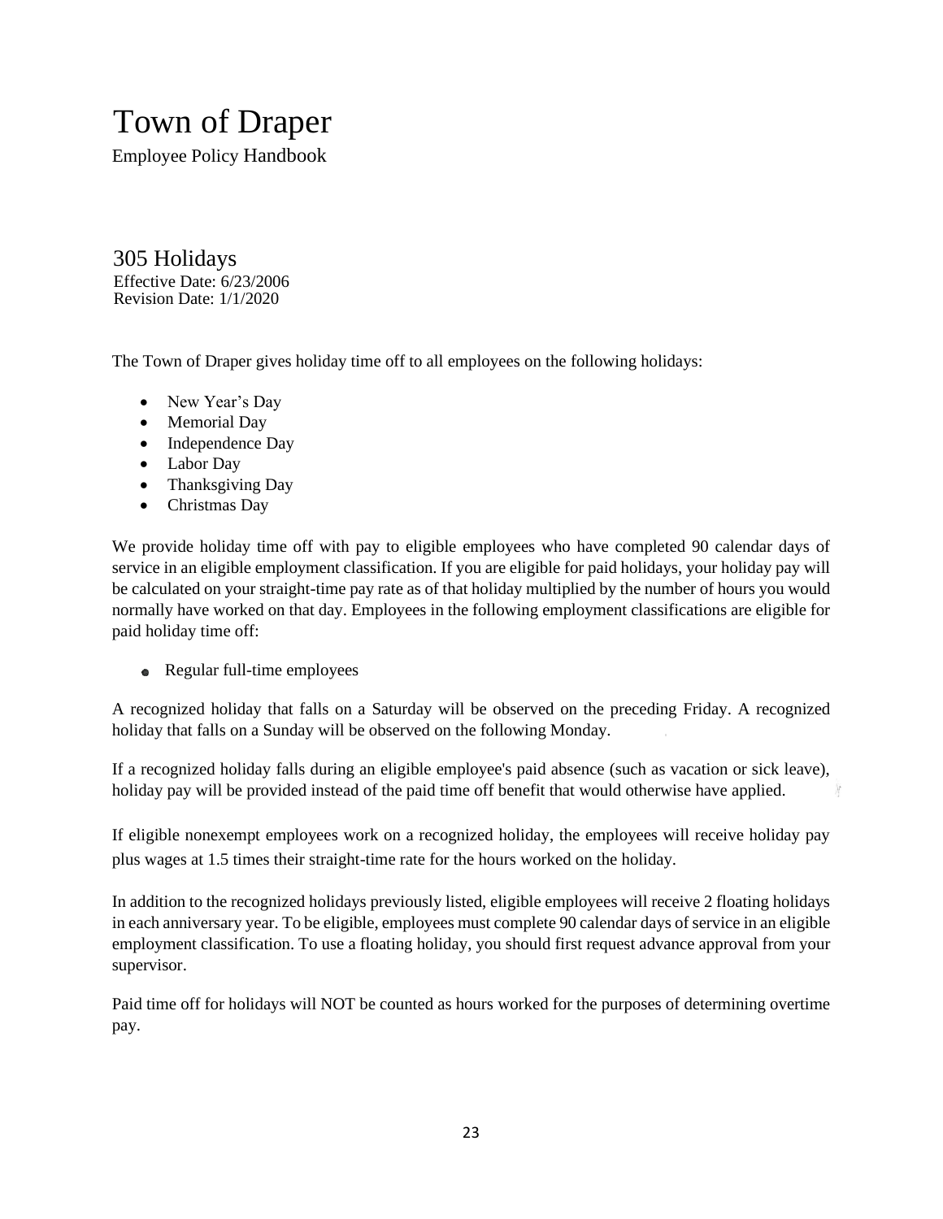# Town of Draper

Employee Policy Handbook

## 305 Holidays

Effective Date: 6/23/2006
Revision Date: 1/1/2020

The Town of Draper gives holiday time off to all employees on the following holidays:

- New Year's Day
- Memorial Day
- Independence Day
- Labor Day
- Thanksgiving Day
- Christmas Day

We provide holiday time off with pay to eligible employees who have completed 90 calendar days of service in an eligible employment classification. If you are eligible for paid holidays, your holiday pay will be calculated on your straight-time pay rate as of that holiday multiplied by the number of hours you would normally have worked on that day. Employees in the following employment classifications are eligible for paid holiday time off:

- Regular full-time employees

A recognized holiday that falls on a Saturday will be observed on the preceding Friday. A recognized holiday that falls on a Sunday will be observed on the following Monday.

If a recognized holiday falls during an eligible employee's paid absence (such as vacation or sick leave), holiday pay will be provided instead of the paid time off benefit that would otherwise have applied.

If eligible nonexempt employees work on a recognized holiday, the employees will receive holiday pay plus wages at 1.5 times their straight-time rate for the hours worked on the holiday.

In addition to the recognized holidays previously listed, eligible employees will receive 2 floating holidays in each anniversary year. To be eligible, employees must complete 90 calendar days of service in an eligible employment classification. To use a floating holiday, you should first request advance approval from your supervisor.

Paid time off for holidays will NOT be counted as hours worked for the purposes of determining overtime pay.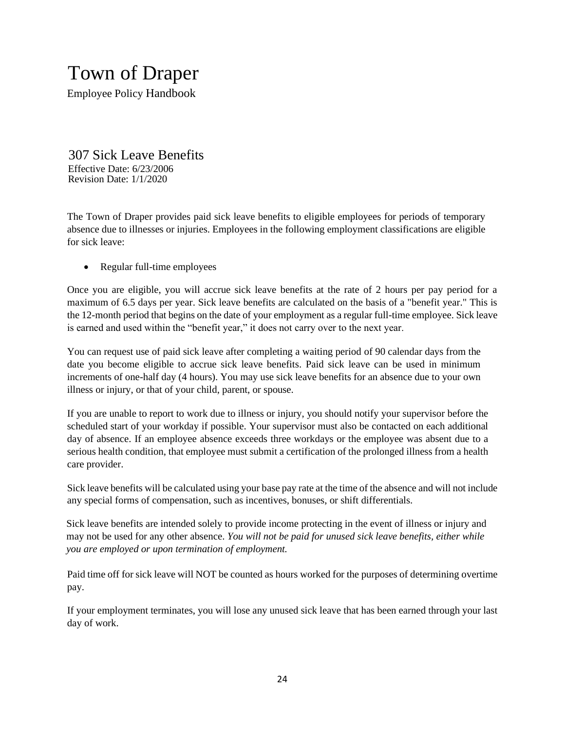# Town of Draper

Employee Policy Handbook

## 307 Sick Leave Benefits

Effective Date: 6/23/2006
Revision Date: 1/1/2020

The Town of Draper provides paid sick leave benefits to eligible employees for periods of temporary absence due to illnesses or injuries. Employees in the following employment classifications are eligible for sick leave:

- Regular full-time employees

Once you are eligible, you will accrue sick leave benefits at the rate of 2 hours per pay period for a maximum of 6.5 days per year. Sick leave benefits are calculated on the basis of a "benefit year." This is the 12-month period that begins on the date of your employment as a regular full-time employee. Sick leave is earned and used within the "benefit year," it does not carry over to the next year.

You can request use of paid sick leave after completing a waiting period of 90 calendar days from the date you become eligible to accrue sick leave benefits. Paid sick leave can be used in minimum increments of one-half day (4 hours). You may use sick leave benefits for an absence due to your own illness or injury, or that of your child, parent, or spouse.

If you are unable to report to work due to illness or injury, you should notify your supervisor before the scheduled start of your workday if possible. Your supervisor must also be contacted on each additional day of absence. If an employee absence exceeds three workdays or the employee was absent due to a serious health condition, that employee must submit a certification of the prolonged illness from a health care provider.

Sick leave benefits will be calculated using your base pay rate at the time of the absence and will not include any special forms of compensation, such as incentives, bonuses, or shift differentials.

Sick leave benefits are intended solely to provide income protecting in the event of illness or injury and may not be used for any other absence. *You will not be paid for unused sick leave benefits, either while you are employed or upon termination of employment.*

Paid time off for sick leave will NOT be counted as hours worked for the purposes of determining overtime pay.

If your employment terminates, you will lose any unused sick leave that has been earned through your last day of work.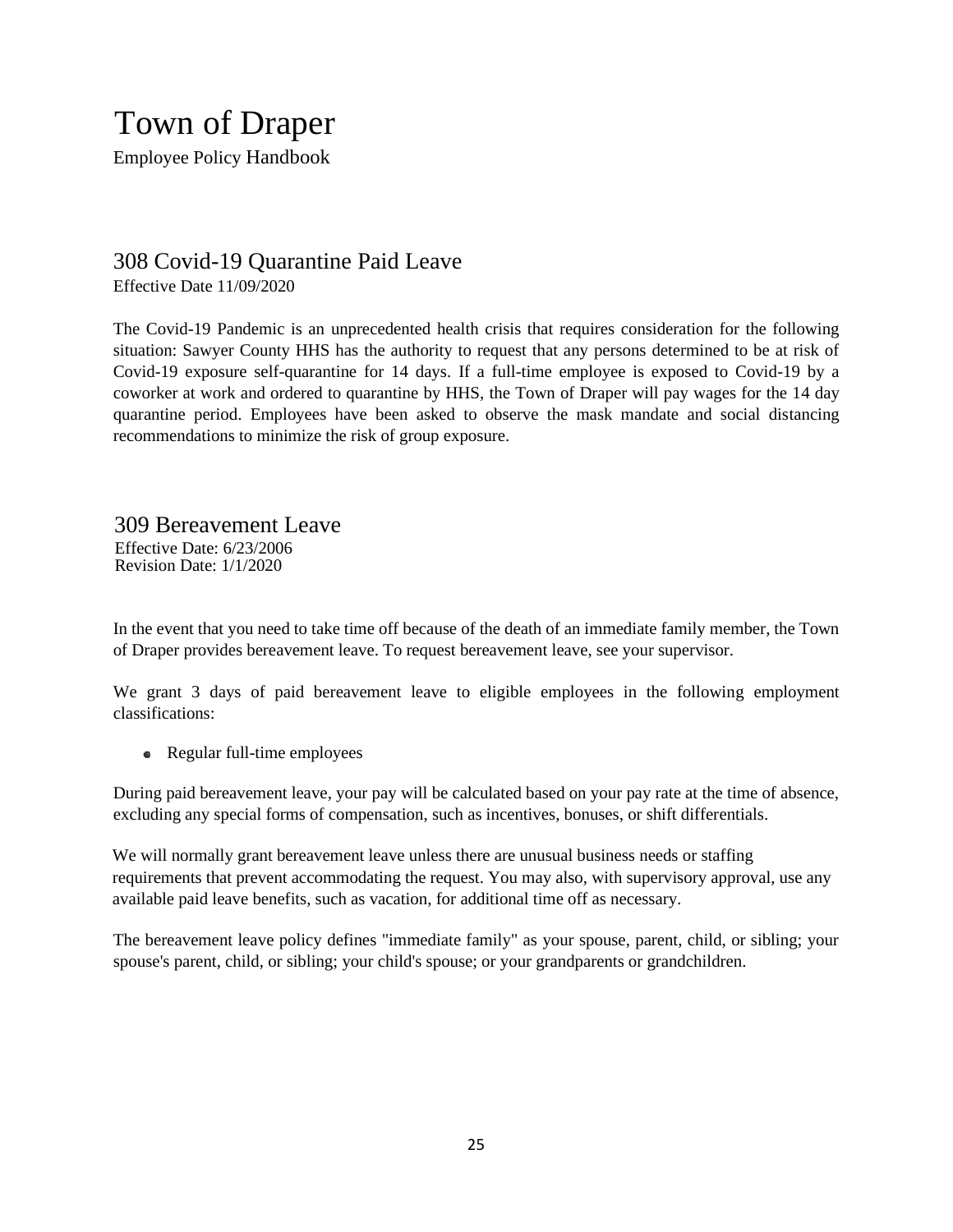# Town of Draper

Employee Policy Handbook

## 308 Covid-19 Quarantine Paid Leave

Effective Date 11/09/2020

The Covid-19 Pandemic is an unprecedented health crisis that requires consideration for the following situation: Sawyer County HHS has the authority to request that any persons determined to be at risk of Covid-19 exposure self-quarantine for 14 days. If a full-time employee is exposed to Covid-19 by a coworker at work and ordered to quarantine by HHS, the Town of Draper will pay wages for the 14 day quarantine period. Employees have been asked to observe the mask mandate and social distancing recommendations to minimize the risk of group exposure.

## 309 Bereavement Leave

Effective Date: 6/23/2006
Revision Date: 1/1/2020

In the event that you need to take time off because of the death of an immediate family member, the Town of Draper provides bereavement leave. To request bereavement leave, see your supervisor.

We grant 3 days of paid bereavement leave to eligible employees in the following employment classifications:

- Regular full-time employees

During paid bereavement leave, your pay will be calculated based on your pay rate at the time of absence, excluding any special forms of compensation, such as incentives, bonuses, or shift differentials.

We will normally grant bereavement leave unless there are unusual business needs or staffing requirements that prevent accommodating the request. You may also, with supervisory approval, use any available paid leave benefits, such as vacation, for additional time off as necessary.

The bereavement leave policy defines "immediate family" as your spouse, parent, child, or sibling; your spouse's parent, child, or sibling; your child's spouse; or your grandparents or grandchildren.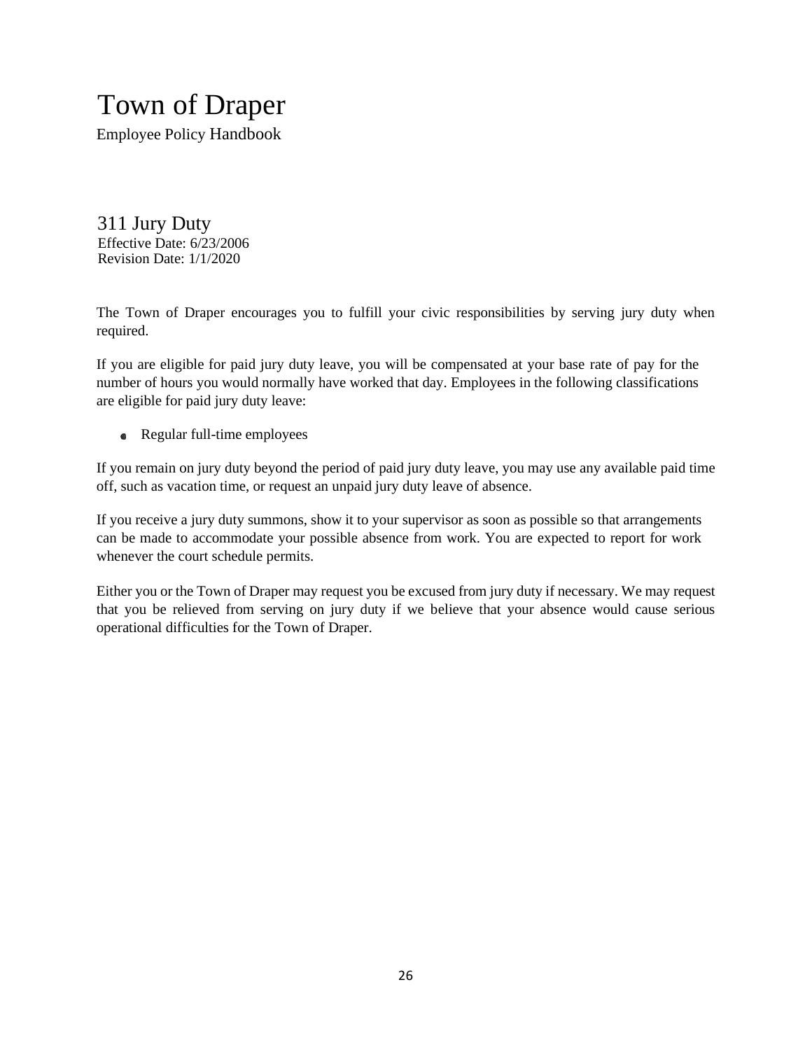# Town of Draper

Employee Policy Handbook

## 311 Jury Duty

Effective Date: 6/23/2006
Revision Date: 1/1/2020

The Town of Draper encourages you to fulfill your civic responsibilities by serving jury duty when required.

If you are eligible for paid jury duty leave, you will be compensated at your base rate of pay for the number of hours you would normally have worked that day. Employees in the following classifications are eligible for paid jury duty leave:

- Regular full-time employees

If you remain on jury duty beyond the period of paid jury duty leave, you may use any available paid time off, such as vacation time, or request an unpaid jury duty leave of absence.

If you receive a jury duty summons, show it to your supervisor as soon as possible so that arrangements can be made to accommodate your possible absence from work. You are expected to report for work whenever the court schedule permits.

Either you or the Town of Draper may request you be excused from jury duty if necessary. We may request that you be relieved from serving on jury duty if we believe that your absence would cause serious operational difficulties for the Town of Draper.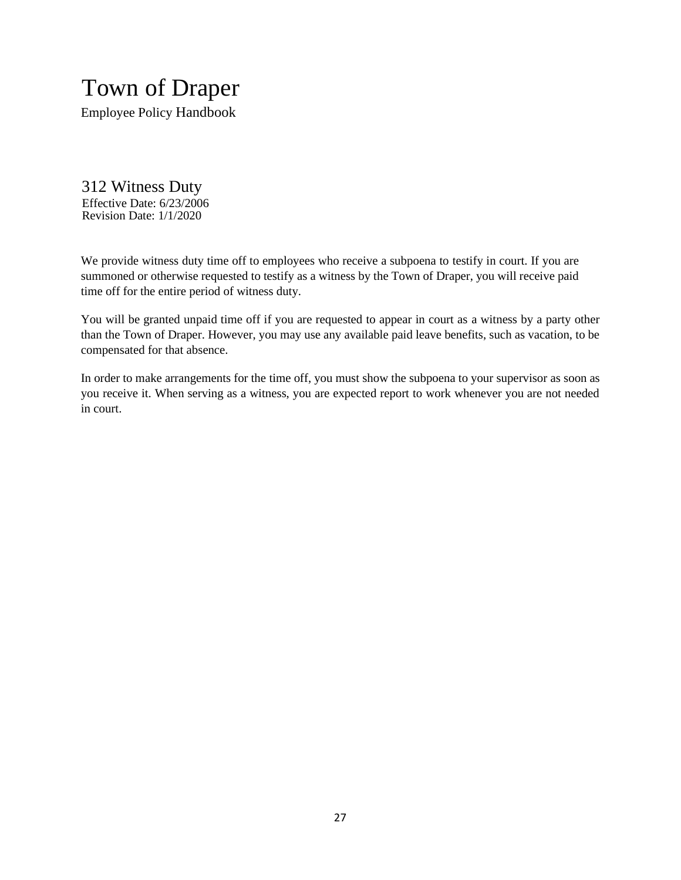# Town of Draper

Employee Policy Handbook

## 312 Witness Duty

Effective Date: 6/23/2006
Revision Date: 1/1/2020

We provide witness duty time off to employees who receive a subpoena to testify in court. If you are summoned or otherwise requested to testify as a witness by the Town of Draper, you will receive paid time off for the entire period of witness duty.

You will be granted unpaid time off if you are requested to appear in court as a witness by a party other than the Town of Draper. However, you may use any available paid leave benefits, such as vacation, to be compensated for that absence.

In order to make arrangements for the time off, you must show the subpoena to your supervisor as soon as you receive it. When serving as a witness, you are expected report to work whenever you are not needed in court.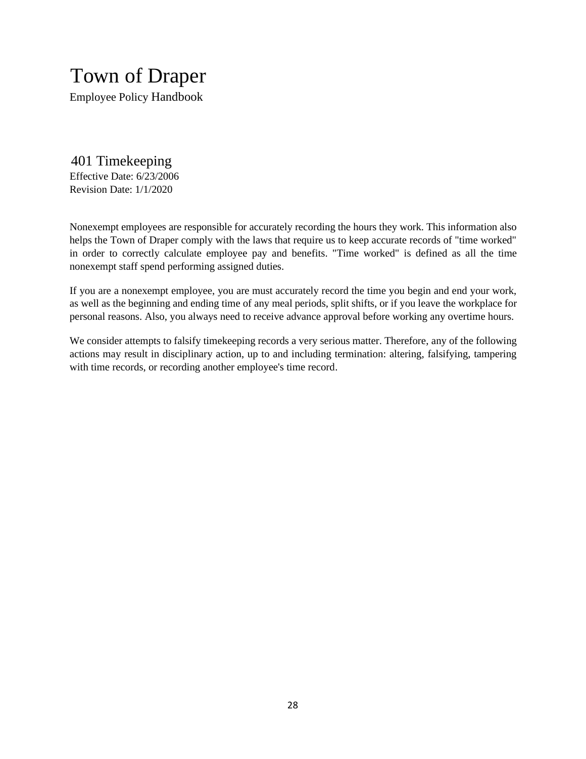# Town of Draper

Employee Policy Handbook

## 401 Timekeeping

Effective Date: 6/23/2006
Revision Date: 1/1/2020

Nonexempt employees are responsible for accurately recording the hours they work. This information also helps the Town of Draper comply with the laws that require us to keep accurate records of "time worked" in order to correctly calculate employee pay and benefits. "Time worked" is defined as all the time nonexempt staff spend performing assigned duties.

If you are a nonexempt employee, you are must accurately record the time you begin and end your work, as well as the beginning and ending time of any meal periods, split shifts, or if you leave the workplace for personal reasons. Also, you always need to receive advance approval before working any overtime hours.

We consider attempts to falsify timekeeping records a very serious matter. Therefore, any of the following actions may result in disciplinary action, up to and including termination: altering, falsifying, tampering with time records, or recording another employee's time record.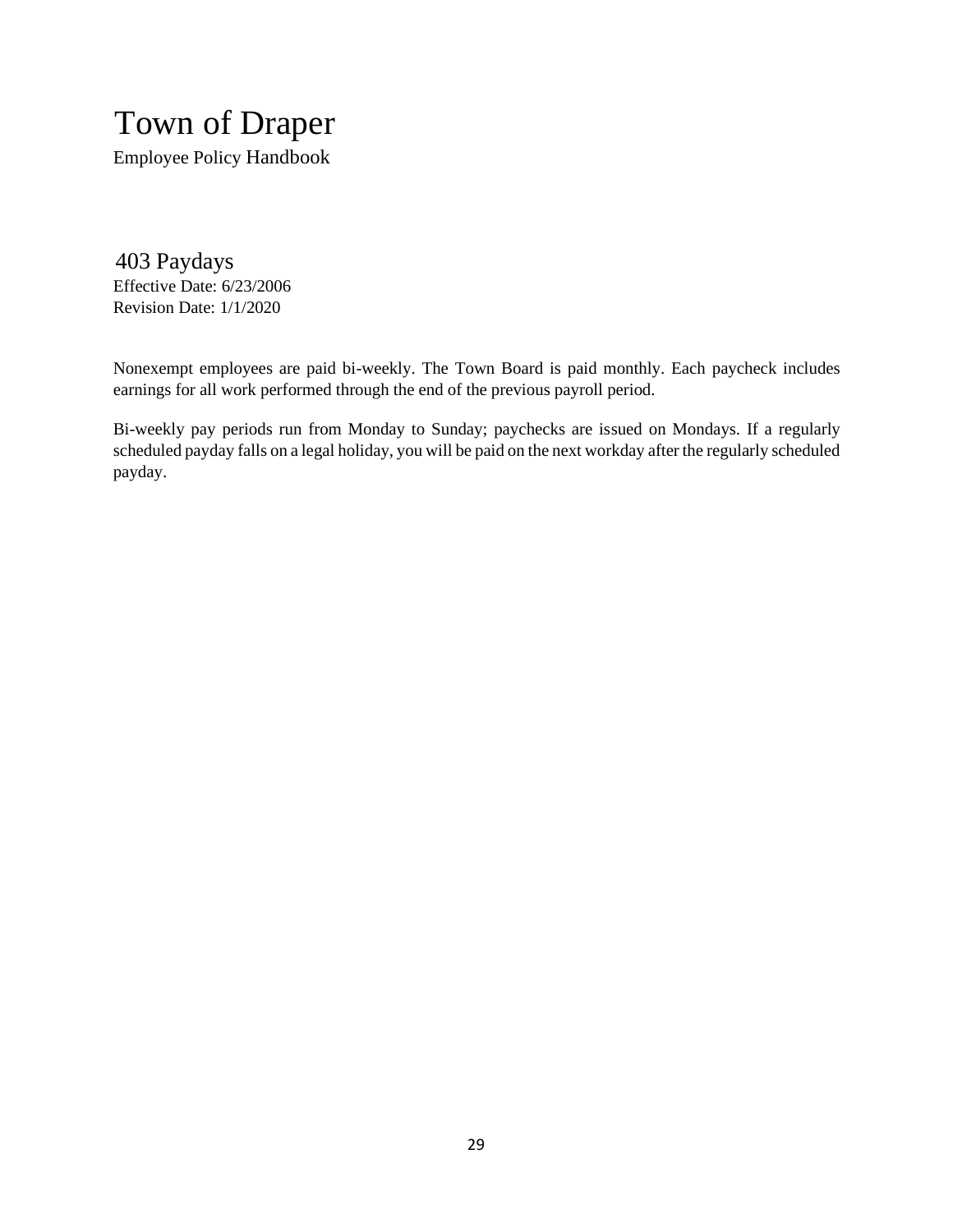# Town of Draper

Employee Policy Handbook

## 403 Paydays

Effective Date: 6/23/2006
Revision Date: 1/1/2020

Nonexempt employees are paid bi-weekly. The Town Board is paid monthly. Each paycheck includes earnings for all work performed through the end of the previous payroll period.

Bi-weekly pay periods run from Monday to Sunday; paychecks are issued on Mondays. If a regularly scheduled payday falls on a legal holiday, you will be paid on the next workday after the regularly scheduled payday.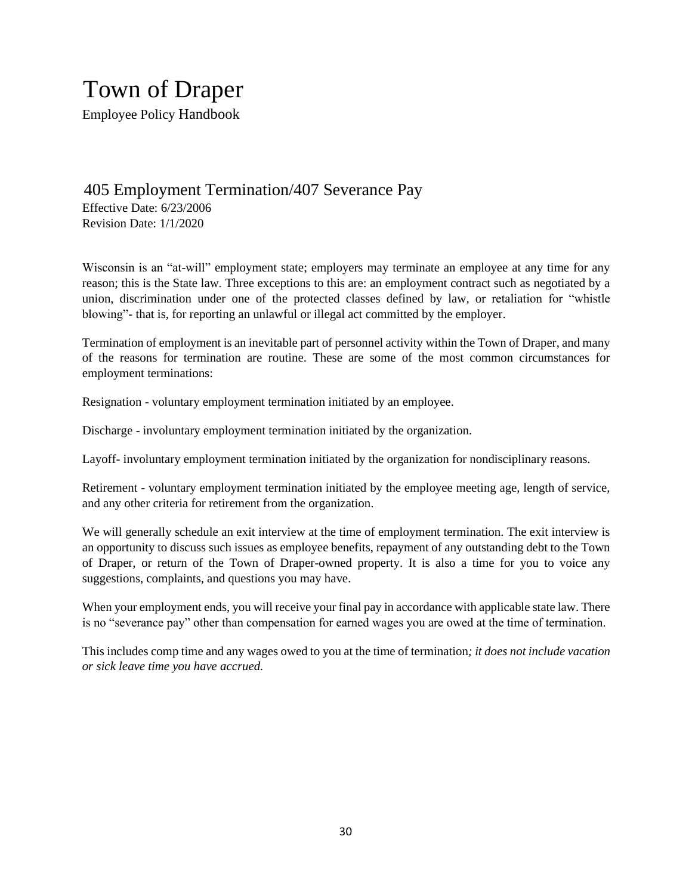# Town of Draper

Employee Policy Handbook

## 405 Employment Termination/407 Severance Pay

Effective Date: 6/23/2006
Revision Date: 1/1/2020

Wisconsin is an "at-will" employment state; employers may terminate an employee at any time for any reason; this is the State law. Three exceptions to this are: an employment contract such as negotiated by a union, discrimination under one of the protected classes defined by law, or retaliation for "whistle blowing"- that is, for reporting an unlawful or illegal act committed by the employer.

Termination of employment is an inevitable part of personnel activity within the Town of Draper, and many of the reasons for termination are routine. These are some of the most common circumstances for employment terminations:

Resignation - voluntary employment termination initiated by an employee.

Discharge - involuntary employment termination initiated by the organization.

Layoff- involuntary employment termination initiated by the organization for nondisciplinary reasons.

Retirement - voluntary employment termination initiated by the employee meeting age, length of service, and any other criteria for retirement from the organization.

We will generally schedule an exit interview at the time of employment termination. The exit interview is an opportunity to discuss such issues as employee benefits, repayment of any outstanding debt to the Town of Draper, or return of the Town of Draper-owned property. It is also a time for you to voice any suggestions, complaints, and questions you may have.

When your employment ends, you will receive your final pay in accordance with applicable state law. There is no "severance pay" other than compensation for earned wages you are owed at the time of termination.

This includes comp time and any wages owed to you at the time of termination*; it does not include vacation or sick leave time you have accrued.*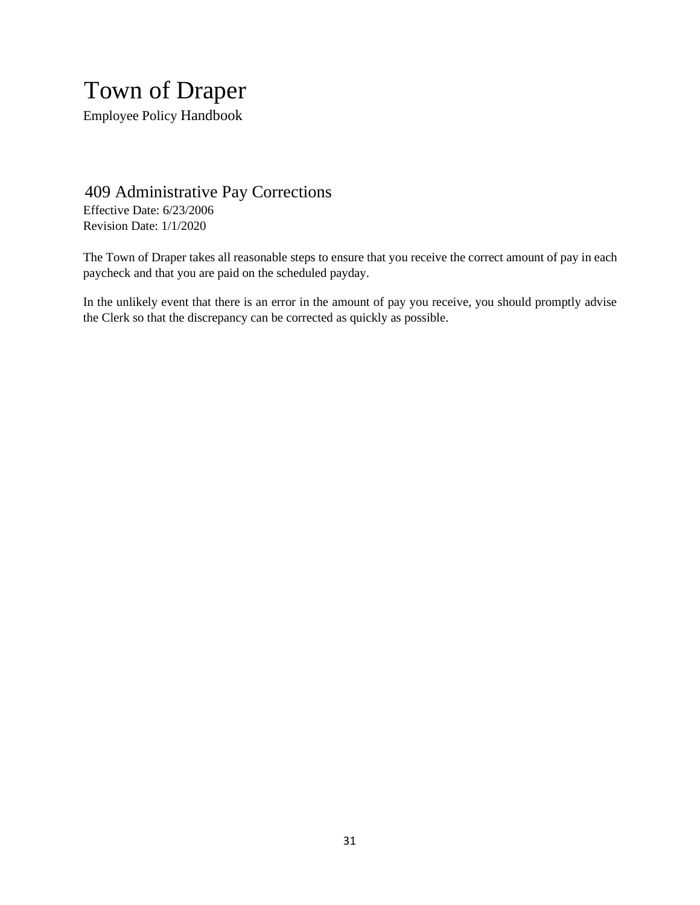# Town of Draper

Employee Policy Handbook

## 409 Administrative Pay Corrections

Effective Date: 6/23/2006
Revision Date: 1/1/2020

The Town of Draper takes all reasonable steps to ensure that you receive the correct amount of pay in each paycheck and that you are paid on the scheduled payday.

In the unlikely event that there is an error in the amount of pay you receive, you should promptly advise the Clerk so that the discrepancy can be corrected as quickly as possible.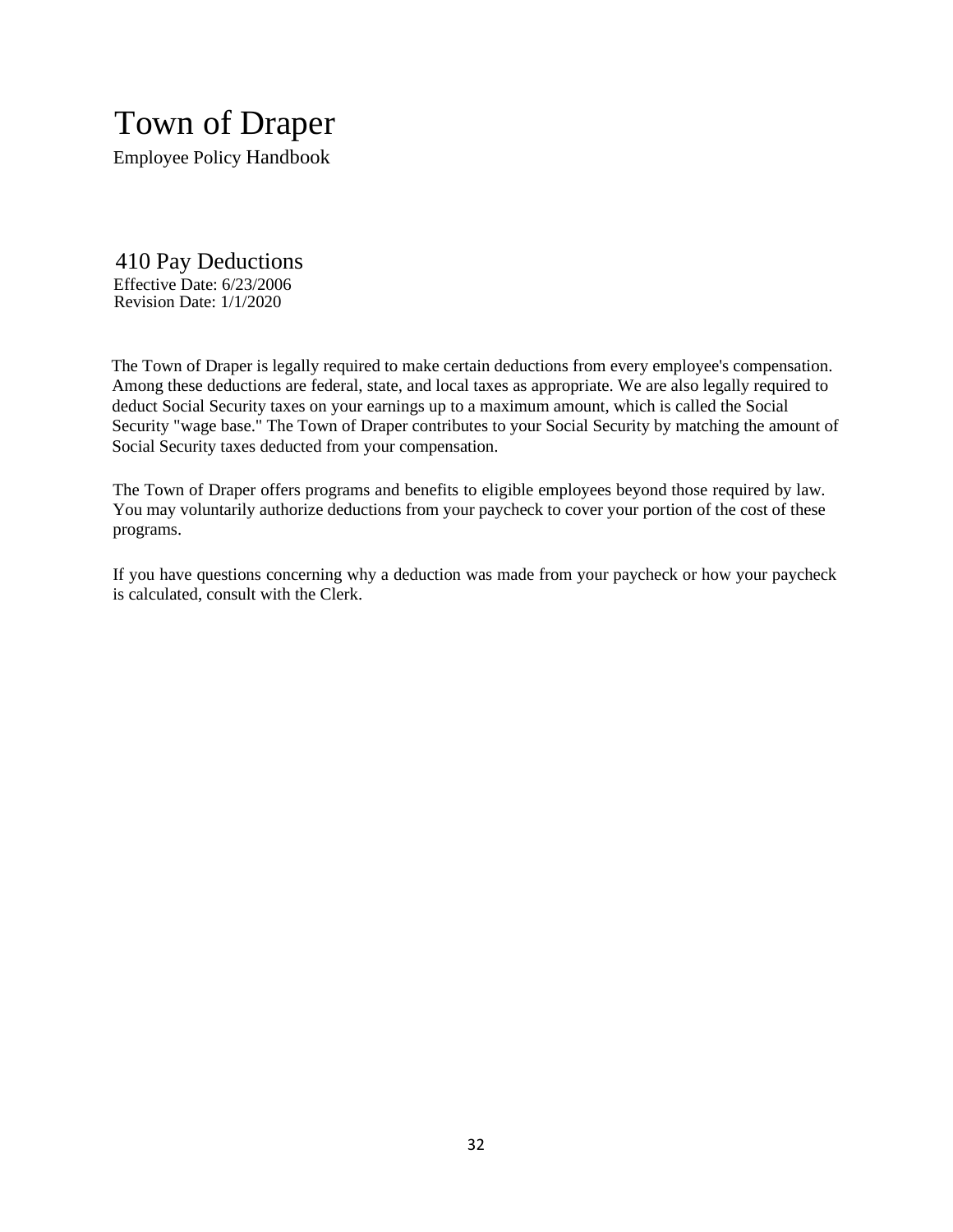# Town of Draper

Employee Policy Handbook

## 410 Pay Deductions

Effective Date: 6/23/2006
Revision Date: 1/1/2020

The Town of Draper is legally required to make certain deductions from every employee's compensation. Among these deductions are federal, state, and local taxes as appropriate. We are also legally required to deduct Social Security taxes on your earnings up to a maximum amount, which is called the Social Security "wage base." The Town of Draper contributes to your Social Security by matching the amount of Social Security taxes deducted from your compensation.

The Town of Draper offers programs and benefits to eligible employees beyond those required by law. You may voluntarily authorize deductions from your paycheck to cover your portion of the cost of these programs.

If you have questions concerning why a deduction was made from your paycheck or how your paycheck is calculated, consult with the Clerk.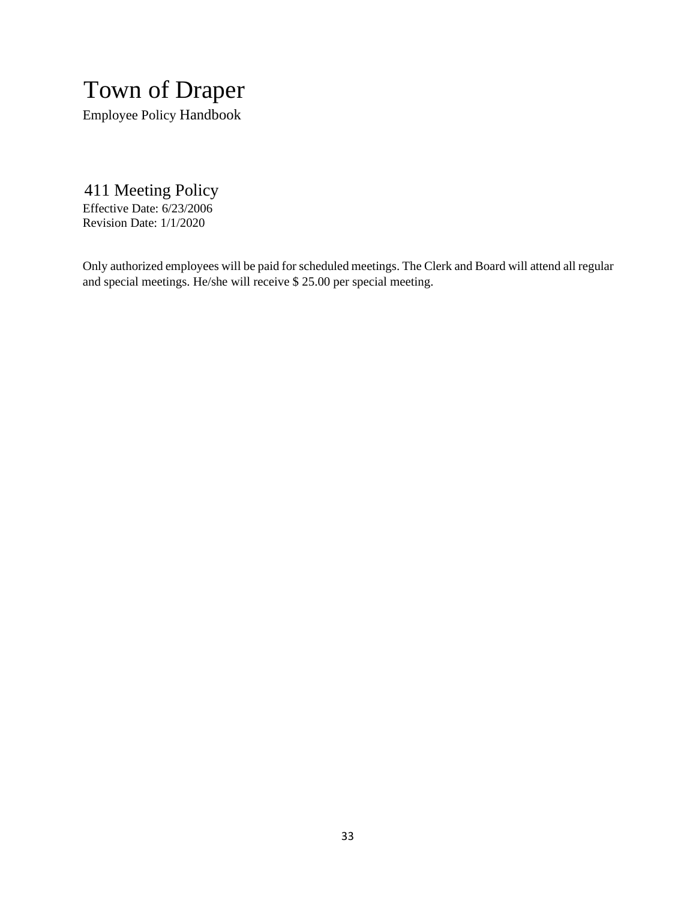# Town of Draper

Employee Policy Handbook

## 411 Meeting Policy

Effective Date: 6/23/2006
Revision Date: 1/1/2020

Only authorized employees will be paid for scheduled meetings. The Clerk and Board will attend all regular and special meetings. He/she will receive $ 25.00 per special meeting.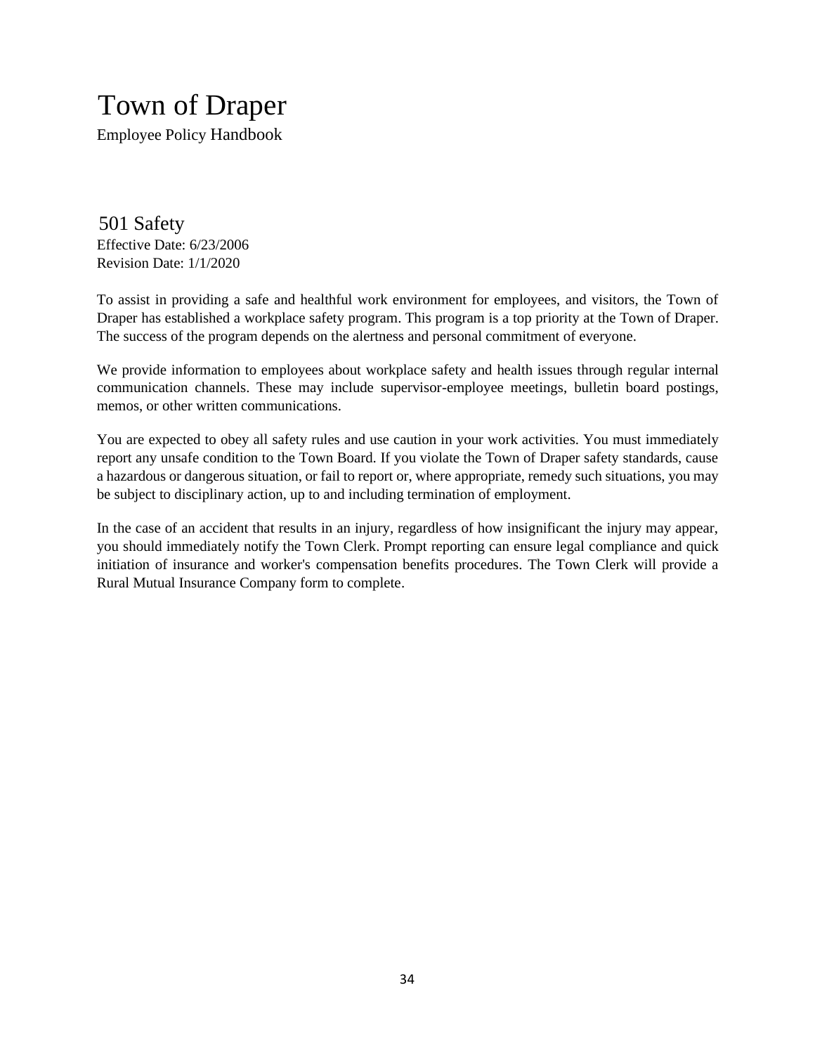# Town of Draper

Employee Policy Handbook

## 501 Safety

Effective Date: 6/23/2006
Revision Date: 1/1/2020

To assist in providing a safe and healthful work environment for employees, and visitors, the Town of Draper has established a workplace safety program. This program is a top priority at the Town of Draper. The success of the program depends on the alertness and personal commitment of everyone.

We provide information to employees about workplace safety and health issues through regular internal communication channels. These may include supervisor-employee meetings, bulletin board postings, memos, or other written communications.

You are expected to obey all safety rules and use caution in your work activities. You must immediately report any unsafe condition to the Town Board. If you violate the Town of Draper safety standards, cause a hazardous or dangerous situation, or fail to report or, where appropriate, remedy such situations, you may be subject to disciplinary action, up to and including termination of employment.

In the case of an accident that results in an injury, regardless of how insignificant the injury may appear, you should immediately notify the Town Clerk. Prompt reporting can ensure legal compliance and quick initiation of insurance and worker's compensation benefits procedures. The Town Clerk will provide a Rural Mutual Insurance Company form to complete.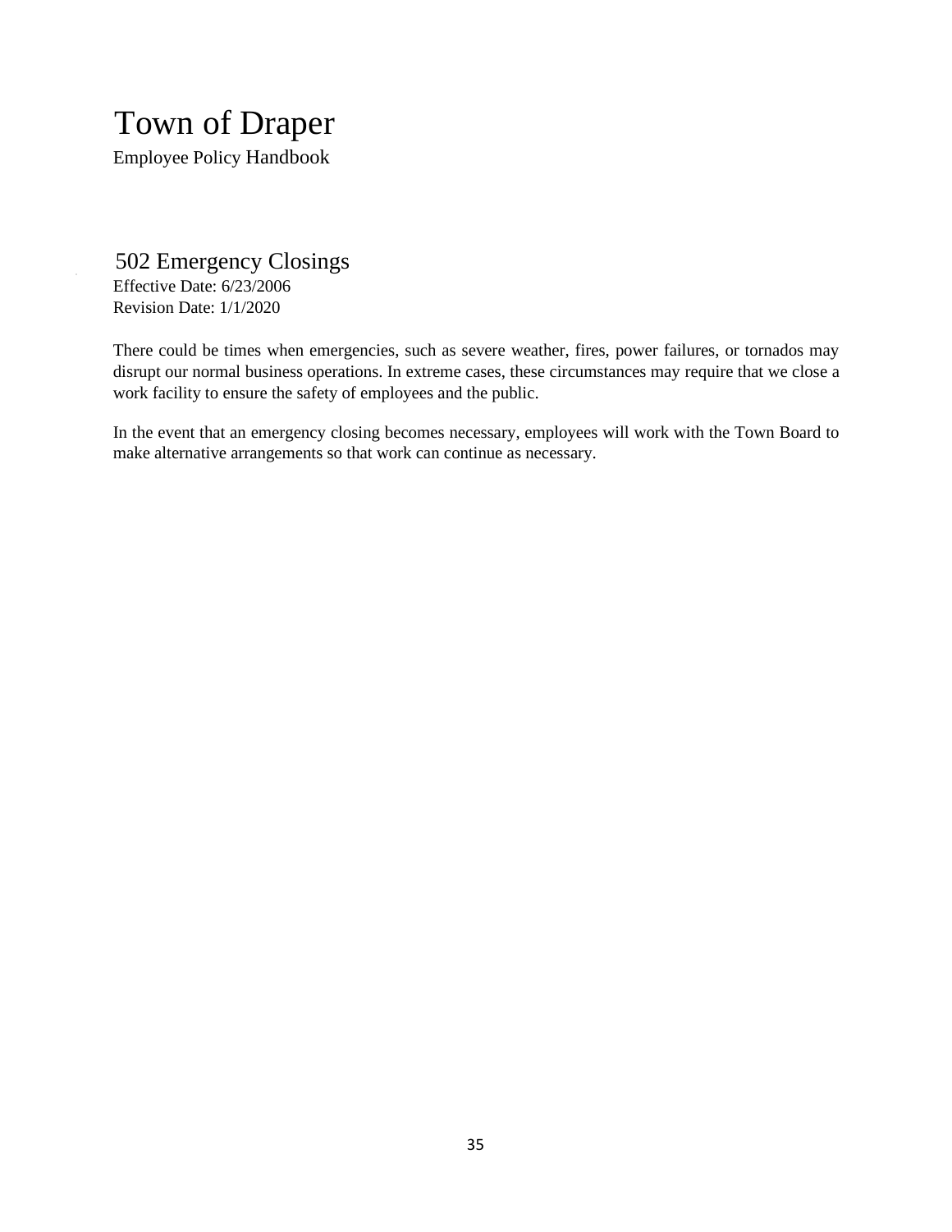# Town of Draper

Employee Policy Handbook

## 502 Emergency Closings

Effective Date: 6/23/2006
Revision Date: 1/1/2020

There could be times when emergencies, such as severe weather, fires, power failures, or tornados may disrupt our normal business operations. In extreme cases, these circumstances may require that we close a work facility to ensure the safety of employees and the public.

In the event that an emergency closing becomes necessary, employees will work with the Town Board to make alternative arrangements so that work can continue as necessary.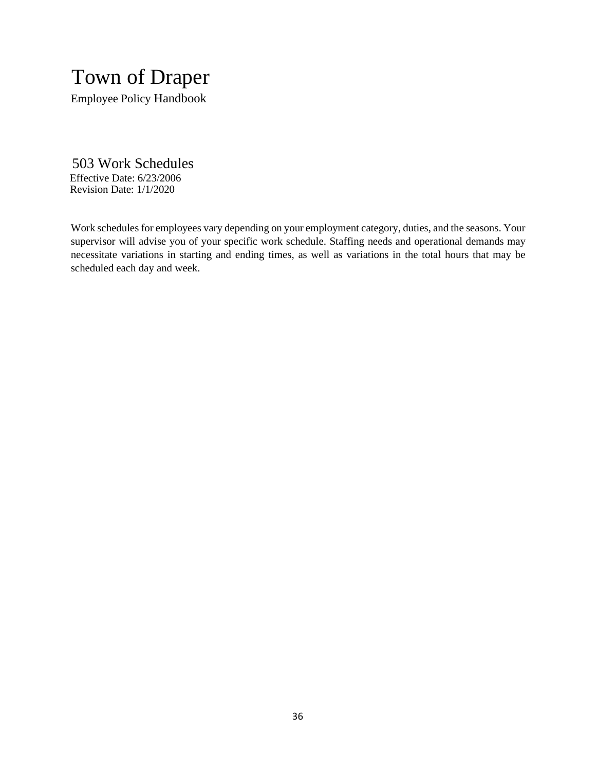# Town of Draper

Employee Policy Handbook

## 503 Work Schedules

Effective Date: 6/23/2006
Revision Date: 1/1/2020

Work schedules for employees vary depending on your employment category, duties, and the seasons. Your supervisor will advise you of your specific work schedule. Staffing needs and operational demands may necessitate variations in starting and ending times, as well as variations in the total hours that may be scheduled each day and week.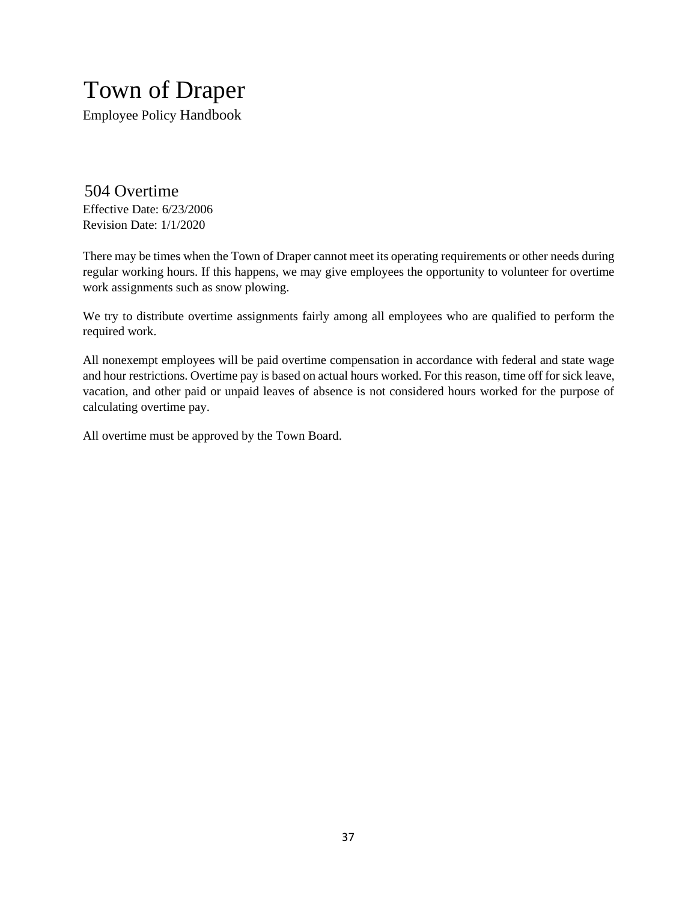# Town of Draper

Employee Policy Handbook

## 504 Overtime

Effective Date: 6/23/2006
Revision Date: 1/1/2020

There may be times when the Town of Draper cannot meet its operating requirements or other needs during regular working hours. If this happens, we may give employees the opportunity to volunteer for overtime work assignments such as snow plowing.

We try to distribute overtime assignments fairly among all employees who are qualified to perform the required work.

All nonexempt employees will be paid overtime compensation in accordance with federal and state wage and hour restrictions. Overtime pay is based on actual hours worked. For this reason, time off for sick leave, vacation, and other paid or unpaid leaves of absence is not considered hours worked for the purpose of calculating overtime pay.

All overtime must be approved by the Town Board.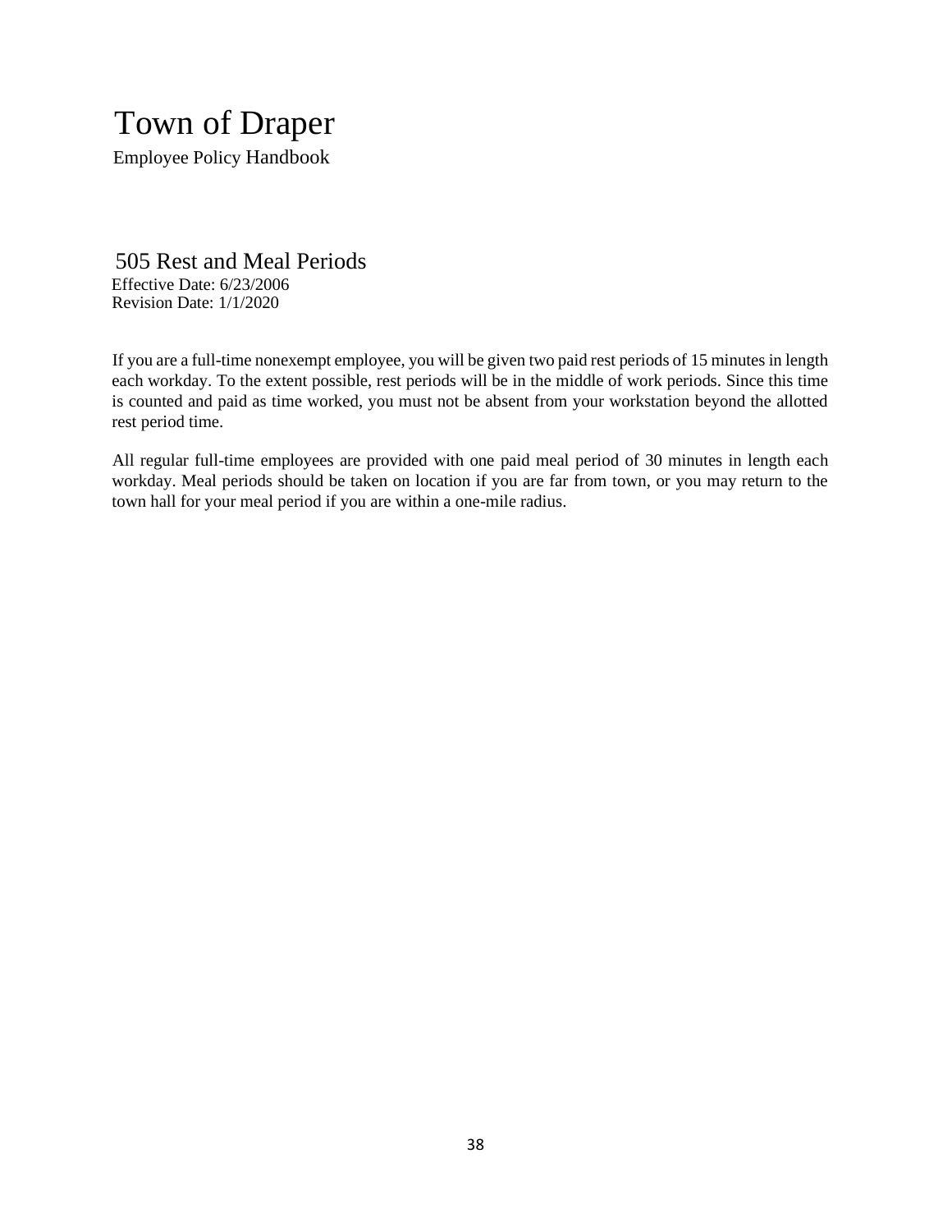# Town of Draper

Employee Policy Handbook

## 505 Rest and Meal Periods

Effective Date: 6/23/2006
Revision Date: 1/1/2020

If you are a full-time nonexempt employee, you will be given two paid rest periods of 15 minutes in length each workday. To the extent possible, rest periods will be in the middle of work periods. Since this time is counted and paid as time worked, you must not be absent from your workstation beyond the allotted rest period time.

All regular full-time employees are provided with one paid meal period of 30 minutes in length each workday. Meal periods should be taken on location if you are far from town, or you may return to the town hall for your meal period if you are within a one-mile radius.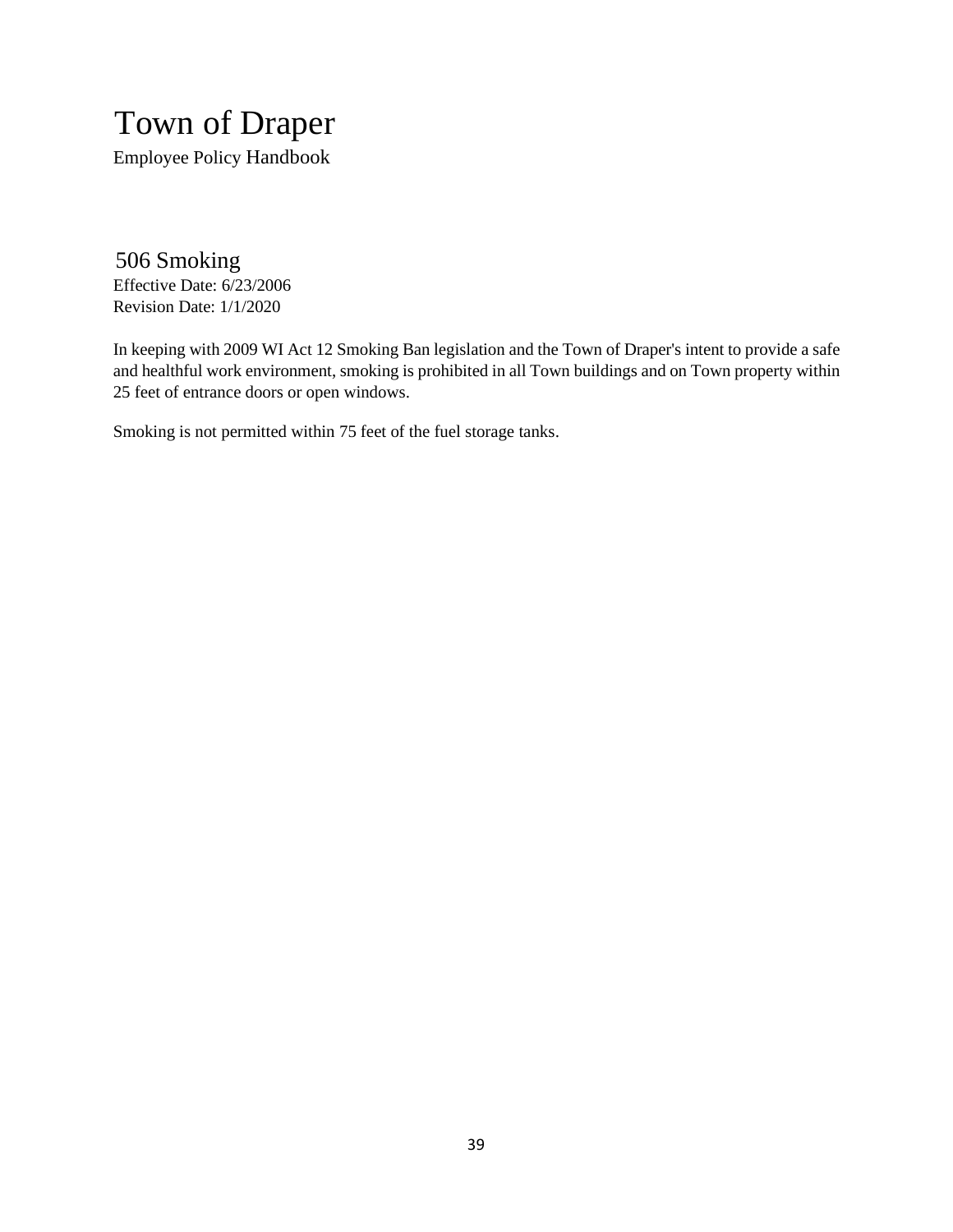## 506 Smoking

Effective Date: 6/23/2006
Revision Date: 1/1/2020

In keeping with 2009 WI Act 12 Smoking Ban legislation and the Town of Draper's intent to provide a safe and healthful work environment, smoking is prohibited in all Town buildings and on Town property within 25 feet of entrance doors or open windows.

Smoking is not permitted within 75 feet of the fuel storage tanks.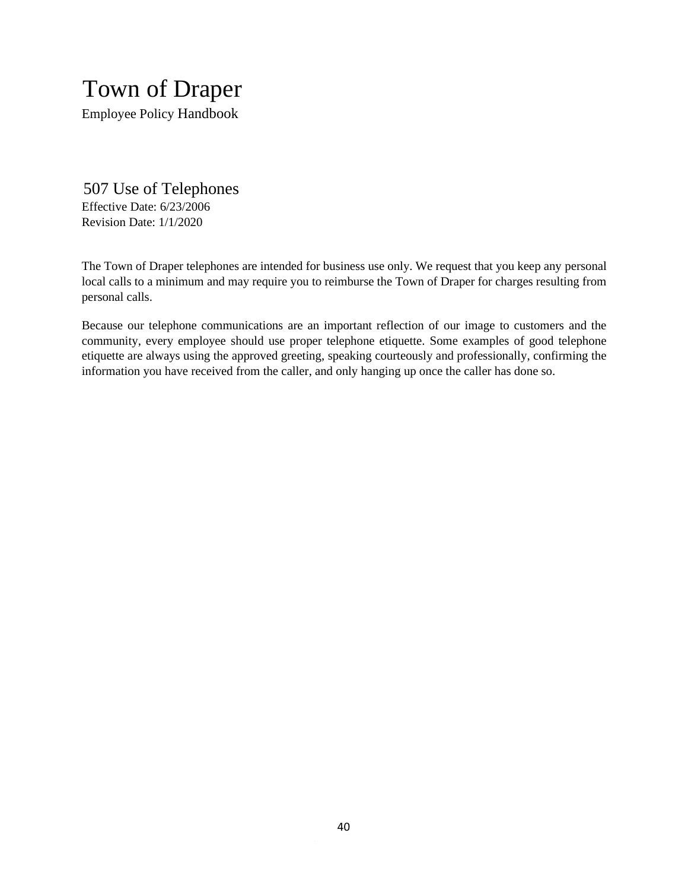# Town of Draper

Employee Policy Handbook

## 507 Use of Telephones

Effective Date: 6/23/2006
Revision Date: 1/1/2020

The Town of Draper telephones are intended for business use only. We request that you keep any personal local calls to a minimum and may require you to reimburse the Town of Draper for charges resulting from personal calls.

Because our telephone communications are an important reflection of our image to customers and the community, every employee should use proper telephone etiquette. Some examples of good telephone etiquette are always using the approved greeting, speaking courteously and professionally, confirming the information you have received from the caller, and only hanging up once the caller has done so.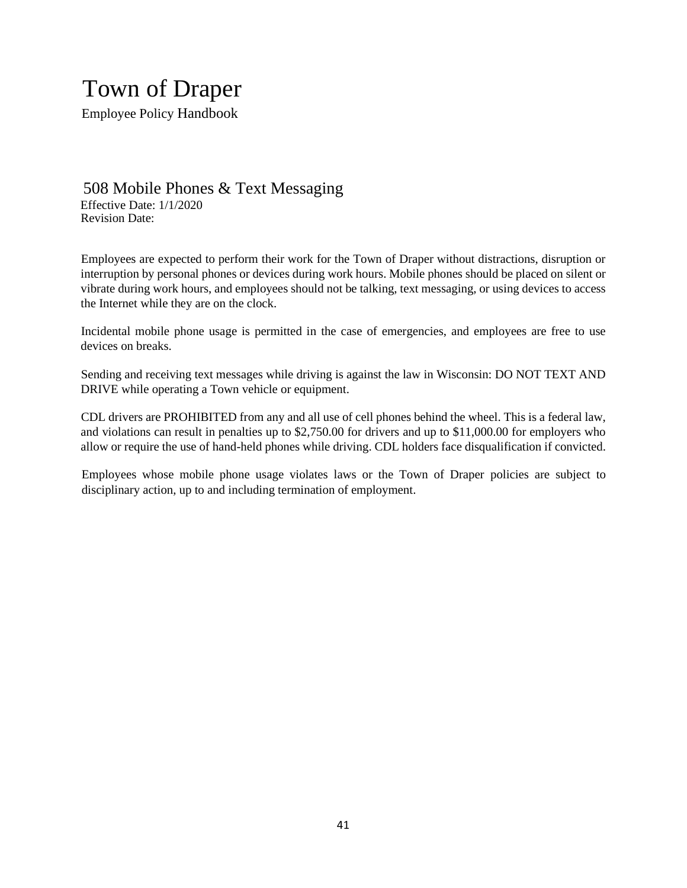# Town of Draper

Employee Policy Handbook

## 508 Mobile Phones & Text Messaging

Effective Date: 1/1/2020
Revision Date:

Employees are expected to perform their work for the Town of Draper without distractions, disruption or interruption by personal phones or devices during work hours. Mobile phones should be placed on silent or vibrate during work hours, and employees should not be talking, text messaging, or using devices to access the Internet while they are on the clock.

Incidental mobile phone usage is permitted in the case of emergencies, and employees are free to use devices on breaks.

Sending and receiving text messages while driving is against the law in Wisconsin: DO NOT TEXT AND DRIVE while operating a Town vehicle or equipment.

CDL drivers are PROHIBITED from any and all use of cell phones behind the wheel. This is a federal law, and violations can result in penalties up to $2,750.00 for drivers and up to $11,000.00 for employers who allow or require the use of hand-held phones while driving. CDL holders face disqualification if convicted.

Employees whose mobile phone usage violates laws or the Town of Draper policies are subject to disciplinary action, up to and including termination of employment.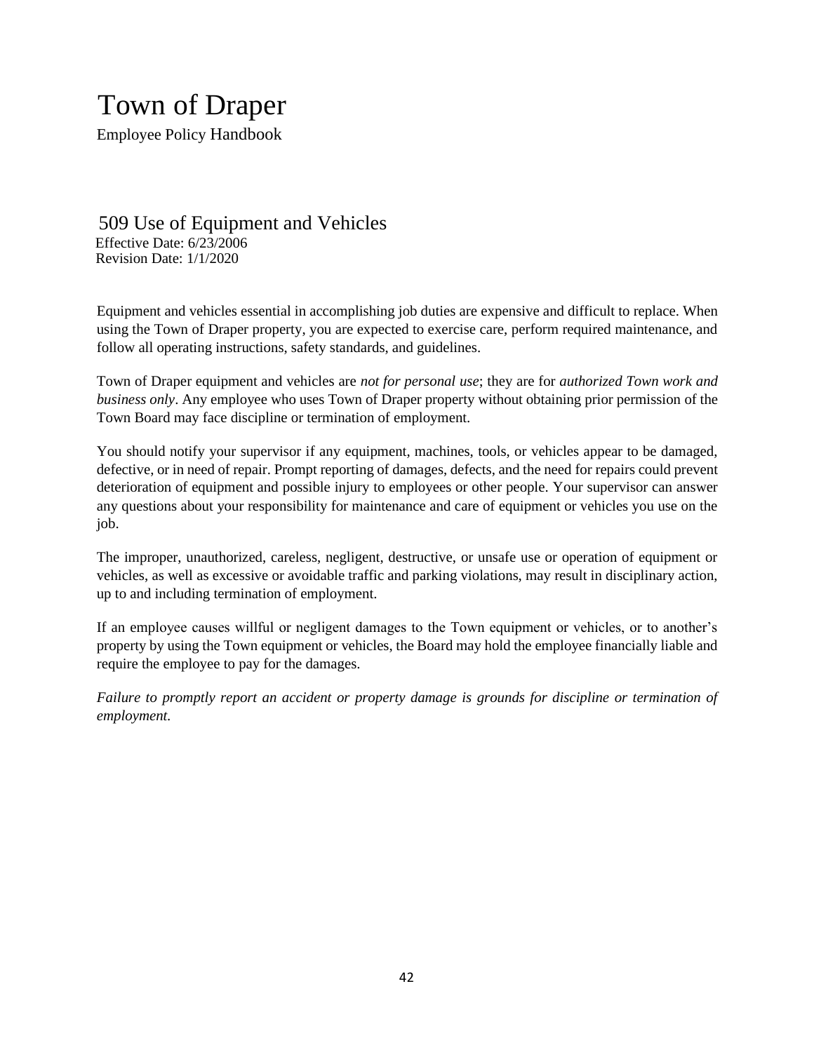# Town of Draper

Employee Policy Handbook

## 509 Use of Equipment and Vehicles

Effective Date: 6/23/2006
Revision Date: 1/1/2020

Equipment and vehicles essential in accomplishing job duties are expensive and difficult to replace. When using the Town of Draper property, you are expected to exercise care, perform required maintenance, and follow all operating instructions, safety standards, and guidelines.

Town of Draper equipment and vehicles are *not for personal use*; they are for *authorized Town work and business only*. Any employee who uses Town of Draper property without obtaining prior permission of the Town Board may face discipline or termination of employment.

You should notify your supervisor if any equipment, machines, tools, or vehicles appear to be damaged, defective, or in need of repair. Prompt reporting of damages, defects, and the need for repairs could prevent deterioration of equipment and possible injury to employees or other people. Your supervisor can answer any questions about your responsibility for maintenance and care of equipment or vehicles you use on the job.

The improper, unauthorized, careless, negligent, destructive, or unsafe use or operation of equipment or vehicles, as well as excessive or avoidable traffic and parking violations, may result in disciplinary action, up to and including termination of employment.

If an employee causes willful or negligent damages to the Town equipment or vehicles, or to another's property by using the Town equipment or vehicles, the Board may hold the employee financially liable and require the employee to pay for the damages.

*Failure to promptly report an accident or property damage is grounds for discipline or termination of employment.*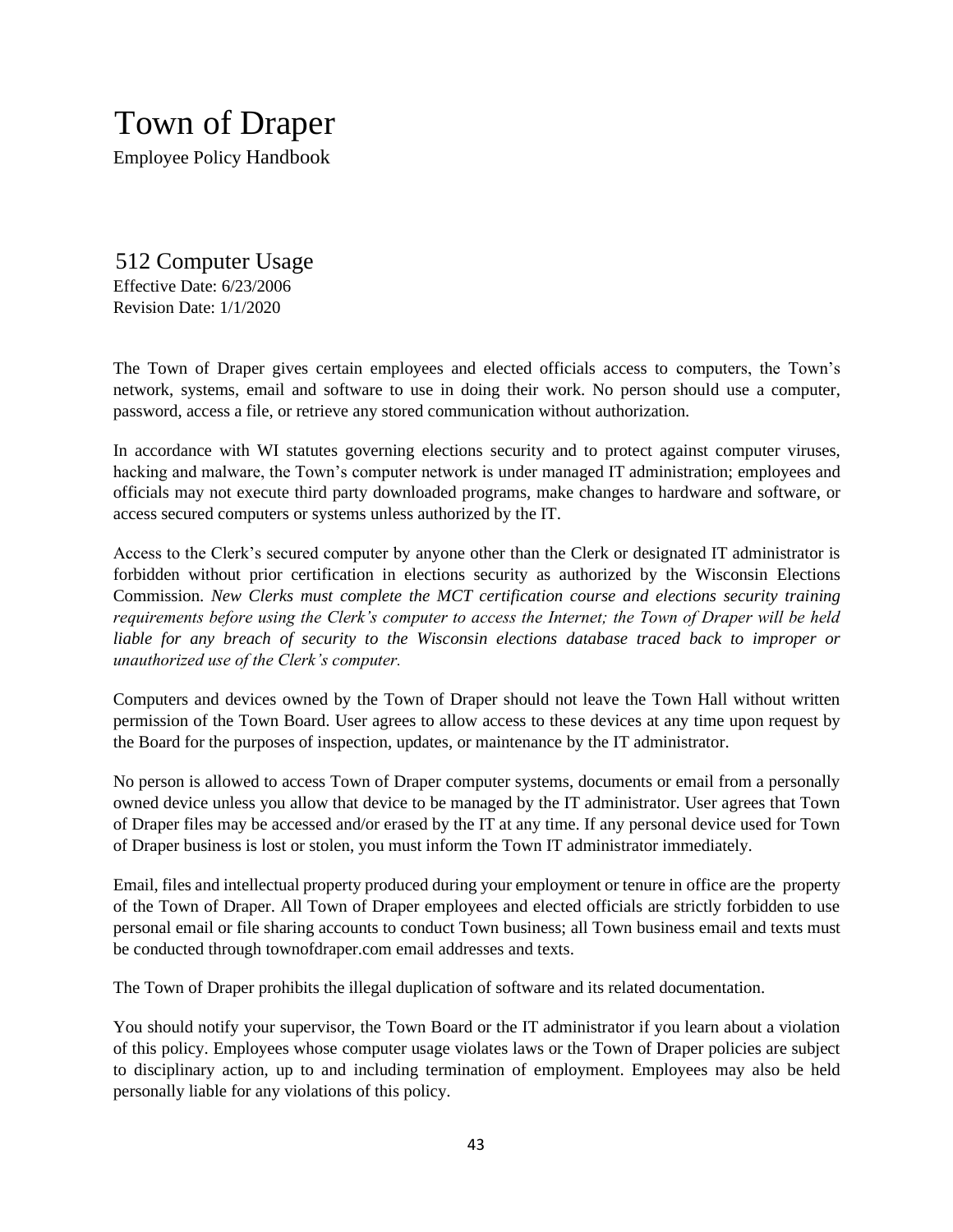# Town of Draper

Employee Policy Handbook

## 512 Computer Usage

Effective Date: 6/23/2006
Revision Date: 1/1/2020

The Town of Draper gives certain employees and elected officials access to computers, the Town's network, systems, email and software to use in doing their work. No person should use a computer, password, access a file, or retrieve any stored communication without authorization.

In accordance with WI statutes governing elections security and to protect against computer viruses, hacking and malware, the Town's computer network is under managed IT administration; employees and officials may not execute third party downloaded programs, make changes to hardware and software, or access secured computers or systems unless authorized by the IT.

Access to the Clerk's secured computer by anyone other than the Clerk or designated IT administrator is forbidden without prior certification in elections security as authorized by the Wisconsin Elections Commission. *New Clerks must complete the MCT certification course and elections security training requirements before using the Clerk's computer to access the Internet; the Town of Draper will be held liable for any breach of security to the Wisconsin elections database traced back to improper or unauthorized use of the Clerk's computer.*

Computers and devices owned by the Town of Draper should not leave the Town Hall without written permission of the Town Board. User agrees to allow access to these devices at any time upon request by the Board for the purposes of inspection, updates, or maintenance by the IT administrator.

No person is allowed to access Town of Draper computer systems, documents or email from a personally owned device unless you allow that device to be managed by the IT administrator. User agrees that Town of Draper files may be accessed and/or erased by the IT at any time. If any personal device used for Town of Draper business is lost or stolen, you must inform the Town IT administrator immediately.

Email, files and intellectual property produced during your employment or tenure in office are the property of the Town of Draper. All Town of Draper employees and elected officials are strictly forbidden to use personal email or file sharing accounts to conduct Town business; all Town business email and texts must be conducted through townofdraper.com email addresses and texts.

The Town of Draper prohibits the illegal duplication of software and its related documentation.

You should notify your supervisor, the Town Board or the IT administrator if you learn about a violation of this policy. Employees whose computer usage violates laws or the Town of Draper policies are subject to disciplinary action, up to and including termination of employment. Employees may also be held personally liable for any violations of this policy.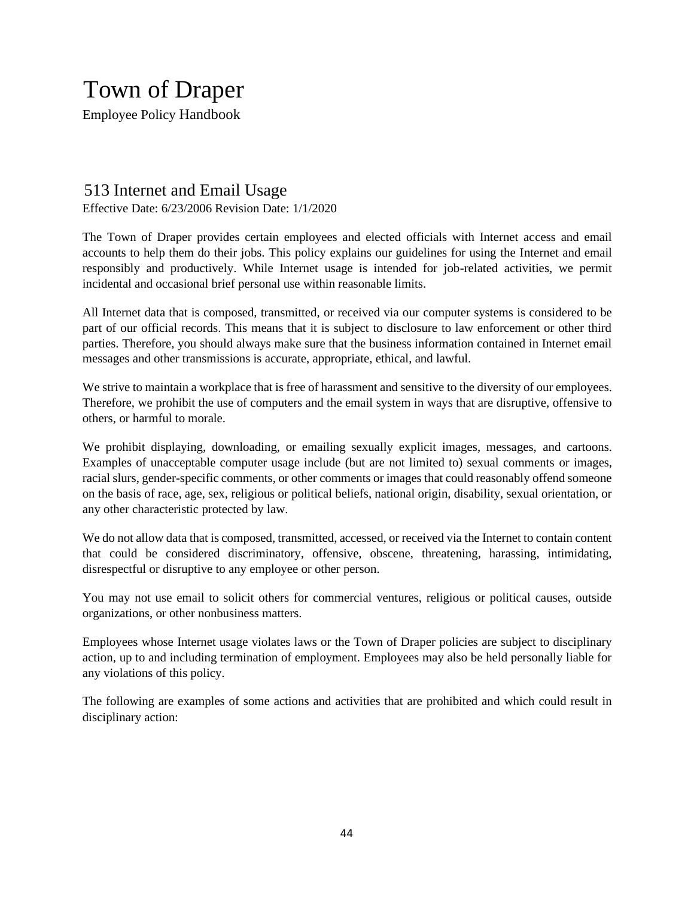# Town of Draper

Employee Policy Handbook

## 513 Internet and Email Usage

Effective Date: 6/23/2006 Revision Date: 1/1/2020

The Town of Draper provides certain employees and elected officials with Internet access and email accounts to help them do their jobs. This policy explains our guidelines for using the Internet and email responsibly and productively. While Internet usage is intended for job-related activities, we permit incidental and occasional brief personal use within reasonable limits.

All Internet data that is composed, transmitted, or received via our computer systems is considered to be part of our official records. This means that it is subject to disclosure to law enforcement or other third parties. Therefore, you should always make sure that the business information contained in Internet email messages and other transmissions is accurate, appropriate, ethical, and lawful.

We strive to maintain a workplace that is free of harassment and sensitive to the diversity of our employees. Therefore, we prohibit the use of computers and the email system in ways that are disruptive, offensive to others, or harmful to morale.

We prohibit displaying, downloading, or emailing sexually explicit images, messages, and cartoons. Examples of unacceptable computer usage include (but are not limited to) sexual comments or images, racial slurs, gender-specific comments, or other comments or images that could reasonably offend someone on the basis of race, age, sex, religious or political beliefs, national origin, disability, sexual orientation, or any other characteristic protected by law.

We do not allow data that is composed, transmitted, accessed, or received via the Internet to contain content that could be considered discriminatory, offensive, obscene, threatening, harassing, intimidating, disrespectful or disruptive to any employee or other person.

You may not use email to solicit others for commercial ventures, religious or political causes, outside organizations, or other nonbusiness matters.

Employees whose Internet usage violates laws or the Town of Draper policies are subject to disciplinary action, up to and including termination of employment. Employees may also be held personally liable for any violations of this policy.

The following are examples of some actions and activities that are prohibited and which could result in disciplinary action: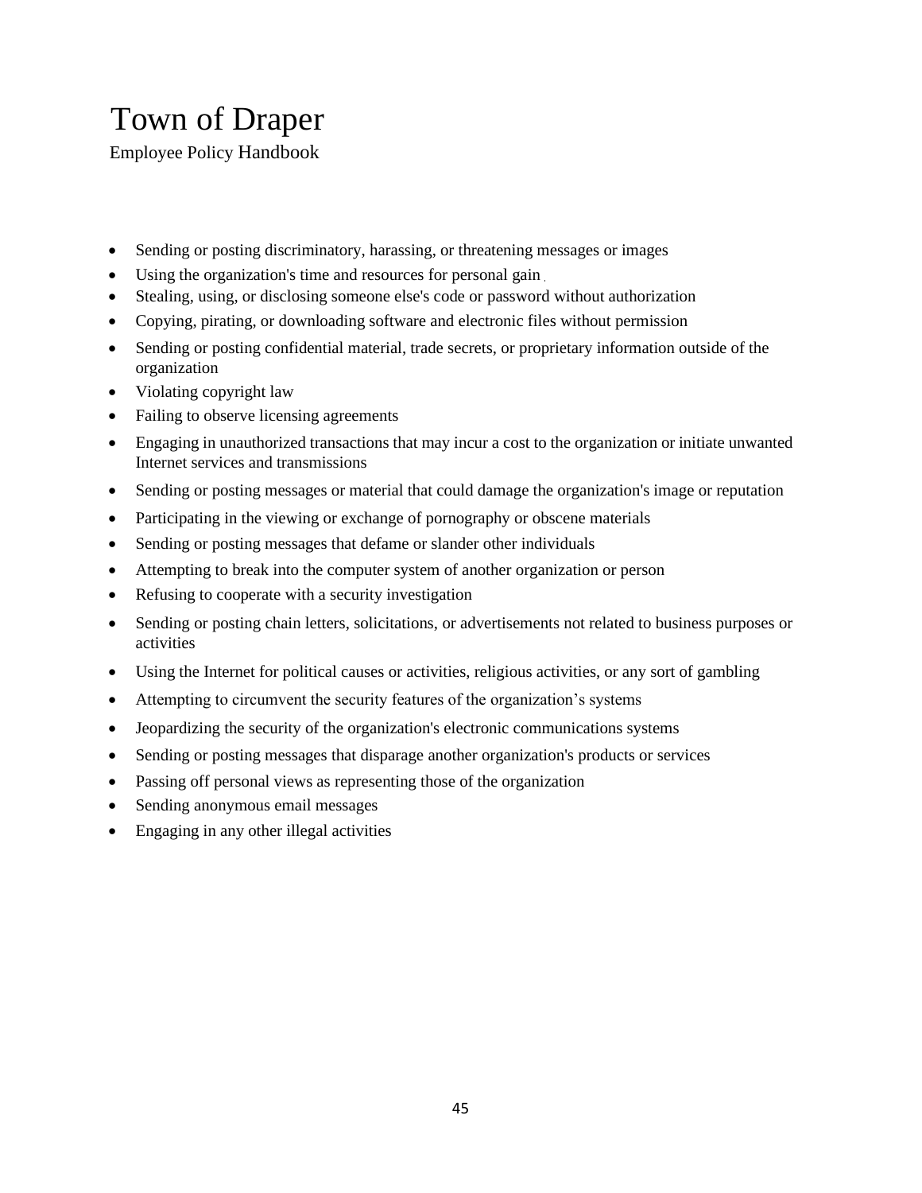- Sending or posting discriminatory, harassing, or threatening messages or images
- Using the organization's time and resources for personal gain
- Stealing, using, or disclosing someone else's code or password without authorization
- Copying, pirating, or downloading software and electronic files without permission
- Sending or posting confidential material, trade secrets, or proprietary information outside of the organization
- Violating copyright law
- Failing to observe licensing agreements
- Engaging in unauthorized transactions that may incur a cost to the organization or initiate unwanted Internet services and transmissions
- Sending or posting messages or material that could damage the organization's image or reputation
- Participating in the viewing or exchange of pornography or obscene materials
- Sending or posting messages that defame or slander other individuals
- Attempting to break into the computer system of another organization or person
- Refusing to cooperate with a security investigation
- Sending or posting chain letters, solicitations, or advertisements not related to business purposes or activities
- Using the Internet for political causes or activities, religious activities, or any sort of gambling
- Attempting to circumvent the security features of the organization's systems
- Jeopardizing the security of the organization's electronic communications systems
- Sending or posting messages that disparage another organization's products or services
- Passing off personal views as representing those of the organization
- Sending anonymous email messages
- Engaging in any other illegal activities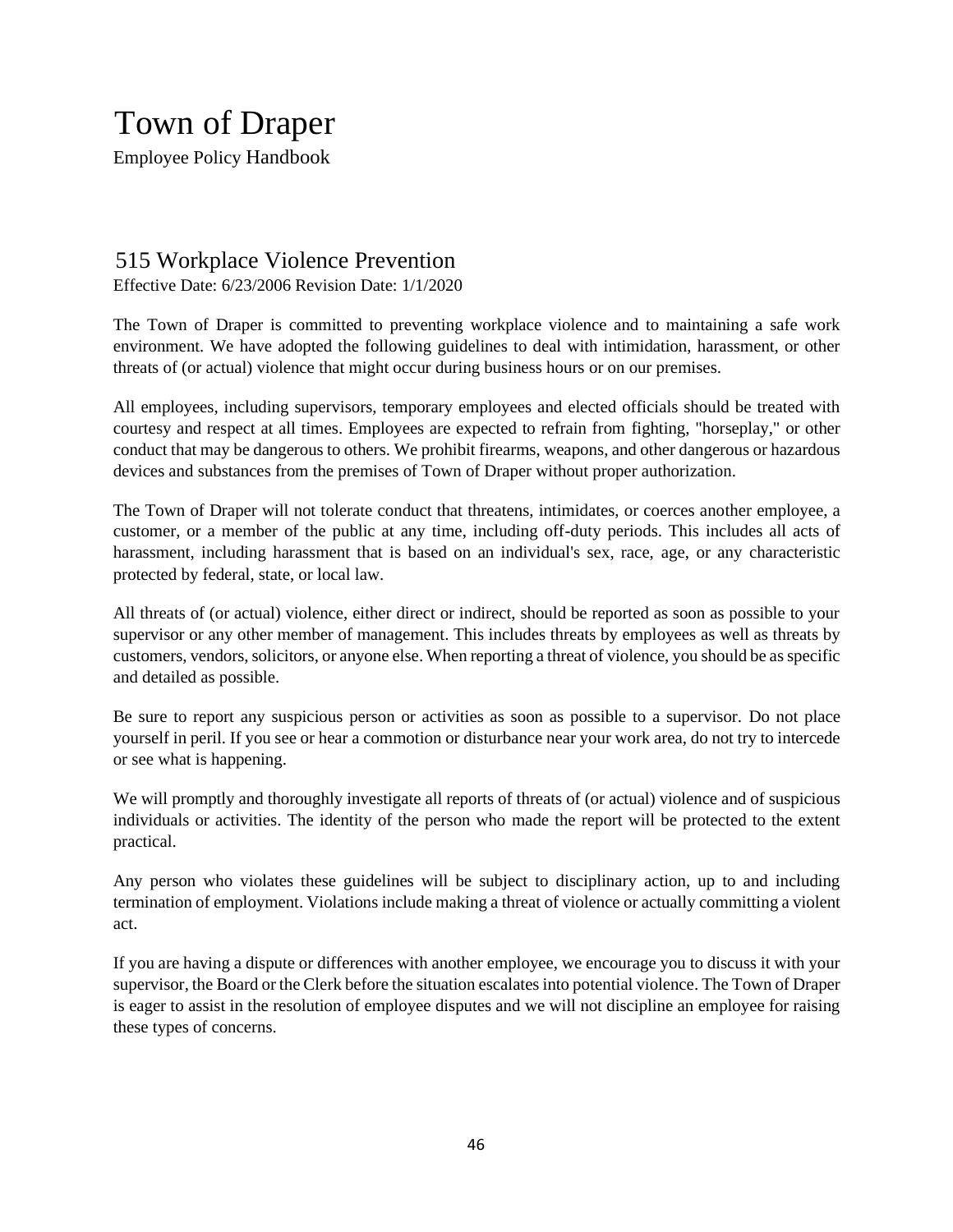# Town of Draper

Employee Policy Handbook

## 515 Workplace Violence Prevention

Effective Date: 6/23/2006 Revision Date: 1/1/2020

The Town of Draper is committed to preventing workplace violence and to maintaining a safe work environment. We have adopted the following guidelines to deal with intimidation, harassment, or other threats of (or actual) violence that might occur during business hours or on our premises.

All employees, including supervisors, temporary employees and elected officials should be treated with courtesy and respect at all times. Employees are expected to refrain from fighting, "horseplay," or other conduct that may be dangerous to others. We prohibit firearms, weapons, and other dangerous or hazardous devices and substances from the premises of Town of Draper without proper authorization.

The Town of Draper will not tolerate conduct that threatens, intimidates, or coerces another employee, a customer, or a member of the public at any time, including off-duty periods. This includes all acts of harassment, including harassment that is based on an individual's sex, race, age, or any characteristic protected by federal, state, or local law.

All threats of (or actual) violence, either direct or indirect, should be reported as soon as possible to your supervisor or any other member of management. This includes threats by employees as well as threats by customers, vendors, solicitors, or anyone else. When reporting a threat of violence, you should be as specific and detailed as possible.

Be sure to report any suspicious person or activities as soon as possible to a supervisor. Do not place yourself in peril. If you see or hear a commotion or disturbance near your work area, do not try to intercede or see what is happening.

We will promptly and thoroughly investigate all reports of threats of (or actual) violence and of suspicious individuals or activities. The identity of the person who made the report will be protected to the extent practical.

Any person who violates these guidelines will be subject to disciplinary action, up to and including termination of employment. Violations include making a threat of violence or actually committing a violent act.

If you are having a dispute or differences with another employee, we encourage you to discuss it with your supervisor, the Board or the Clerk before the situation escalates into potential violence. The Town of Draper is eager to assist in the resolution of employee disputes and we will not discipline an employee for raising these types of concerns.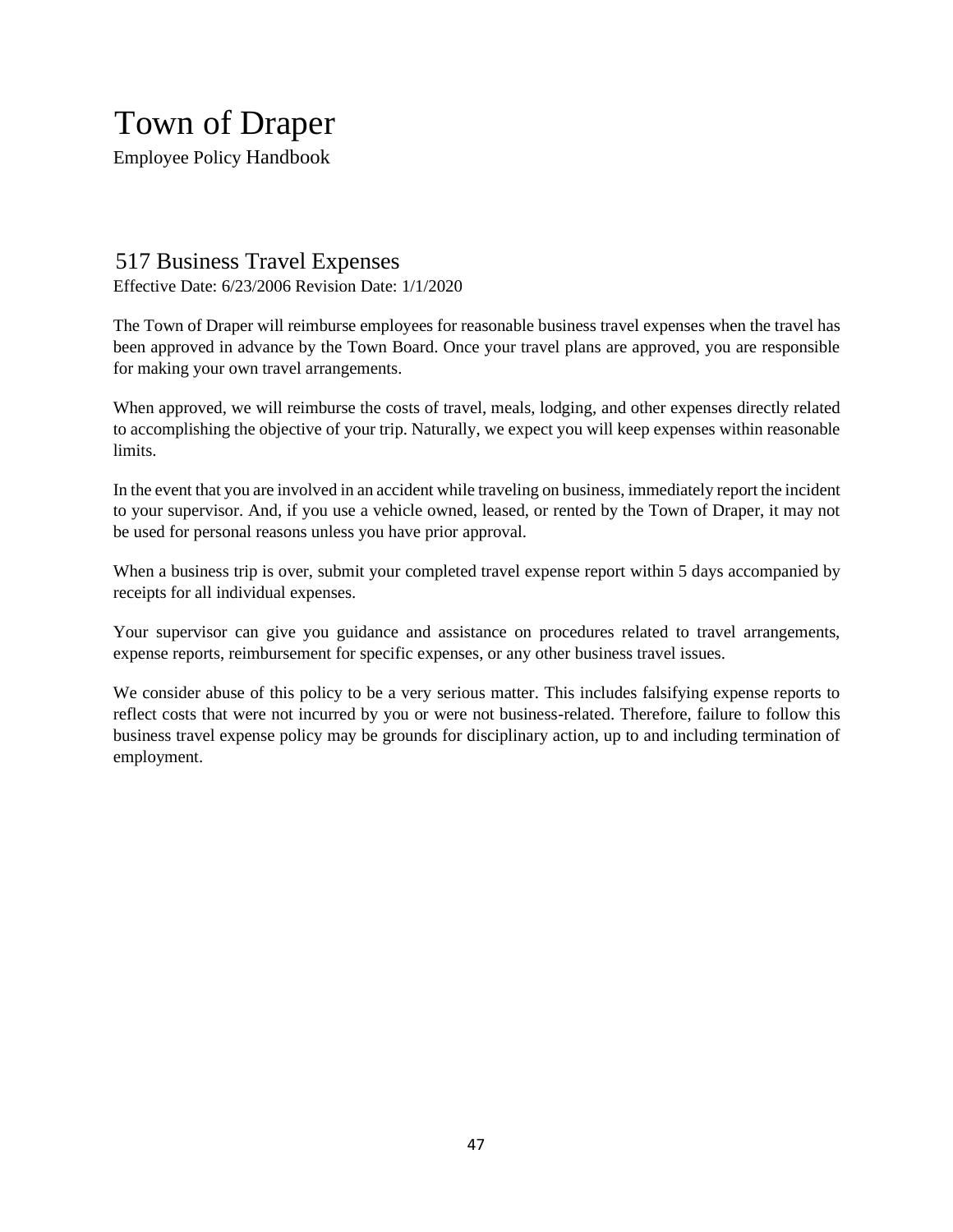# Town of Draper

Employee Policy Handbook

## 517 Business Travel Expenses

Effective Date: 6/23/2006 Revision Date: 1/1/2020

The Town of Draper will reimburse employees for reasonable business travel expenses when the travel has been approved in advance by the Town Board. Once your travel plans are approved, you are responsible for making your own travel arrangements.

When approved, we will reimburse the costs of travel, meals, lodging, and other expenses directly related to accomplishing the objective of your trip. Naturally, we expect you will keep expenses within reasonable limits.

In the event that you are involved in an accident while traveling on business, immediately report the incident to your supervisor. And, if you use a vehicle owned, leased, or rented by the Town of Draper, it may not be used for personal reasons unless you have prior approval.

When a business trip is over, submit your completed travel expense report within 5 days accompanied by receipts for all individual expenses.

Your supervisor can give you guidance and assistance on procedures related to travel arrangements, expense reports, reimbursement for specific expenses, or any other business travel issues.

We consider abuse of this policy to be a very serious matter. This includes falsifying expense reports to reflect costs that were not incurred by you or were not business-related. Therefore, failure to follow this business travel expense policy may be grounds for disciplinary action, up to and including termination of employment.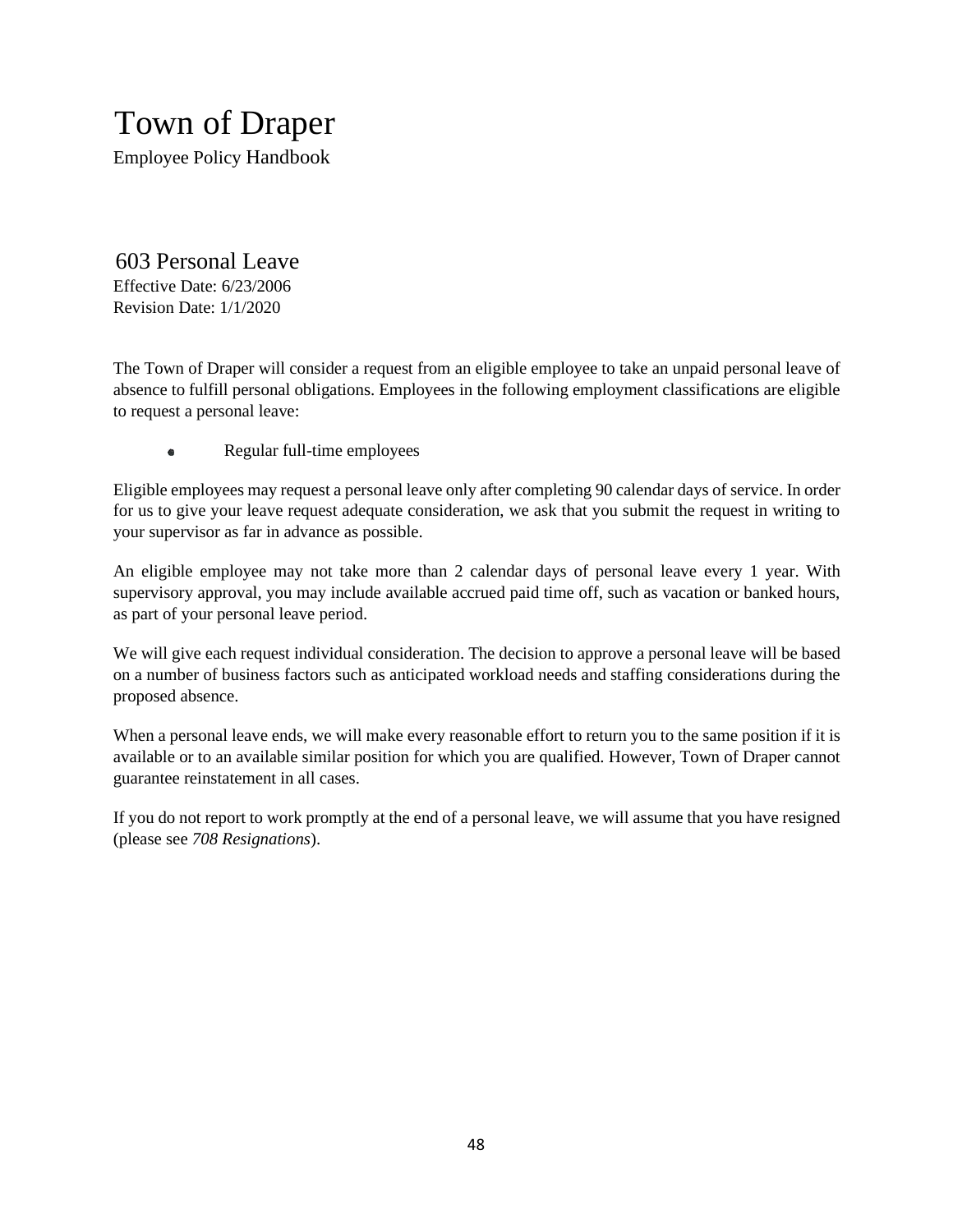# Town of Draper

Employee Policy Handbook

## 603 Personal Leave

Effective Date: 6/23/2006
Revision Date: 1/1/2020

The Town of Draper will consider a request from an eligible employee to take an unpaid personal leave of absence to fulfill personal obligations. Employees in the following employment classifications are eligible to request a personal leave:

- Regular full-time employees

Eligible employees may request a personal leave only after completing 90 calendar days of service. In order for us to give your leave request adequate consideration, we ask that you submit the request in writing to your supervisor as far in advance as possible.

An eligible employee may not take more than 2 calendar days of personal leave every 1 year. With supervisory approval, you may include available accrued paid time off, such as vacation or banked hours, as part of your personal leave period.

We will give each request individual consideration. The decision to approve a personal leave will be based on a number of business factors such as anticipated workload needs and staffing considerations during the proposed absence.

When a personal leave ends, we will make every reasonable effort to return you to the same position if it is available or to an available similar position for which you are qualified. However, Town of Draper cannot guarantee reinstatement in all cases.

If you do not report to work promptly at the end of a personal leave, we will assume that you have resigned (please see *708 Resignations*).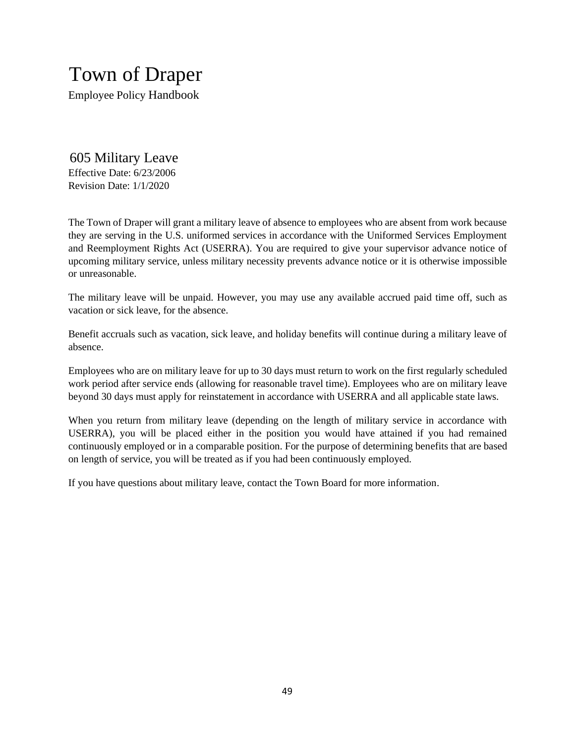# Town of Draper

Employee Policy Handbook

## 605 Military Leave

Effective Date: 6/23/2006
Revision Date: 1/1/2020

The Town of Draper will grant a military leave of absence to employees who are absent from work because they are serving in the U.S. uniformed services in accordance with the Uniformed Services Employment and Reemployment Rights Act (USERRA). You are required to give your supervisor advance notice of upcoming military service, unless military necessity prevents advance notice or it is otherwise impossible or unreasonable.

The military leave will be unpaid. However, you may use any available accrued paid time off, such as vacation or sick leave, for the absence.

Benefit accruals such as vacation, sick leave, and holiday benefits will continue during a military leave of absence.

Employees who are on military leave for up to 30 days must return to work on the first regularly scheduled work period after service ends (allowing for reasonable travel time). Employees who are on military leave beyond 30 days must apply for reinstatement in accordance with USERRA and all applicable state laws.

When you return from military leave (depending on the length of military service in accordance with USERRA), you will be placed either in the position you would have attained if you had remained continuously employed or in a comparable position. For the purpose of determining benefits that are based on length of service, you will be treated as if you had been continuously employed.

If you have questions about military leave, contact the Town Board for more information.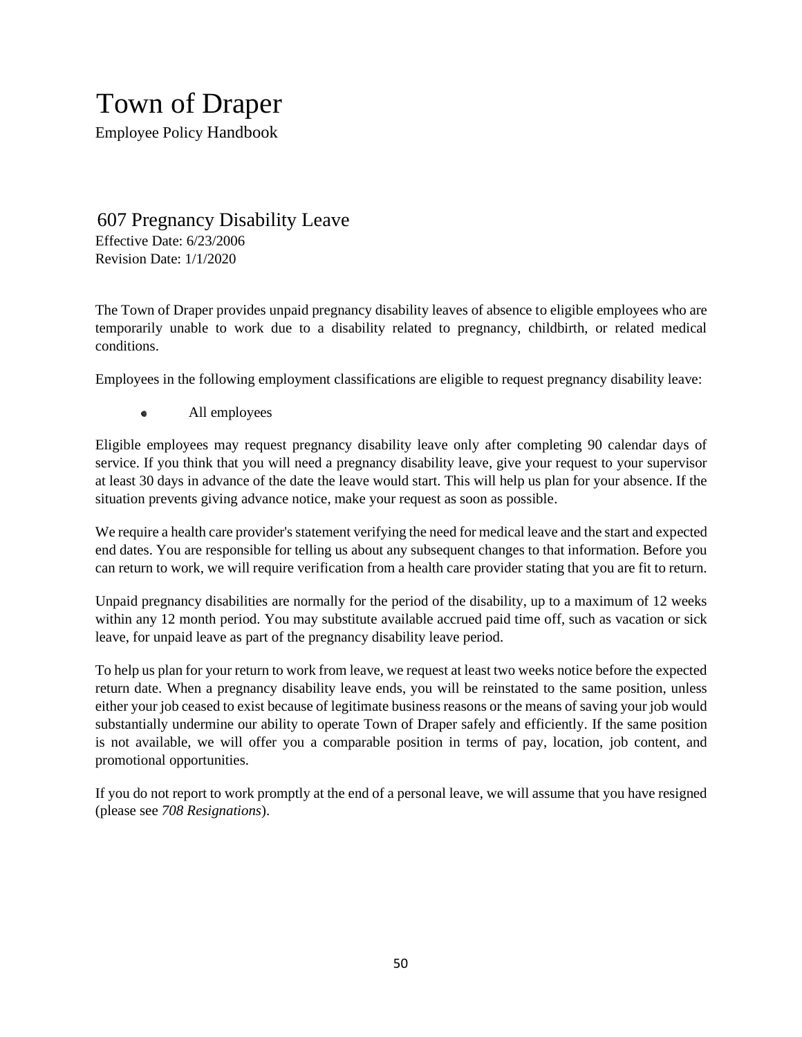# Town of Draper

Employee Policy Handbook

## 607 Pregnancy Disability Leave

Effective Date: 6/23/2006
Revision Date: 1/1/2020

The Town of Draper provides unpaid pregnancy disability leaves of absence to eligible employees who are temporarily unable to work due to a disability related to pregnancy, childbirth, or related medical conditions.

Employees in the following employment classifications are eligible to request pregnancy disability leave:

- All employees

Eligible employees may request pregnancy disability leave only after completing 90 calendar days of service. If you think that you will need a pregnancy disability leave, give your request to your supervisor at least 30 days in advance of the date the leave would start. This will help us plan for your absence. If the situation prevents giving advance notice, make your request as soon as possible.

We require a health care provider's statement verifying the need for medical leave and the start and expected end dates. You are responsible for telling us about any subsequent changes to that information. Before you can return to work, we will require verification from a health care provider stating that you are fit to return.

Unpaid pregnancy disabilities are normally for the period of the disability, up to a maximum of 12 weeks within any 12 month period. You may substitute available accrued paid time off, such as vacation or sick leave, for unpaid leave as part of the pregnancy disability leave period.

To help us plan for your return to work from leave, we request at least two weeks notice before the expected return date. When a pregnancy disability leave ends, you will be reinstated to the same position, unless either your job ceased to exist because of legitimate business reasons or the means of saving your job would substantially undermine our ability to operate Town of Draper safely and efficiently. If the same position is not available, we will offer you a comparable position in terms of pay, location, job content, and promotional opportunities.

If you do not report to work promptly at the end of a personal leave, we will assume that you have resigned (please see *708 Resignations*).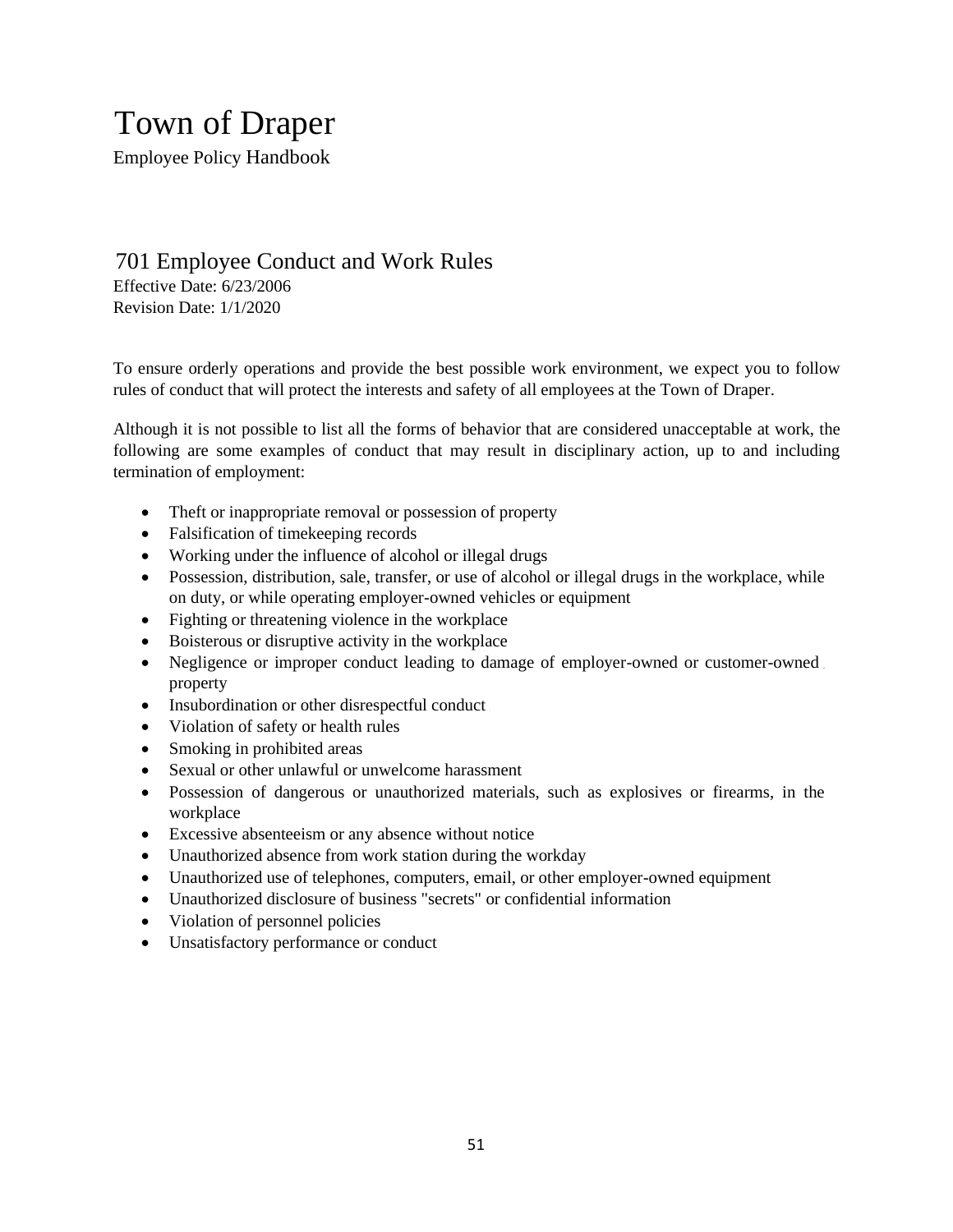# Town of Draper

Employee Policy Handbook

## 701 Employee Conduct and Work Rules

Effective Date: 6/23/2006
Revision Date: 1/1/2020

To ensure orderly operations and provide the best possible work environment, we expect you to follow rules of conduct that will protect the interests and safety of all employees at the Town of Draper.

Although it is not possible to list all the forms of behavior that are considered unacceptable at work, the following are some examples of conduct that may result in disciplinary action, up to and including termination of employment:

- Theft or inappropriate removal or possession of property
- Falsification of timekeeping records
- Working under the influence of alcohol or illegal drugs
- Possession, distribution, sale, transfer, or use of alcohol or illegal drugs in the workplace, while on duty, or while operating employer-owned vehicles or equipment
- Fighting or threatening violence in the workplace
- Boisterous or disruptive activity in the workplace
- Negligence or improper conduct leading to damage of employer-owned or customer-owned property
- Insubordination or other disrespectful conduct
- Violation of safety or health rules
- Smoking in prohibited areas
- Sexual or other unlawful or unwelcome harassment
- Possession of dangerous or unauthorized materials, such as explosives or firearms, in the workplace
- Excessive absenteeism or any absence without notice
- Unauthorized absence from work station during the workday
- Unauthorized use of telephones, computers, email, or other employer-owned equipment
- Unauthorized disclosure of business "secrets" or confidential information
- Violation of personnel policies
- Unsatisfactory performance or conduct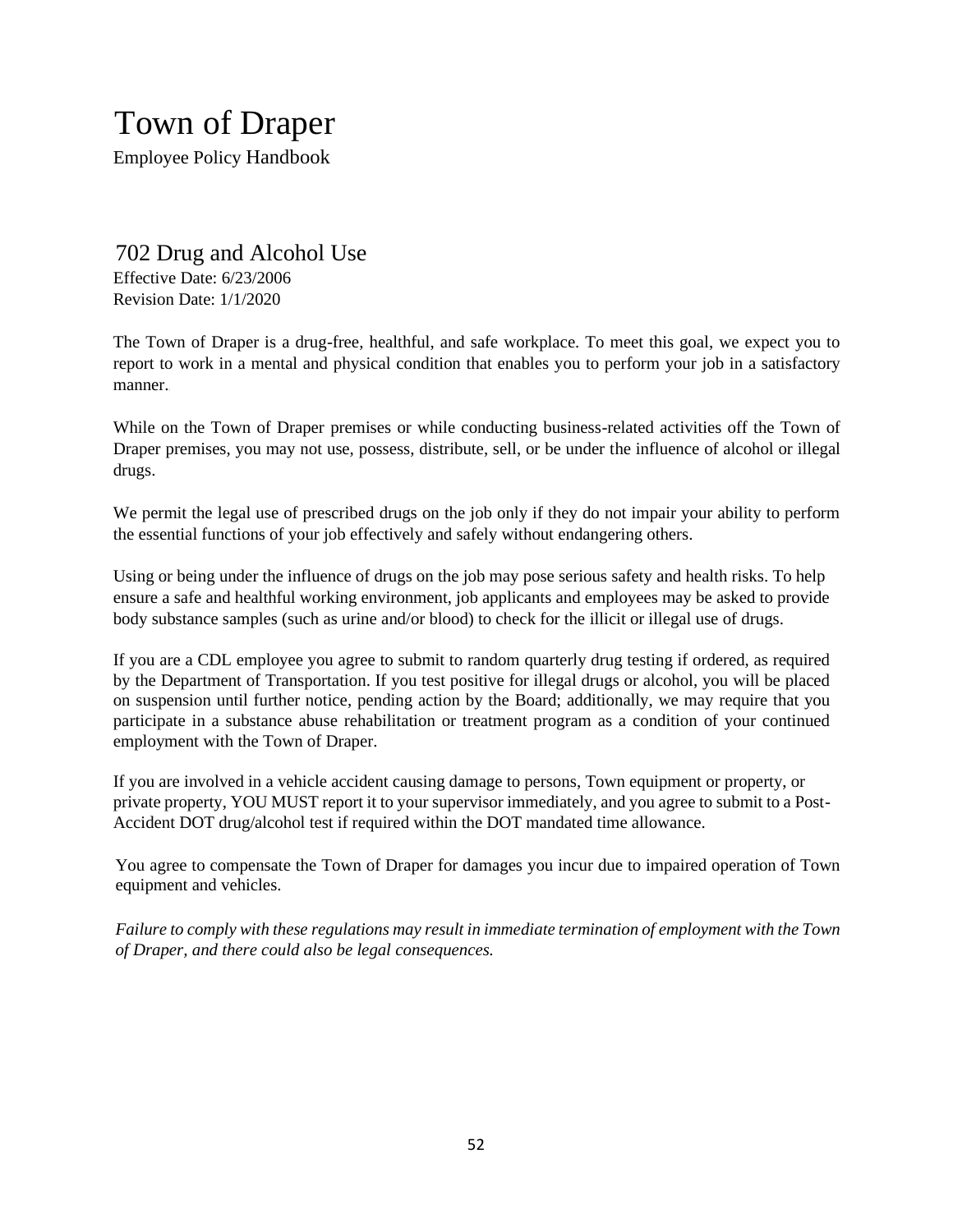# Town of Draper

Employee Policy Handbook

## 702 Drug and Alcohol Use

Effective Date: 6/23/2006
Revision Date: 1/1/2020

The Town of Draper is a drug-free, healthful, and safe workplace. To meet this goal, we expect you to report to work in a mental and physical condition that enables you to perform your job in a satisfactory manner.

While on the Town of Draper premises or while conducting business-related activities off the Town of Draper premises, you may not use, possess, distribute, sell, or be under the influence of alcohol or illegal drugs.

We permit the legal use of prescribed drugs on the job only if they do not impair your ability to perform the essential functions of your job effectively and safely without endangering others.

Using or being under the influence of drugs on the job may pose serious safety and health risks. To help ensure a safe and healthful working environment, job applicants and employees may be asked to provide body substance samples (such as urine and/or blood) to check for the illicit or illegal use of drugs.

If you are a CDL employee you agree to submit to random quarterly drug testing if ordered, as required by the Department of Transportation. If you test positive for illegal drugs or alcohol, you will be placed on suspension until further notice, pending action by the Board; additionally, we may require that you participate in a substance abuse rehabilitation or treatment program as a condition of your continued employment with the Town of Draper.

If you are involved in a vehicle accident causing damage to persons, Town equipment or property, or private property, YOU MUST report it to your supervisor immediately, and you agree to submit to a Post-Accident DOT drug/alcohol test if required within the DOT mandated time allowance.

You agree to compensate the Town of Draper for damages you incur due to impaired operation of Town equipment and vehicles.

*Failure to comply with these regulations may result in immediate termination of employment with the Town of Draper, and there could also be legal consequences.*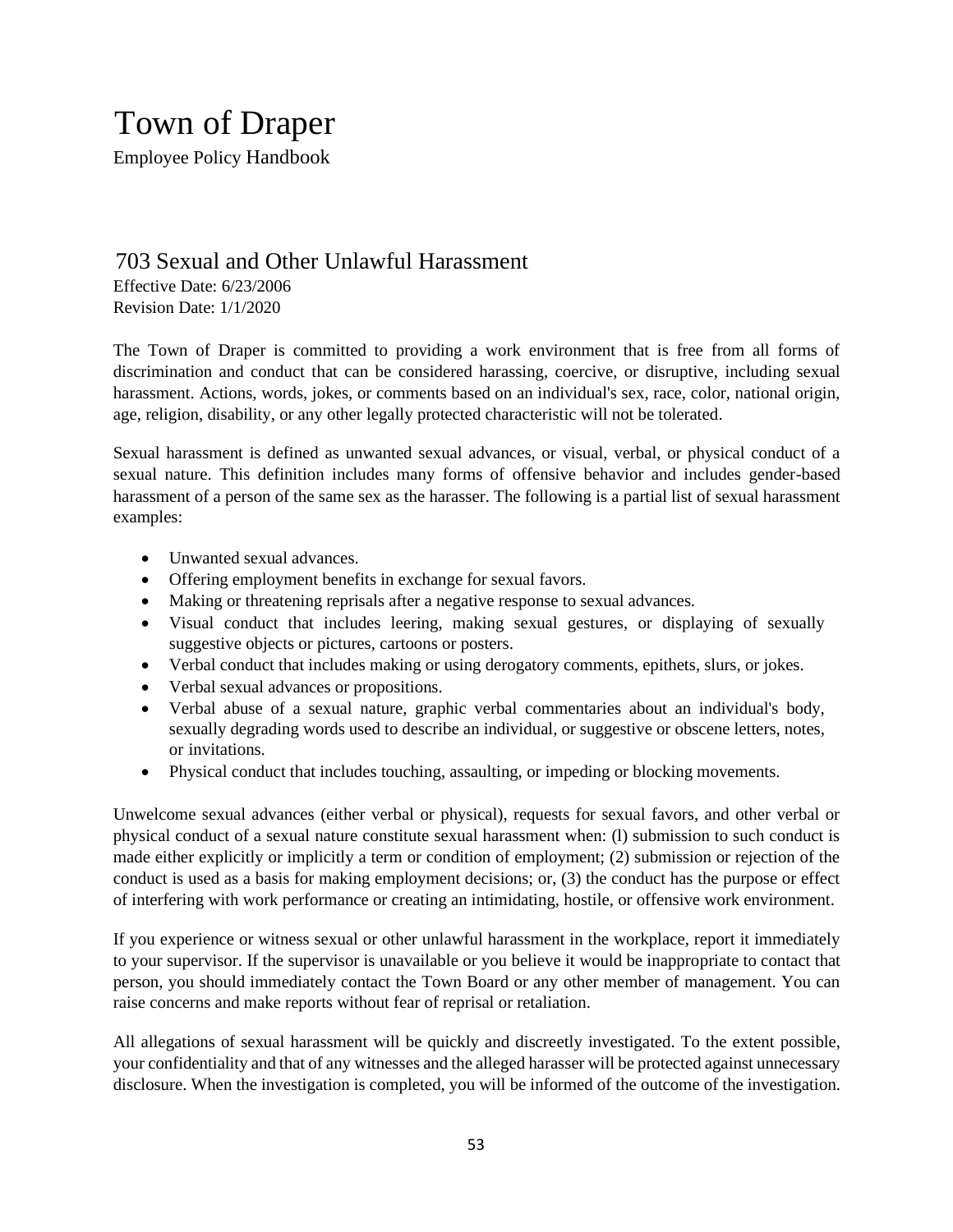# Town of Draper

Employee Policy Handbook

## 703 Sexual and Other Unlawful Harassment

Effective Date: 6/23/2006
Revision Date: 1/1/2020

The Town of Draper is committed to providing a work environment that is free from all forms of discrimination and conduct that can be considered harassing, coercive, or disruptive, including sexual harassment. Actions, words, jokes, or comments based on an individual's sex, race, color, national origin, age, religion, disability, or any other legally protected characteristic will not be tolerated.

Sexual harassment is defined as unwanted sexual advances, or visual, verbal, or physical conduct of a sexual nature. This definition includes many forms of offensive behavior and includes gender-based harassment of a person of the same sex as the harasser. The following is a partial list of sexual harassment examples:

- Unwanted sexual advances.
- Offering employment benefits in exchange for sexual favors.
- Making or threatening reprisals after a negative response to sexual advances.
- Visual conduct that includes leering, making sexual gestures, or displaying of sexually suggestive objects or pictures, cartoons or posters.
- Verbal conduct that includes making or using derogatory comments, epithets, slurs, or jokes.
- Verbal sexual advances or propositions.
- Verbal abuse of a sexual nature, graphic verbal commentaries about an individual's body, sexually degrading words used to describe an individual, or suggestive or obscene letters, notes, or invitations.
- Physical conduct that includes touching, assaulting, or impeding or blocking movements.

Unwelcome sexual advances (either verbal or physical), requests for sexual favors, and other verbal or physical conduct of a sexual nature constitute sexual harassment when: (l) submission to such conduct is made either explicitly or implicitly a term or condition of employment; (2) submission or rejection of the conduct is used as a basis for making employment decisions; or, (3) the conduct has the purpose or effect of interfering with work performance or creating an intimidating, hostile, or offensive work environment.

If you experience or witness sexual or other unlawful harassment in the workplace, report it immediately to your supervisor. If the supervisor is unavailable or you believe it would be inappropriate to contact that person, you should immediately contact the Town Board or any other member of management. You can raise concerns and make reports without fear of reprisal or retaliation.

All allegations of sexual harassment will be quickly and discreetly investigated. To the extent possible, your confidentiality and that of any witnesses and the alleged harasser will be protected against unnecessary disclosure. When the investigation is completed, you will be informed of the outcome of the investigation.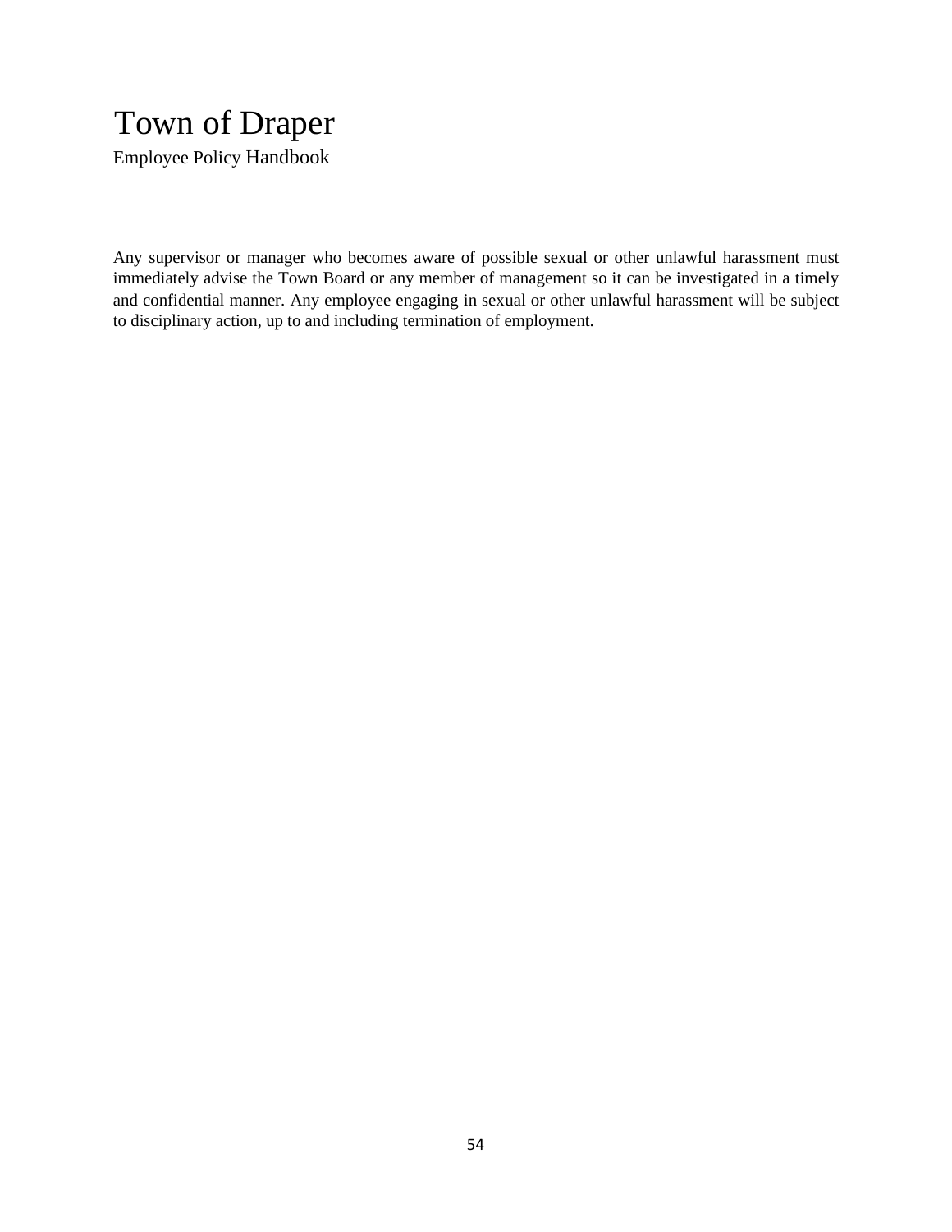Any supervisor or manager who becomes aware of possible sexual or other unlawful harassment must immediately advise the Town Board or any member of management so it can be investigated in a timely and confidential manner. Any employee engaging in sexual or other unlawful harassment will be subject to disciplinary action, up to and including termination of employment.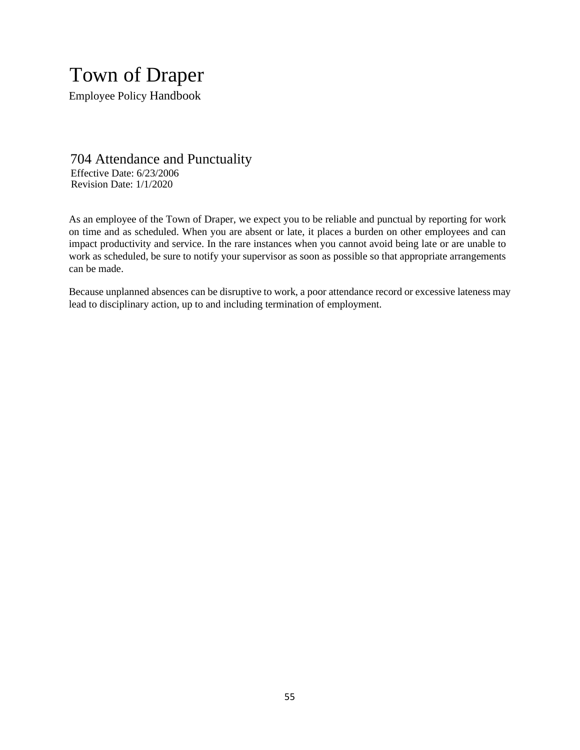# Town of Draper

Employee Policy Handbook

## 704 Attendance and Punctuality

Effective Date: 6/23/2006
Revision Date: 1/1/2020

As an employee of the Town of Draper, we expect you to be reliable and punctual by reporting for work on time and as scheduled. When you are absent or late, it places a burden on other employees and can impact productivity and service. In the rare instances when you cannot avoid being late or are unable to work as scheduled, be sure to notify your supervisor as soon as possible so that appropriate arrangements can be made.

Because unplanned absences can be disruptive to work, a poor attendance record or excessive lateness may lead to disciplinary action, up to and including termination of employment.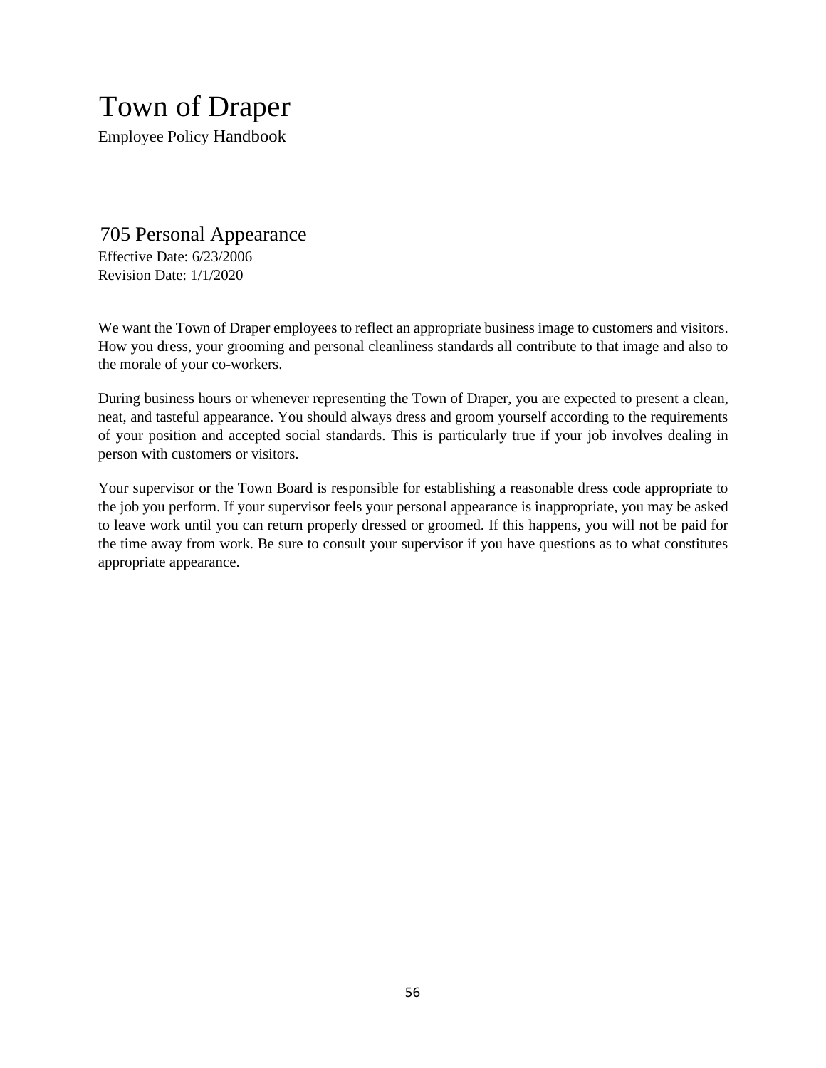# Town of Draper

Employee Policy Handbook

## 705 Personal Appearance

Effective Date: 6/23/2006
Revision Date: 1/1/2020

We want the Town of Draper employees to reflect an appropriate business image to customers and visitors. How you dress, your grooming and personal cleanliness standards all contribute to that image and also to the morale of your co-workers.

During business hours or whenever representing the Town of Draper, you are expected to present a clean, neat, and tasteful appearance. You should always dress and groom yourself according to the requirements of your position and accepted social standards. This is particularly true if your job involves dealing in person with customers or visitors.

Your supervisor or the Town Board is responsible for establishing a reasonable dress code appropriate to the job you perform. If your supervisor feels your personal appearance is inappropriate, you may be asked to leave work until you can return properly dressed or groomed. If this happens, you will not be paid for the time away from work. Be sure to consult your supervisor if you have questions as to what constitutes appropriate appearance.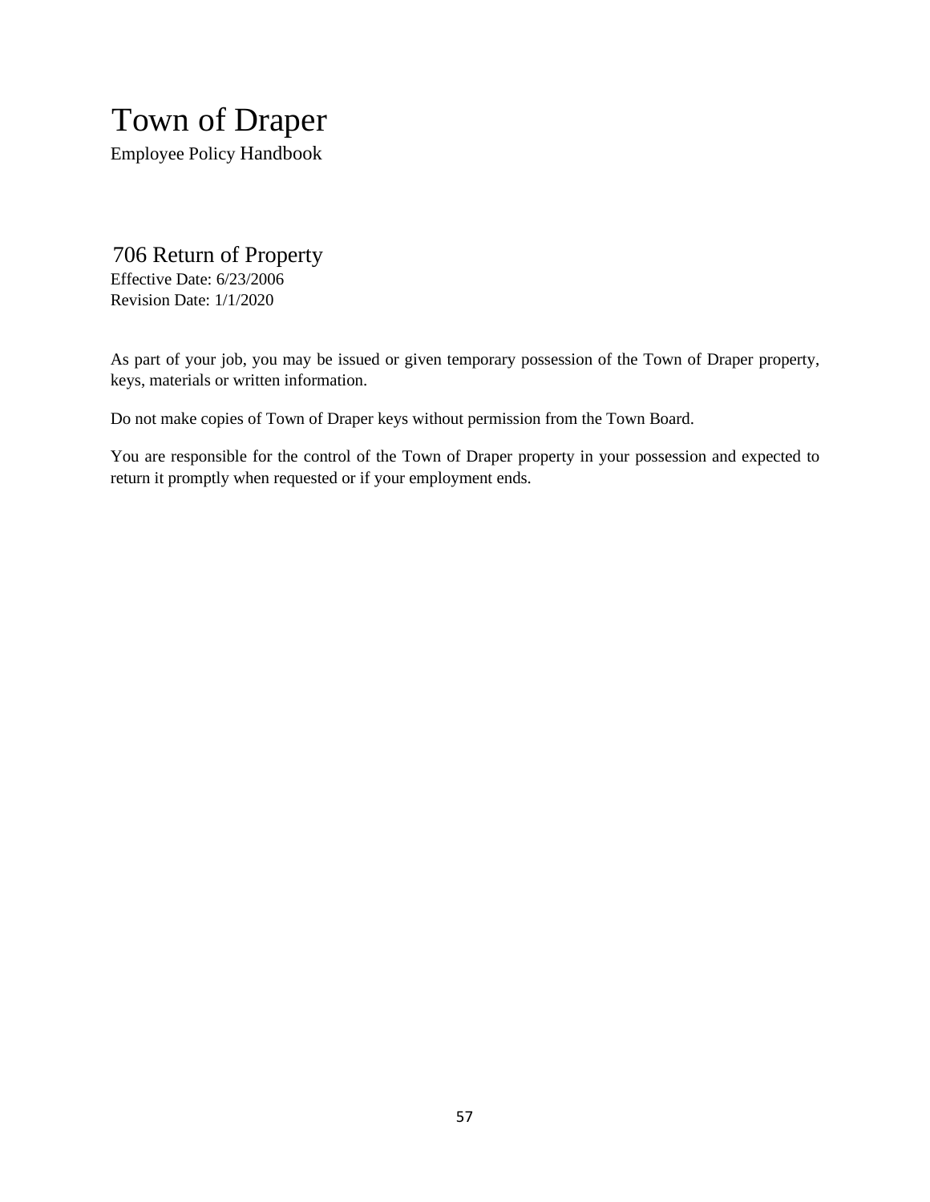# Town of Draper

Employee Policy Handbook

## 706 Return of Property

Effective Date: 6/23/2006
Revision Date: 1/1/2020

As part of your job, you may be issued or given temporary possession of the Town of Draper property, keys, materials or written information.

Do not make copies of Town of Draper keys without permission from the Town Board.

You are responsible for the control of the Town of Draper property in your possession and expected to return it promptly when requested or if your employment ends.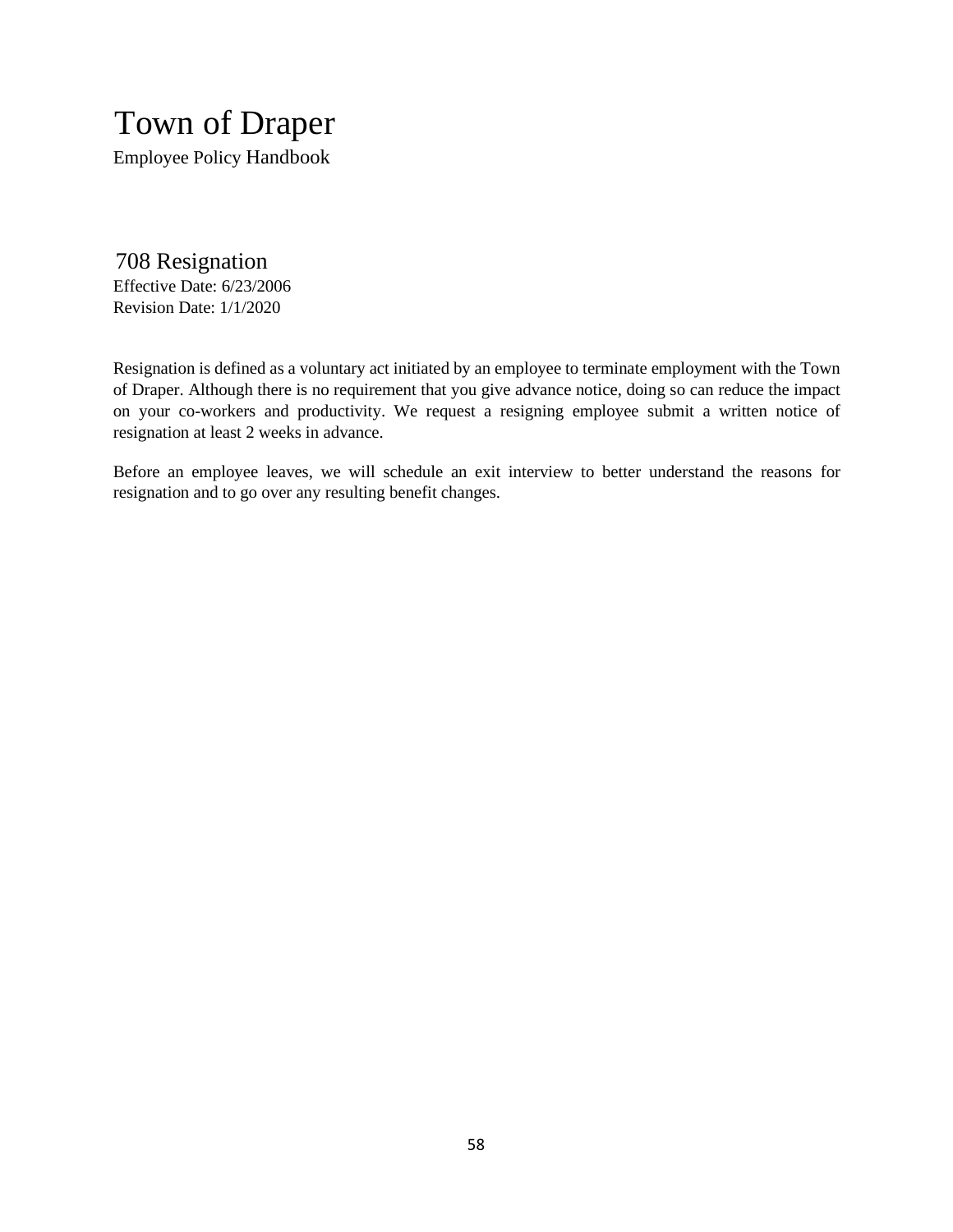# Town of Draper

Employee Policy Handbook

## 708 Resignation

Effective Date: 6/23/2006
Revision Date: 1/1/2020

Resignation is defined as a voluntary act initiated by an employee to terminate employment with the Town of Draper. Although there is no requirement that you give advance notice, doing so can reduce the impact on your co-workers and productivity. We request a resigning employee submit a written notice of resignation at least 2 weeks in advance.

Before an employee leaves, we will schedule an exit interview to better understand the reasons for resignation and to go over any resulting benefit changes.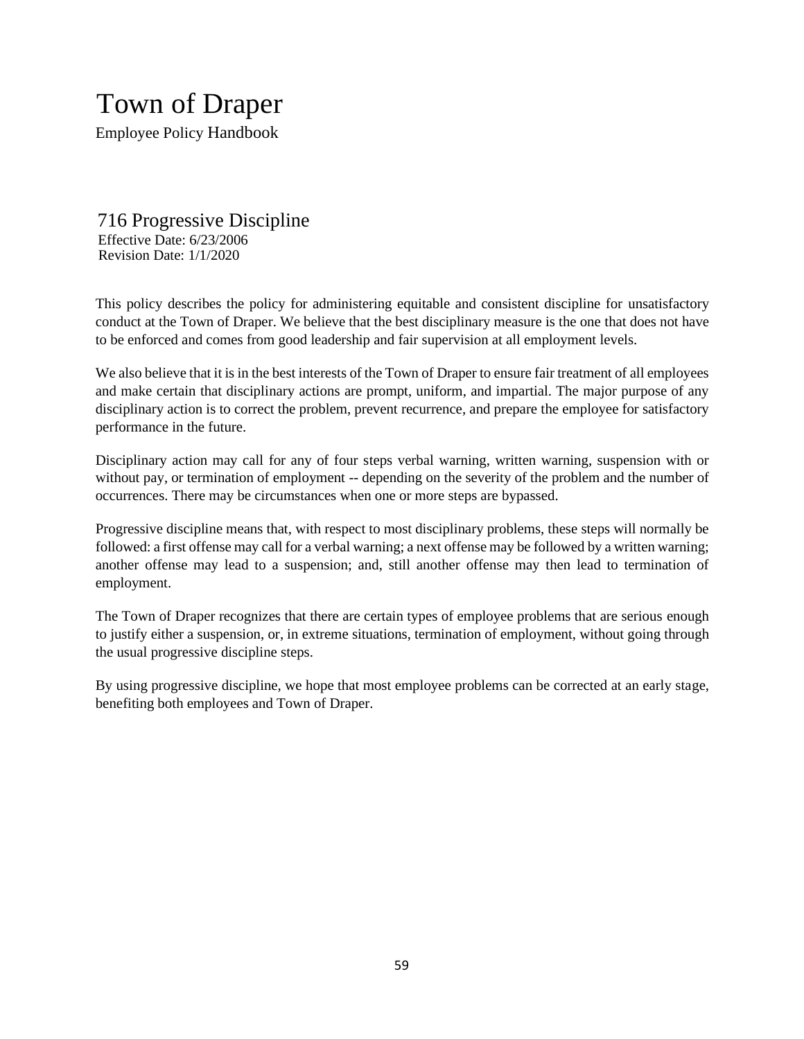# Town of Draper

Employee Policy Handbook

## 716 Progressive Discipline

Effective Date: 6/23/2006
Revision Date: 1/1/2020

This policy describes the policy for administering equitable and consistent discipline for unsatisfactory conduct at the Town of Draper. We believe that the best disciplinary measure is the one that does not have to be enforced and comes from good leadership and fair supervision at all employment levels.

We also believe that it is in the best interests of the Town of Draper to ensure fair treatment of all employees and make certain that disciplinary actions are prompt, uniform, and impartial. The major purpose of any disciplinary action is to correct the problem, prevent recurrence, and prepare the employee for satisfactory performance in the future.

Disciplinary action may call for any of four steps verbal warning, written warning, suspension with or without pay, or termination of employment -- depending on the severity of the problem and the number of occurrences. There may be circumstances when one or more steps are bypassed.

Progressive discipline means that, with respect to most disciplinary problems, these steps will normally be followed: a first offense may call for a verbal warning; a next offense may be followed by a written warning; another offense may lead to a suspension; and, still another offense may then lead to termination of employment.

The Town of Draper recognizes that there are certain types of employee problems that are serious enough to justify either a suspension, or, in extreme situations, termination of employment, without going through the usual progressive discipline steps.

By using progressive discipline, we hope that most employee problems can be corrected at an early stage, benefiting both employees and Town of Draper.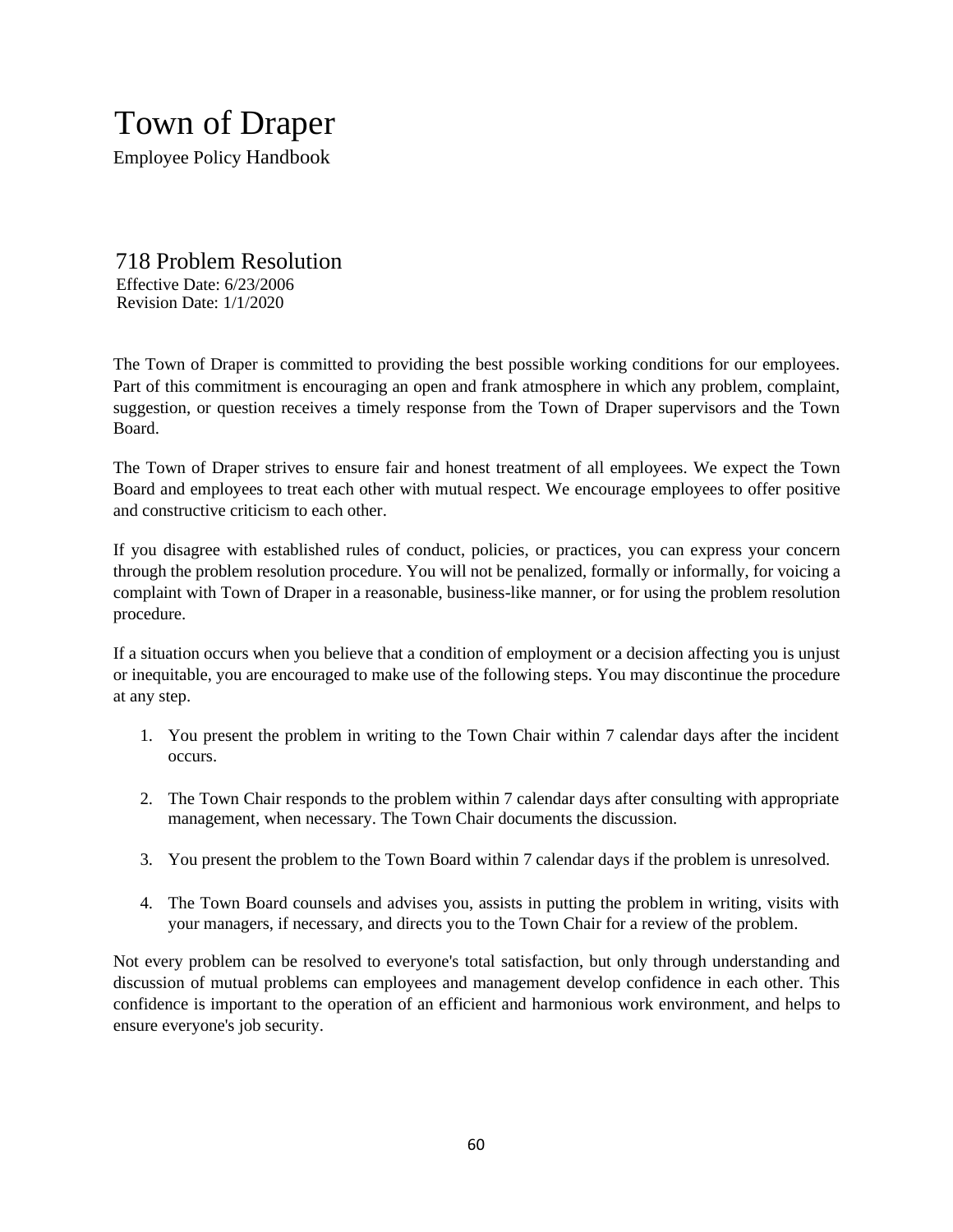# Town of Draper

Employee Policy Handbook

## 718 Problem Resolution

Effective Date: 6/23/2006
Revision Date: 1/1/2020

The Town of Draper is committed to providing the best possible working conditions for our employees. Part of this commitment is encouraging an open and frank atmosphere in which any problem, complaint, suggestion, or question receives a timely response from the Town of Draper supervisors and the Town Board.

The Town of Draper strives to ensure fair and honest treatment of all employees. We expect the Town Board and employees to treat each other with mutual respect. We encourage employees to offer positive and constructive criticism to each other.

If you disagree with established rules of conduct, policies, or practices, you can express your concern through the problem resolution procedure. You will not be penalized, formally or informally, for voicing a complaint with Town of Draper in a reasonable, business-like manner, or for using the problem resolution procedure.

If a situation occurs when you believe that a condition of employment or a decision affecting you is unjust or inequitable, you are encouraged to make use of the following steps. You may discontinue the procedure at any step.

1. You present the problem in writing to the Town Chair within 7 calendar days after the incident occurs.
2. The Town Chair responds to the problem within 7 calendar days after consulting with appropriate management, when necessary. The Town Chair documents the discussion.
3. You present the problem to the Town Board within 7 calendar days if the problem is unresolved.
4. The Town Board counsels and advises you, assists in putting the problem in writing, visits with your managers, if necessary, and directs you to the Town Chair for a review of the problem.

Not every problem can be resolved to everyone's total satisfaction, but only through understanding and discussion of mutual problems can employees and management develop confidence in each other. This confidence is important to the operation of an efficient and harmonious work environment, and helps to ensure everyone's job security.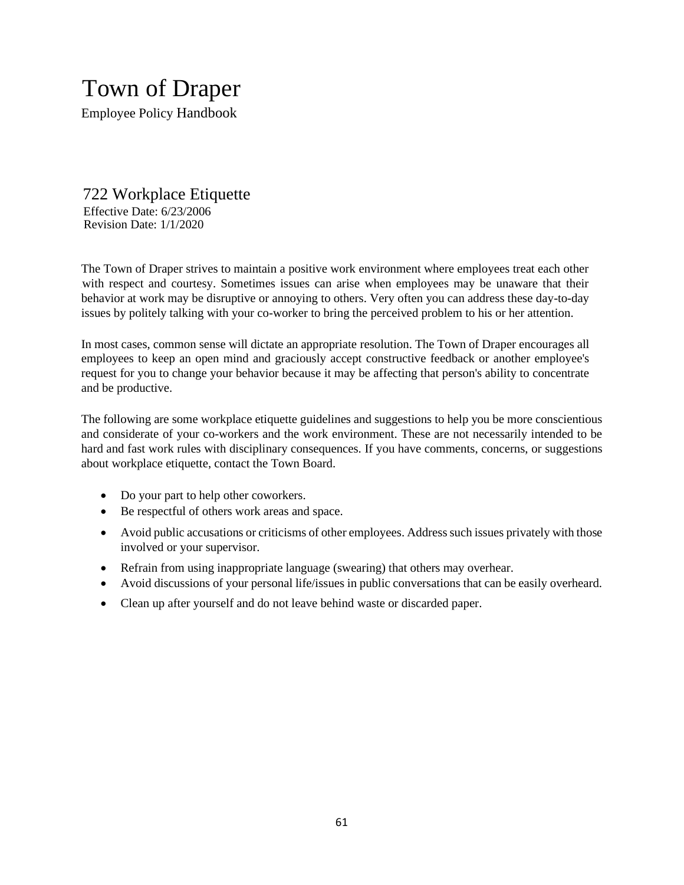# Town of Draper

Employee Policy Handbook

## 722 Workplace Etiquette

Effective Date: 6/23/2006
Revision Date: 1/1/2020

The Town of Draper strives to maintain a positive work environment where employees treat each other with respect and courtesy. Sometimes issues can arise when employees may be unaware that their behavior at work may be disruptive or annoying to others. Very often you can address these day-to-day issues by politely talking with your co-worker to bring the perceived problem to his or her attention.

In most cases, common sense will dictate an appropriate resolution. The Town of Draper encourages all employees to keep an open mind and graciously accept constructive feedback or another employee's request for you to change your behavior because it may be affecting that person's ability to concentrate and be productive.

The following are some workplace etiquette guidelines and suggestions to help you be more conscientious and considerate of your co-workers and the work environment. These are not necessarily intended to be hard and fast work rules with disciplinary consequences. If you have comments, concerns, or suggestions about workplace etiquette, contact the Town Board.

- Do your part to help other coworkers.
- Be respectful of others work areas and space.
- Avoid public accusations or criticisms of other employees. Address such issues privately with those involved or your supervisor.
- Refrain from using inappropriate language (swearing) that others may overhear.
- Avoid discussions of your personal life/issues in public conversations that can be easily overheard.
- Clean up after yourself and do not leave behind waste or discarded paper.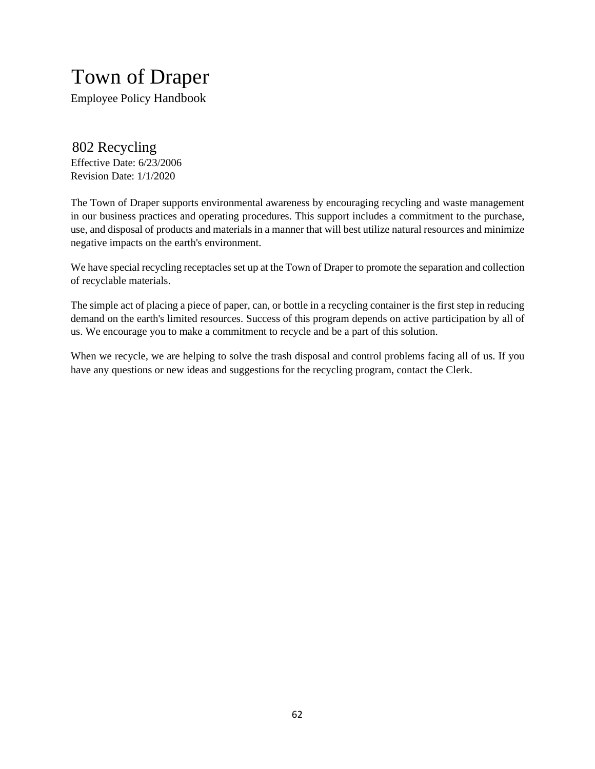# Town of Draper

Employee Policy Handbook

## 802 Recycling

Effective Date: 6/23/2006
Revision Date: 1/1/2020

The Town of Draper supports environmental awareness by encouraging recycling and waste management in our business practices and operating procedures. This support includes a commitment to the purchase, use, and disposal of products and materials in a manner that will best utilize natural resources and minimize negative impacts on the earth's environment.

We have special recycling receptacles set up at the Town of Draper to promote the separation and collection of recyclable materials.

The simple act of placing a piece of paper, can, or bottle in a recycling container is the first step in reducing demand on the earth's limited resources. Success of this program depends on active participation by all of us. We encourage you to make a commitment to recycle and be a part of this solution.

When we recycle, we are helping to solve the trash disposal and control problems facing all of us. If you have any questions or new ideas and suggestions for the recycling program, contact the Clerk.